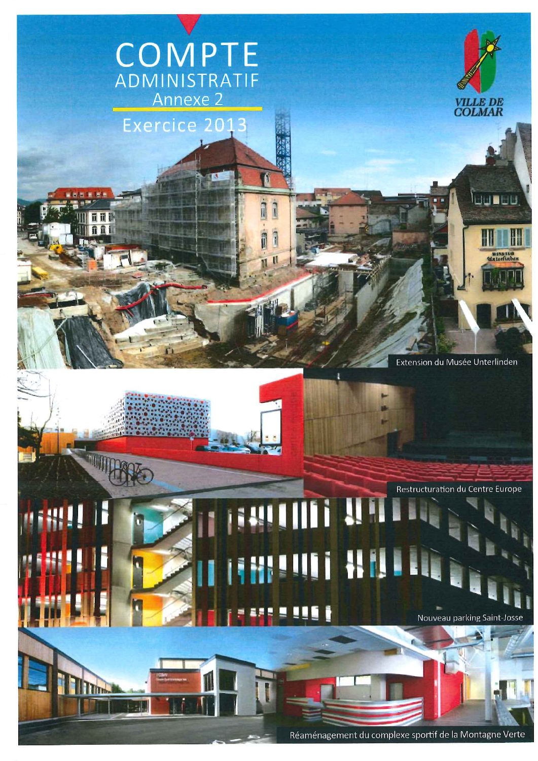# COMPTE ADMINISTRATIF

## Annexe 2

## Exercice 2013

VILLE DE COLMAR

Extension du Musée Unterlinden

Restructuration du Centre Europe

Nouveau parking Saint-Josse

Réaménagement du complexe sportif de la Montagne Verte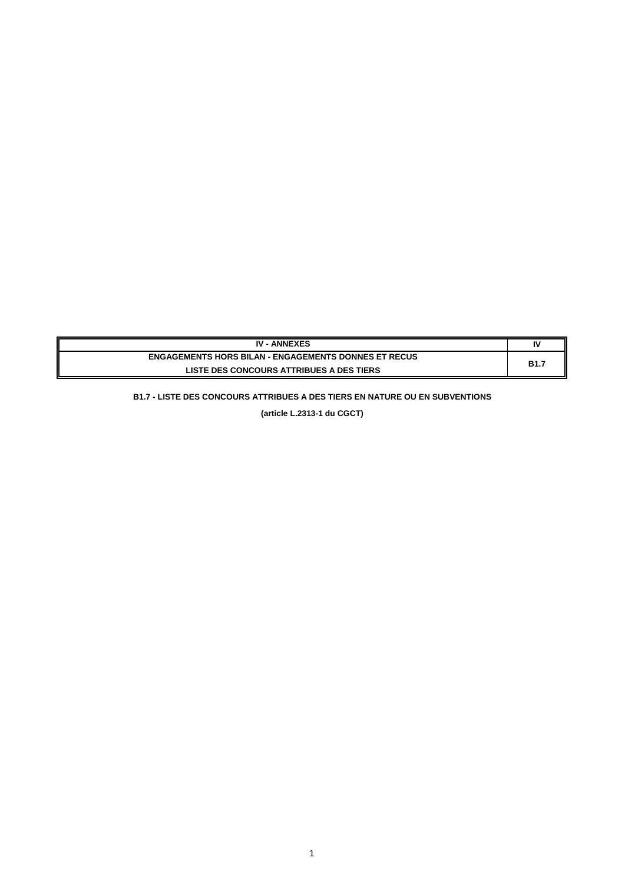| IV - ANNEXES | IV |
| --- | --- |
| ENGAGEMENTS HORS BILAN - ENGAGEMENTS DONNES ET RECUS<br>LISTE DES CONCOURS ATTRIBUES A DES TIERS | B1.7 |

**B1.7 - LISTE DES CONCOURS ATTRIBUES A DES TIERS EN NATURE OU EN SUBVENTIONS**

**(article L.2313-1 du CGCT)**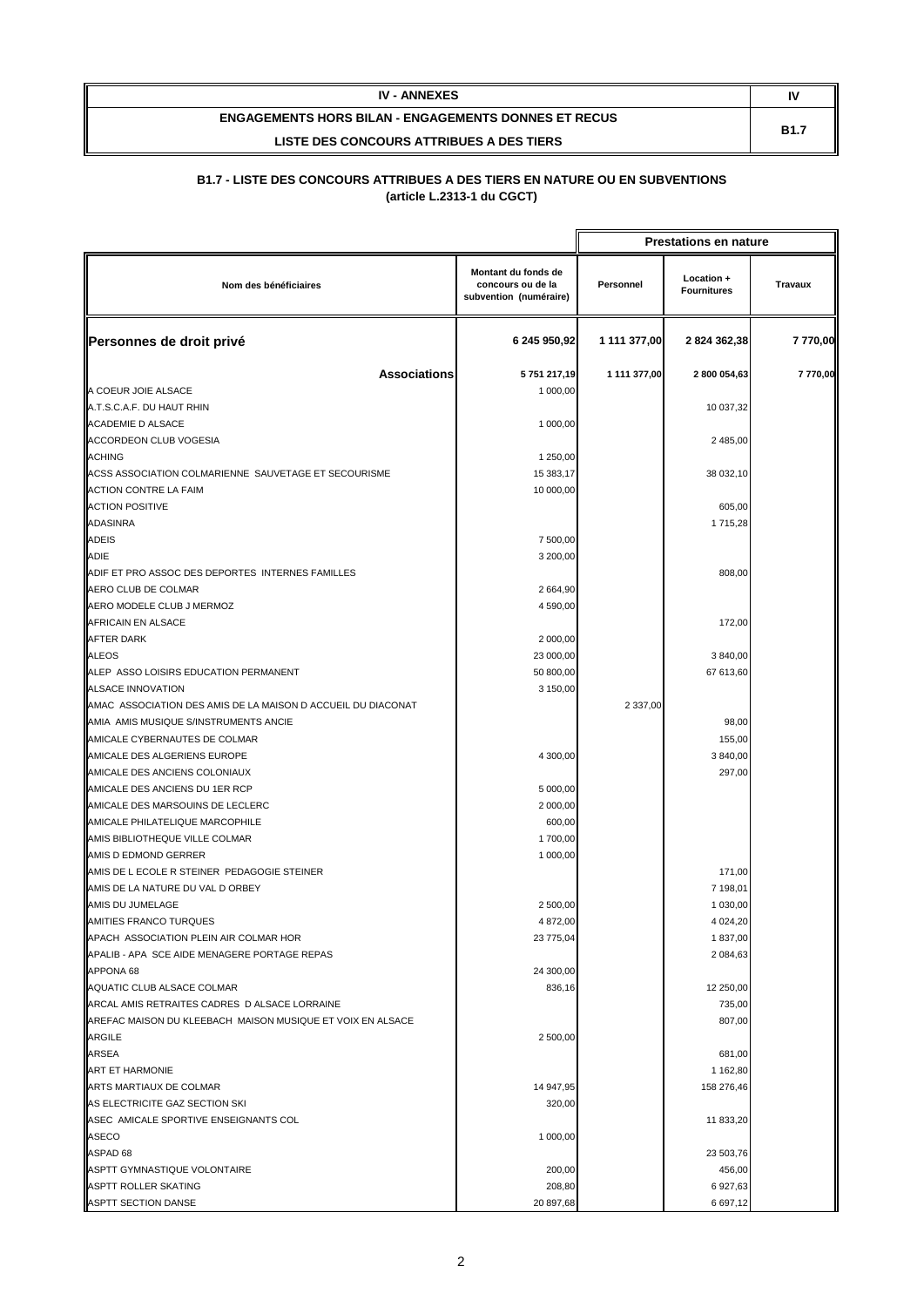| IV - ANNEXES | IV |
|---|---|
| ENGAGEMENTS HORS BILAN - ENGAGEMENTS DONNES ET RECUS<br>LISTE DES CONCOURS ATTRIBUES A DES TIERS | B1.7 |

**B1.7 - LISTE DES CONCOURS ATTRIBUES A DES TIERS EN NATURE OU EN SUBVENTIONS**
**(article L.2313-1 du CGCT)**

| Nom des bénéficiaires | Montant du fonds de concours ou de la subvention (numéraire) | Prestations en nature | | |
|---|---|---|---|---|
| | | Personnel | Location + Fournitures | Travaux |
| **Personnes de droit privé** | **6 245 950,92** | **1 111 377,00** | **2 824 362,38** | **7 770,00** |
| **Associations** | **5 751 217,19** | **1 111 377,00** | **2 800 054,63** | **7 770,00** |
| A COEUR JOIE ALSACE | 1 000,00 | | | |
| A.T.S.C.A.F. DU HAUT RHIN | | | 10 037,32 | |
| ACADEMIE D ALSACE | 1 000,00 | | | |
| ACCORDEON CLUB VOGESIA | | | 2 485,00 | |
| ACHING | 1 250,00 | | | |
| ACSS ASSOCIATION COLMARIENNE SAUVETAGE ET SECOURISME | 15 383,17 | | 38 032,10 | |
| ACTION CONTRE LA FAIM | 10 000,00 | | | |
| ACTION POSITIVE | | | 605,00 | |
| ADASINRA | | | 1 715,28 | |
| ADEIS | 7 500,00 | | | |
| ADIE | 3 200,00 | | | |
| ADIF ET PRO ASSOC DES DEPORTES INTERNES FAMILLES | | | 808,00 | |
| AERO CLUB DE COLMAR | 2 664,90 | | | |
| AERO MODELE CLUB J MERMOZ | 4 590,00 | | | |
| AFRICAIN EN ALSACE | | | 172,00 | |
| AFTER DARK | 2 000,00 | | | |
| ALEOS | 23 000,00 | | 3 840,00 | |
| ALEP ASSO LOISIRS EDUCATION PERMANENT | 50 800,00 | | 67 613,60 | |
| ALSACE INNOVATION | 3 150,00 | | | |
| AMAC ASSOCIATION DES AMIS DE LA MAISON D ACCUEIL DU DIACONAT | | 2 337,00 | | |
| AMIA AMIS MUSIQUE S/INSTRUMENTS ANCIE | | | 98,00 | |
| AMICALE CYBERNAUTES DE COLMAR | | | 155,00 | |
| AMICALE DES ALGERIENS EUROPE | 4 300,00 | | 3 840,00 | |
| AMICALE DES ANCIENS COLONIAUX | | | 297,00 | |
| AMICALE DES ANCIENS DU 1ER RCP | 5 000,00 | | | |
| AMICALE DES MARSOUINS DE LECLERC | 2 000,00 | | | |
| AMICALE PHILATELIQUE MARCOPHILE | 600,00 | | | |
| AMIS BIBLIOTHEQUE VILLE COLMAR | 1 700,00 | | | |
| AMIS D EDMOND GERRER | 1 000,00 | | | |
| AMIS DE L ECOLE R STEINER PEDAGOGIE STEINER | | | 171,00 | |
| AMIS DE LA NATURE DU VAL D ORBEY | | | 7 198,01 | |
| AMIS DU JUMELAGE | 2 500,00 | | 1 030,00 | |
| AMITIES FRANCO TURQUES | 4 872,00 | | 4 024,20 | |
| APACH ASSOCIATION PLEIN AIR COLMAR HOR | 23 775,04 | | 1 837,00 | |
| APALIB - APA SCE AIDE MENAGERE PORTAGE REPAS | | | 2 084,63 | |
| APPONA 68 | 24 300,00 | | | |
| AQUATIC CLUB ALSACE COLMAR | 836,16 | | 12 250,00 | |
| ARCAL AMIS RETRAITES CADRES D ALSACE LORRAINE | | | 735,00 | |
| AREFAC MAISON DU KLEEBACH MAISON MUSIQUE ET VOIX EN ALSACE | | | 807,00 | |
| ARGILE | 2 500,00 | | | |
| ARSEA | | | 681,00 | |
| ART ET HARMONIE | | | 1 162,80 | |
| ARTS MARTIAUX DE COLMAR | 14 947,95 | | 158 276,46 | |
| AS ELECTRICITE GAZ SECTION SKI | 320,00 | | | |
| ASEC AMICALE SPORTIVE ENSEIGNANTS COL | | | 11 833,20 | |
| ASECO | 1 000,00 | | | |
| ASPAD 68 | | | 23 503,76 | |
| ASPTT GYMNASTIQUE VOLONTAIRE | 200,00 | | 456,00 | |
| ASPTT ROLLER SKATING | 208,80 | | 6 927,63 | |
| ASPTT SECTION DANSE | 20 897,68 | | 6 697,12 | |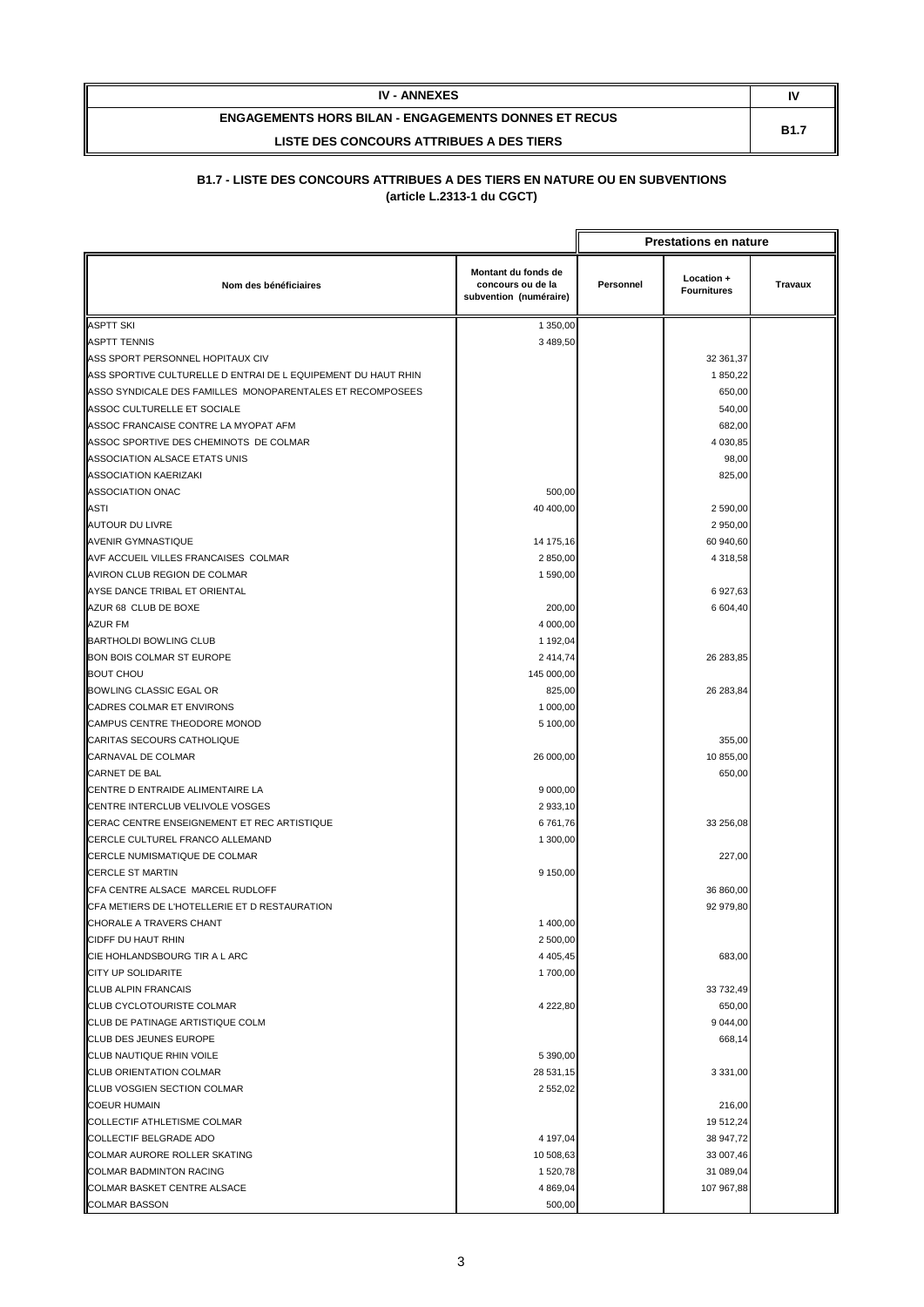| IV - ANNEXES | IV |
|---|---|
| ENGAGEMENTS HORS BILAN - ENGAGEMENTS DONNES ET RECUS<br>LISTE DES CONCOURS ATTRIBUES A DES TIERS | B1.7 |

**B1.7 - LISTE DES CONCOURS ATTRIBUES A DES TIERS EN NATURE OU EN SUBVENTIONS**
**(article L.2313-1 du CGCT)**

| | | Prestations en nature | | |
|---|---|---|---|---|
| **Nom des bénéficiaires** | **Montant du fonds de concours ou de la subvention (numéraire)** | **Personnel** | **Location + Fournitures** | **Travaux** |
| ASPTT SKI | 1 350,00 | | | |
| ASPTT TENNIS | 3 489,50 | | | |
| ASS SPORT PERSONNEL HOPITAUX CIV | | | 32 361,37 | |
| ASS SPORTIVE CULTURELLE D ENTRAI DE L EQUIPEMENT DU HAUT RHIN | | | 1 850,22 | |
| ASSO SYNDICALE DES FAMILLES MONOPARENTALES ET RECOMPOSEES | | | 650,00 | |
| ASSOC CULTURELLE ET SOCIALE | | | 540,00 | |
| ASSOC FRANCAISE CONTRE LA MYOPAT AFM | | | 682,00 | |
| ASSOC SPORTIVE DES CHEMINOTS DE COLMAR | | | 4 030,85 | |
| ASSOCIATION ALSACE ETATS UNIS | | | 98,00 | |
| ASSOCIATION KAERIZAKI | | | 825,00 | |
| ASSOCIATION ONAC | 500,00 | | | |
| ASTI | 40 400,00 | | 2 590,00 | |
| AUTOUR DU LIVRE | | | 2 950,00 | |
| AVENIR GYMNASTIQUE | 14 175,16 | | 60 940,60 | |
| AVF ACCUEIL VILLES FRANCAISES COLMAR | 2 850,00 | | 4 318,58 | |
| AVIRON CLUB REGION DE COLMAR | 1 590,00 | | | |
| AYSE DANCE TRIBAL ET ORIENTAL | | | 6 927,63 | |
| AZUR 68 CLUB DE BOXE | 200,00 | | 6 604,40 | |
| AZUR FM | 4 000,00 | | | |
| BARTHOLDI BOWLING CLUB | 1 192,04 | | | |
| BON BOIS COLMAR ST EUROPE | 2 414,74 | | 26 283,85 | |
| BOUT CHOU | 145 000,00 | | | |
| BOWLING CLASSIC EGAL OR | 825,00 | | 26 283,84 | |
| CADRES COLMAR ET ENVIRONS | 1 000,00 | | | |
| CAMPUS CENTRE THEODORE MONOD | 5 100,00 | | | |
| CARITAS SECOURS CATHOLIQUE | | | 355,00 | |
| CARNAVAL DE COLMAR | 26 000,00 | | 10 855,00 | |
| CARNET DE BAL | | | 650,00 | |
| CENTRE D ENTRAIDE ALIMENTAIRE LA | 9 000,00 | | | |
| CENTRE INTERCLUB VELIVOLE VOSGES | 2 933,10 | | | |
| CERAC CENTRE ENSEIGNEMENT ET REC ARTISTIQUE | 6 761,76 | | 33 256,08 | |
| CERCLE CULTUREL FRANCO ALLEMAND | 1 300,00 | | | |
| CERCLE NUMISMATIQUE DE COLMAR | | | 227,00 | |
| CERCLE ST MARTIN | 9 150,00 | | | |
| CFA CENTRE ALSACE MARCEL RUDLOFF | | | 36 860,00 | |
| CFA METIERS DE L'HOTELLERIE ET D RESTAURATION | | | 92 979,80 | |
| CHORALE A TRAVERS CHANT | 1 400,00 | | | |
| CIDFF DU HAUT RHIN | 2 500,00 | | | |
| CIE HOHLANDSBOURG TIR A L ARC | 4 405,45 | | 683,00 | |
| CITY UP SOLIDARITE | 1 700,00 | | | |
| CLUB ALPIN FRANCAIS | | | 33 732,49 | |
| CLUB CYCLOTOURISTE COLMAR | 4 222,80 | | 650,00 | |
| CLUB DE PATINAGE ARTISTIQUE COLM | | | 9 044,00 | |
| CLUB DES JEUNES EUROPE | | | 668,14 | |
| CLUB NAUTIQUE RHIN VOILE | 5 390,00 | | | |
| CLUB ORIENTATION COLMAR | 28 531,15 | | 3 331,00 | |
| CLUB VOSGIEN SECTION COLMAR | 2 552,02 | | | |
| COEUR HUMAIN | | | 216,00 | |
| COLLECTIF ATHLETISME COLMAR | | | 19 512,24 | |
| COLLECTIF BELGRADE ADO | 4 197,04 | | 38 947,72 | |
| COLMAR AURORE ROLLER SKATING | 10 508,63 | | 33 007,46 | |
| COLMAR BADMINTON RACING | 1 520,78 | | 31 089,04 | |
| COLMAR BASKET CENTRE ALSACE | 4 869,04 | | 107 967,88 | |
| COLMAR BASSON | 500,00 | | | |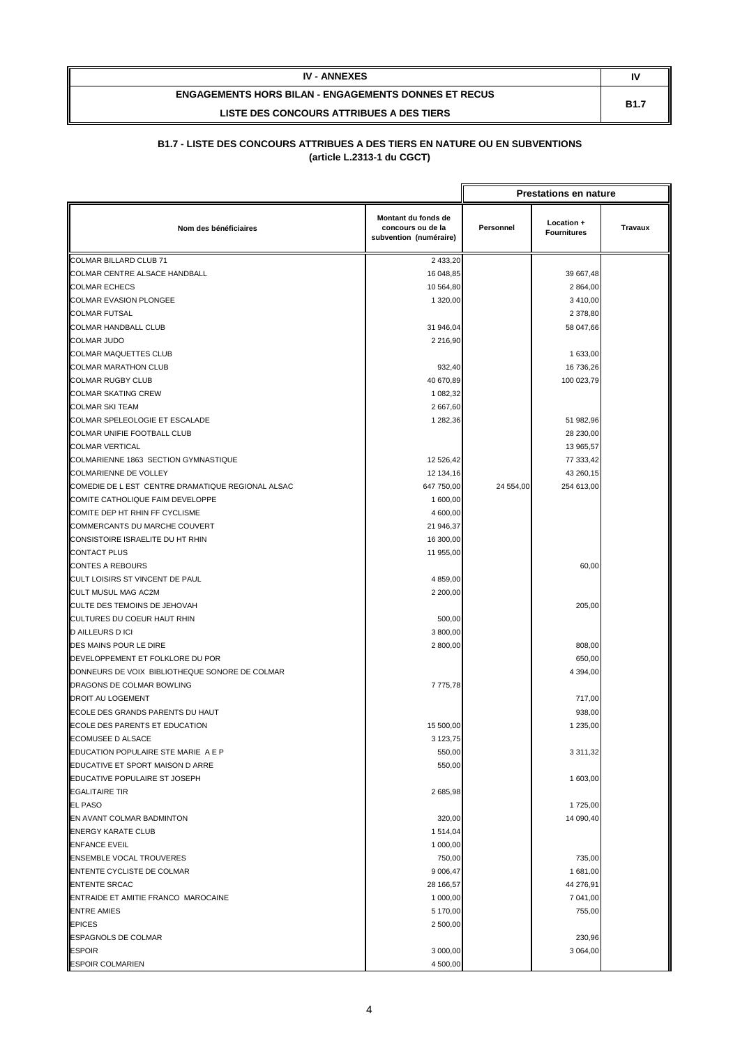| IV - ANNEXES | IV |
|---|---|
| ENGAGEMENTS HORS BILAN - ENGAGEMENTS DONNES ET RECUS<br>LISTE DES CONCOURS ATTRIBUES A DES TIERS | B1.7 |

**B1.7 - LISTE DES CONCOURS ATTRIBUES A DES TIERS EN NATURE OU EN SUBVENTIONS**
**(article L.2313-1 du CGCT)**

| Nom des bénéficiaires | Montant du fonds de concours ou de la subvention (numéraire) | Prestations en nature | | |
|---|---|---|---|---|
| | | Personnel | Location + Fournitures | Travaux |
| COLMAR BILLARD CLUB 71 | 2 433,20 | | | |
| COLMAR CENTRE ALSACE HANDBALL | 16 048,85 | | 39 667,48 | |
| COLMAR ECHECS | 10 564,80 | | 2 864,00 | |
| COLMAR EVASION PLONGEE | 1 320,00 | | 3 410,00 | |
| COLMAR FUTSAL | | | 2 378,80 | |
| COLMAR HANDBALL CLUB | 31 946,04 | | 58 047,66 | |
| COLMAR JUDO | 2 216,90 | | | |
| COLMAR MAQUETTES CLUB | | | 1 633,00 | |
| COLMAR MARATHON CLUB | 932,40 | | 16 736,26 | |
| COLMAR RUGBY CLUB | 40 670,89 | | 100 023,79 | |
| COLMAR SKATING CREW | 1 082,32 | | | |
| COLMAR SKI TEAM | 2 667,60 | | | |
| COLMAR SPELEOLOGIE ET ESCALADE | 1 282,36 | | 51 982,96 | |
| COLMAR UNIFIE FOOTBALL CLUB | | | 28 230,00 | |
| COLMAR VERTICAL | | | 13 965,57 | |
| COLMARIENNE 1863 SECTION GYMNASTIQUE | 12 526,42 | | 77 333,42 | |
| COLMARIENNE DE VOLLEY | 12 134,16 | | 43 260,15 | |
| COMEDIE DE L EST CENTRE DRAMATIQUE REGIONAL ALSAC | 647 750,00 | 24 554,00 | 254 613,00 | |
| COMITE CATHOLIQUE FAIM DEVELOPPE | 1 600,00 | | | |
| COMITE DEP HT RHIN FF CYCLISME | 4 600,00 | | | |
| COMMERCANTS DU MARCHE COUVERT | 21 946,37 | | | |
| CONSISTOIRE ISRAELITE DU HT RHIN | 16 300,00 | | | |
| CONTACT PLUS | 11 955,00 | | | |
| CONTES A REBOURS | | | 60,00 | |
| CULT LOISIRS ST VINCENT DE PAUL | 4 859,00 | | | |
| CULT MUSUL MAG AC2M | 2 200,00 | | | |
| CULTE DES TEMOINS DE JEHOVAH | | | 205,00 | |
| CULTURES DU COEUR HAUT RHIN | 500,00 | | | |
| D AILLEURS D ICI | 3 800,00 | | | |
| DES MAINS POUR LE DIRE | 2 800,00 | | 808,00 | |
| DEVELOPPEMENT ET FOLKLORE DU POR | | | 650,00 | |
| DONNEURS DE VOIX BIBLIOTHEQUE SONORE DE COLMAR | | | 4 394,00 | |
| DRAGONS DE COLMAR BOWLING | 7 775,78 | | | |
| DROIT AU LOGEMENT | | | 717,00 | |
| ECOLE DES GRANDS PARENTS DU HAUT | | | 938,00 | |
| ECOLE DES PARENTS ET EDUCATION | 15 500,00 | | 1 235,00 | |
| ECOMUSEE D ALSACE | 3 123,75 | | | |
| EDUCATION POPULAIRE STE MARIE A E P | 550,00 | | 3 311,32 | |
| EDUCATIVE ET SPORT MAISON D ARRE | 550,00 | | | |
| EDUCATIVE POPULAIRE ST JOSEPH | | | 1 603,00 | |
| EGALITAIRE TIR | 2 685,98 | | | |
| EL PASO | | | 1 725,00 | |
| EN AVANT COLMAR BADMINTON | 320,00 | | 14 090,40 | |
| ENERGY KARATE CLUB | 1 514,04 | | | |
| ENFANCE EVEIL | 1 000,00 | | | |
| ENSEMBLE VOCAL TROUVERES | 750,00 | | 735,00 | |
| ENTENTE CYCLISTE DE COLMAR | 9 006,47 | | 1 681,00 | |
| ENTENTE SRCAC | 28 166,57 | | 44 276,91 | |
| ENTRAIDE ET AMITIE FRANCO MAROCAINE | 1 000,00 | | 7 041,00 | |
| ENTRE AMIES | 5 170,00 | | 755,00 | |
| EPICES | 2 500,00 | | | |
| ESPAGNOLS DE COLMAR | | | 230,96 | |
| ESPOIR | 3 000,00 | | 3 064,00 | |
| ESPOIR COLMARIEN | 4 500,00 | | | |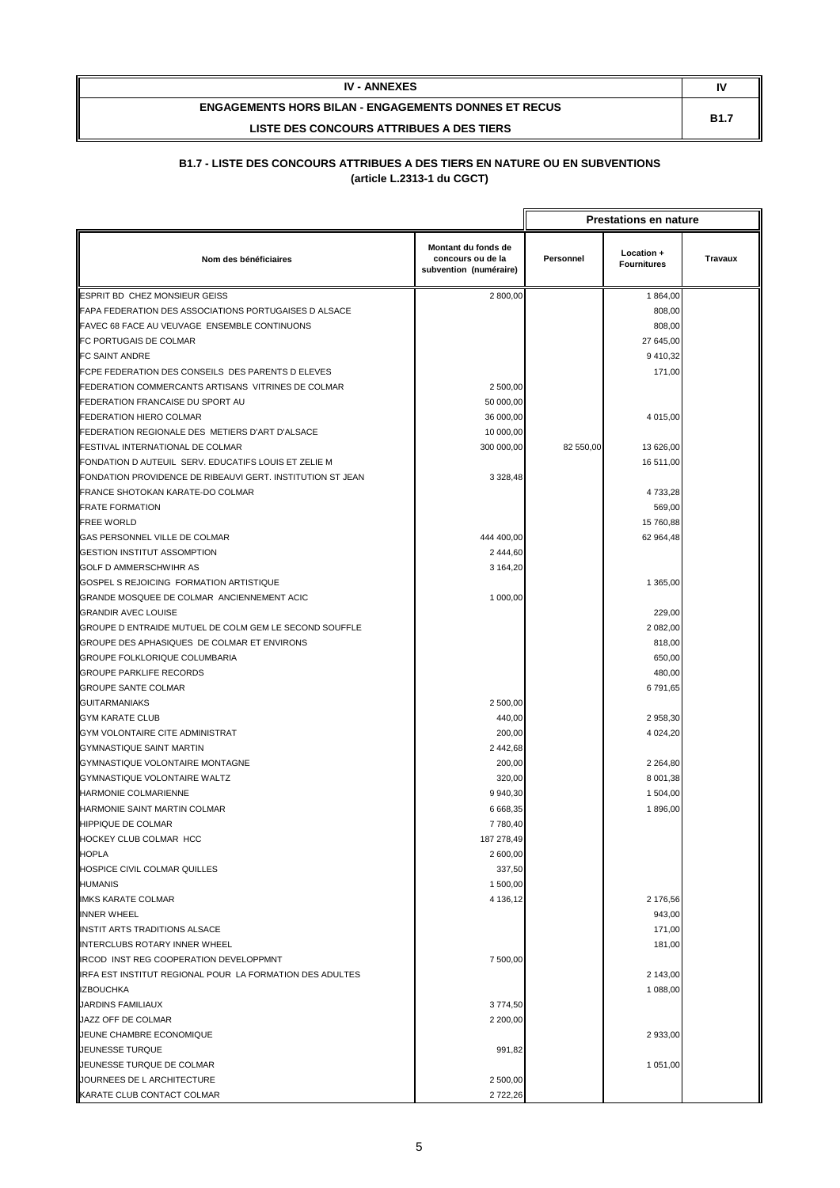| IV - ANNEXES | IV |
|---|---|
| ENGAGEMENTS HORS BILAN - ENGAGEMENTS DONNES ET RECUS<br>LISTE DES CONCOURS ATTRIBUES A DES TIERS | B1.7 |

**B1.7 - LISTE DES CONCOURS ATTRIBUES A DES TIERS EN NATURE OU EN SUBVENTIONS**
**(article L.2313-1 du CGCT)**

| | | Prestations en nature | | |
|---|---|---|---|---|
| Nom des bénéficiaires | Montant du fonds de concours ou de la subvention (numéraire) | Personnel | Location + Fournitures | Travaux |
| ESPRIT BD CHEZ MONSIEUR GEISS | 2 800,00 | | 1 864,00 | |
| FAPA FEDERATION DES ASSOCIATIONS PORTUGAISES D ALSACE | | | 808,00 | |
| FAVEC 68 FACE AU VEUVAGE ENSEMBLE CONTINUONS | | | 808,00 | |
| FC PORTUGAIS DE COLMAR | | | 27 645,00 | |
| FC SAINT ANDRE | | | 9 410,32 | |
| FCPE FEDERATION DES CONSEILS DES PARENTS D ELEVES | | | 171,00 | |
| FEDERATION COMMERCANTS ARTISANS VITRINES DE COLMAR | 2 500,00 | | | |
| FEDERATION FRANCAISE DU SPORT AU | 50 000,00 | | | |
| FEDERATION HIERO COLMAR | 36 000,00 | | 4 015,00 | |
| FEDERATION REGIONALE DES METIERS D'ART D'ALSACE | 10 000,00 | | | |
| FESTIVAL INTERNATIONAL DE COLMAR | 300 000,00 | 82 550,00 | 13 626,00 | |
| FONDATION D AUTEUIL SERV. EDUCATIFS LOUIS ET ZELIE M | | | 16 511,00 | |
| FONDATION PROVIDENCE DE RIBEAUVI GERT. INSTITUTION ST JEAN | 3 328,48 | | | |
| FRANCE SHOTOKAN KARATE-DO COLMAR | | | 4 733,28 | |
| FRATE FORMATION | | | 569,00 | |
| FREE WORLD | | | 15 760,88 | |
| GAS PERSONNEL VILLE DE COLMAR | 444 400,00 | | 62 964,48 | |
| GESTION INSTITUT ASSOMPTION | 2 444,60 | | | |
| GOLF D AMMERSCHWIHR AS | 3 164,20 | | | |
| GOSPEL S REJOICING FORMATION ARTISTIQUE | | | 1 365,00 | |
| GRANDE MOSQUEE DE COLMAR ANCIENNEMENT ACIC | 1 000,00 | | | |
| GRANDIR AVEC LOUISE | | | 229,00 | |
| GROUPE D ENTRAIDE MUTUEL DE COLM GEM LE SECOND SOUFFLE | | | 2 082,00 | |
| GROUPE DES APHASIQUES DE COLMAR ET ENVIRONS | | | 818,00 | |
| GROUPE FOLKLORIQUE COLUMBARIA | | | 650,00 | |
| GROUPE PARKLIFE RECORDS | | | 480,00 | |
| GROUPE SANTE COLMAR | | | 6 791,65 | |
| GUITARMANIAKS | 2 500,00 | | | |
| GYM KARATE CLUB | 440,00 | | 2 958,30 | |
| GYM VOLONTAIRE CITE ADMINISTRAT | 200,00 | | 4 024,20 | |
| GYMNASTIQUE SAINT MARTIN | 2 442,68 | | | |
| GYMNASTIQUE VOLONTAIRE MONTAGNE | 200,00 | | 2 264,80 | |
| GYMNASTIQUE VOLONTAIRE WALTZ | 320,00 | | 8 001,38 | |
| HARMONIE COLMARIENNE | 9 940,30 | | 1 504,00 | |
| HARMONIE SAINT MARTIN COLMAR | 6 668,35 | | 1 896,00 | |
| HIPPIQUE DE COLMAR | 7 780,40 | | | |
| HOCKEY CLUB COLMAR HCC | 187 278,49 | | | |
| HOPLA | 2 600,00 | | | |
| HOSPICE CIVIL COLMAR QUILLES | 337,50 | | | |
| HUMANIS | 1 500,00 | | | |
| IMKS KARATE COLMAR | 4 136,12 | | 2 176,56 | |
| INNER WHEEL | | | 943,00 | |
| INSTIT ARTS TRADITIONS ALSACE | | | 171,00 | |
| INTERCLUBS ROTARY INNER WHEEL | | | 181,00 | |
| IRCOD INST REG COOPERATION DEVELOPPMNT | 7 500,00 | | | |
| IRFA EST INSTITUT REGIONAL POUR LA FORMATION DES ADULTES | | | 2 143,00 | |
| IZBOUCHKA | | | 1 088,00 | |
| JARDINS FAMILIAUX | 3 774,50 | | | |
| JAZZ OFF DE COLMAR | 2 200,00 | | | |
| JEUNE CHAMBRE ECONOMIQUE | | | 2 933,00 | |
| JEUNESSE TURQUE | 991,82 | | | |
| JEUNESSE TURQUE DE COLMAR | | | 1 051,00 | |
| JOURNEES DE L ARCHITECTURE | 2 500,00 | | | |
| KARATE CLUB CONTACT COLMAR | 2 722,26 | | | |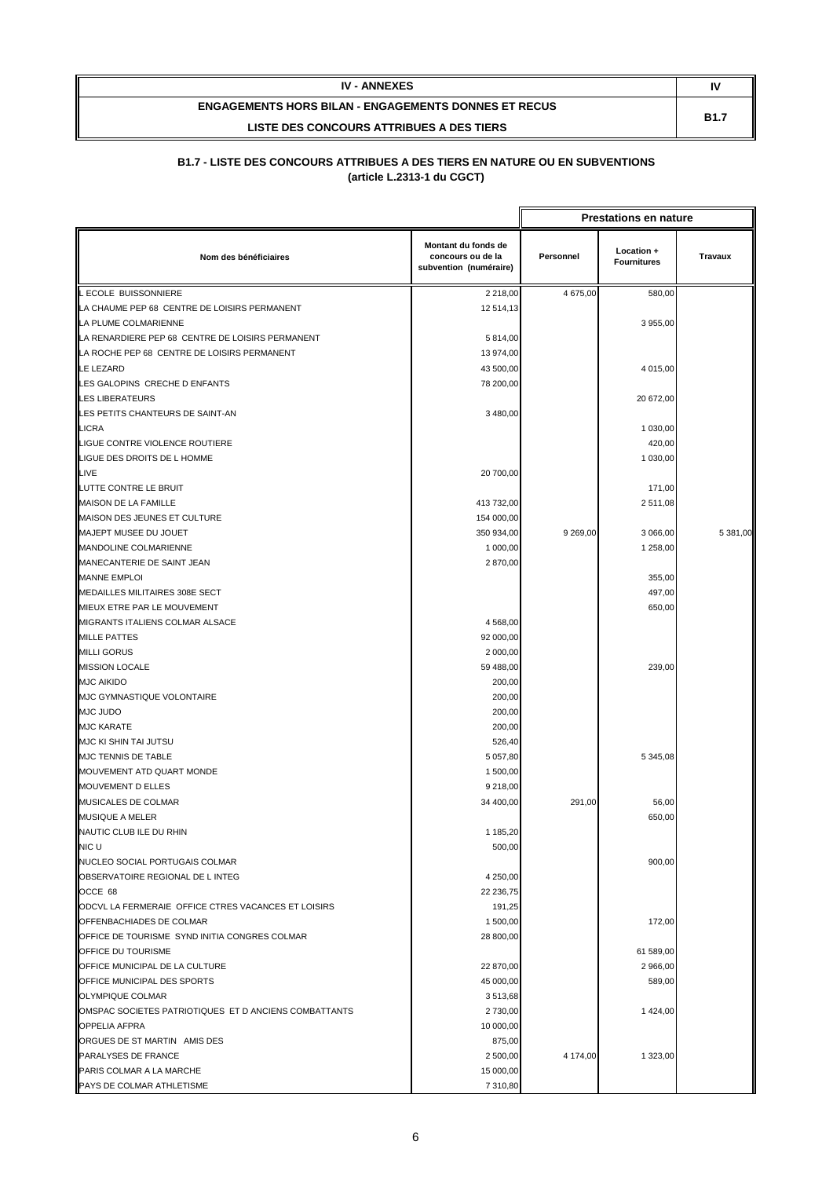| IV - ANNEXES | IV |
|---|---|
| ENGAGEMENTS HORS BILAN - ENGAGEMENTS DONNES ET RECUS<br>LISTE DES CONCOURS ATTRIBUES A DES TIERS | B1.7 |

**B1.7 - LISTE DES CONCOURS ATTRIBUES A DES TIERS EN NATURE OU EN SUBVENTIONS**
**(article L.2313-1 du CGCT)**

| | | Prestations en nature | | |
|---|---|---|---|---|
| **Nom des bénéficiaires** | **Montant du fonds de concours ou de la subvention (numéraire)** | **Personnel** | **Location + Fournitures** | **Travaux** |
| L ECOLE BUISSONNIERE | 2 218,00 | 4 675,00 | 580,00 | |
| LA CHAUME PEP 68 CENTRE DE LOISIRS PERMANENT | 12 514,13 | | | |
| LA PLUME COLMARIENNE | | | 3 955,00 | |
| LA RENARDIERE PEP 68 CENTRE DE LOISIRS PERMANENT | 5 814,00 | | | |
| LA ROCHE PEP 68 CENTRE DE LOISIRS PERMANENT | 13 974,00 | | | |
| LE LEZARD | 43 500,00 | | 4 015,00 | |
| LES GALOPINS CRECHE D ENFANTS | 78 200,00 | | | |
| LES LIBERATEURS | | | 20 672,00 | |
| LES PETITS CHANTEURS DE SAINT-AN | 3 480,00 | | | |
| LICRA | | | 1 030,00 | |
| LIGUE CONTRE VIOLENCE ROUTIERE | | | 420,00 | |
| LIGUE DES DROITS DE L HOMME | | | 1 030,00 | |
| LIVE | 20 700,00 | | | |
| LUTTE CONTRE LE BRUIT | | | 171,00 | |
| MAISON DE LA FAMILLE | 413 732,00 | | 2 511,08 | |
| MAISON DES JEUNES ET CULTURE | 154 000,00 | | | |
| MAJEPT MUSEE DU JOUET | 350 934,00 | 9 269,00 | 3 066,00 | 5 381,00 |
| MANDOLINE COLMARIENNE | 1 000,00 | | 1 258,00 | |
| MANECANTERIE DE SAINT JEAN | 2 870,00 | | | |
| MANNE EMPLOI | | | 355,00 | |
| MEDAILLES MILITAIRES 308E SECT | | | 497,00 | |
| MIEUX ETRE PAR LE MOUVEMENT | | | 650,00 | |
| MIGRANTS ITALIENS COLMAR ALSACE | 4 568,00 | | | |
| MILLE PATTES | 92 000,00 | | | |
| MILLI GORUS | 2 000,00 | | | |
| MISSION LOCALE | 59 488,00 | | 239,00 | |
| MJC AIKIDO | 200,00 | | | |
| MJC GYMNASTIQUE VOLONTAIRE | 200,00 | | | |
| MJC JUDO | 200,00 | | | |
| MJC KARATE | 200,00 | | | |
| MJC KI SHIN TAI JUTSU | 526,40 | | | |
| MJC TENNIS DE TABLE | 5 057,80 | | 5 345,08 | |
| MOUVEMENT ATD QUART MONDE | 1 500,00 | | | |
| MOUVEMENT D ELLES | 9 218,00 | | | |
| MUSICALES DE COLMAR | 34 400,00 | 291,00 | 56,00 | |
| MUSIQUE A MELER | | | 650,00 | |
| NAUTIC CLUB ILE DU RHIN | 1 185,20 | | | |
| NIC U | 500,00 | | | |
| NUCLEO SOCIAL PORTUGAIS COLMAR | | | 900,00 | |
| OBSERVATOIRE REGIONAL DE L INTEG | 4 250,00 | | | |
| OCCE 68 | 22 236,75 | | | |
| ODCVL LA FERMERAIE OFFICE CTRES VACANCES ET LOISIRS | 191,25 | | | |
| OFFENBACHIADES DE COLMAR | 1 500,00 | | 172,00 | |
| OFFICE DE TOURISME SYND INITIA CONGRES COLMAR | 28 800,00 | | | |
| OFFICE DU TOURISME | | | 61 589,00 | |
| OFFICE MUNICIPAL DE LA CULTURE | 22 870,00 | | 2 966,00 | |
| OFFICE MUNICIPAL DES SPORTS | 45 000,00 | | 589,00 | |
| OLYMPIQUE COLMAR | 3 513,68 | | | |
| OMSPAC SOCIETES PATRIOTIQUES ET D ANCIENS COMBATTANTS | 2 730,00 | | 1 424,00 | |
| OPPELIA AFPRA | 10 000,00 | | | |
| ORGUES DE ST MARTIN AMIS DES | 875,00 | | | |
| PARALYSES DE FRANCE | 2 500,00 | 4 174,00 | 1 323,00 | |
| PARIS COLMAR A LA MARCHE | 15 000,00 | | | |
| PAYS DE COLMAR ATHLETISME | 7 310,80 | | | |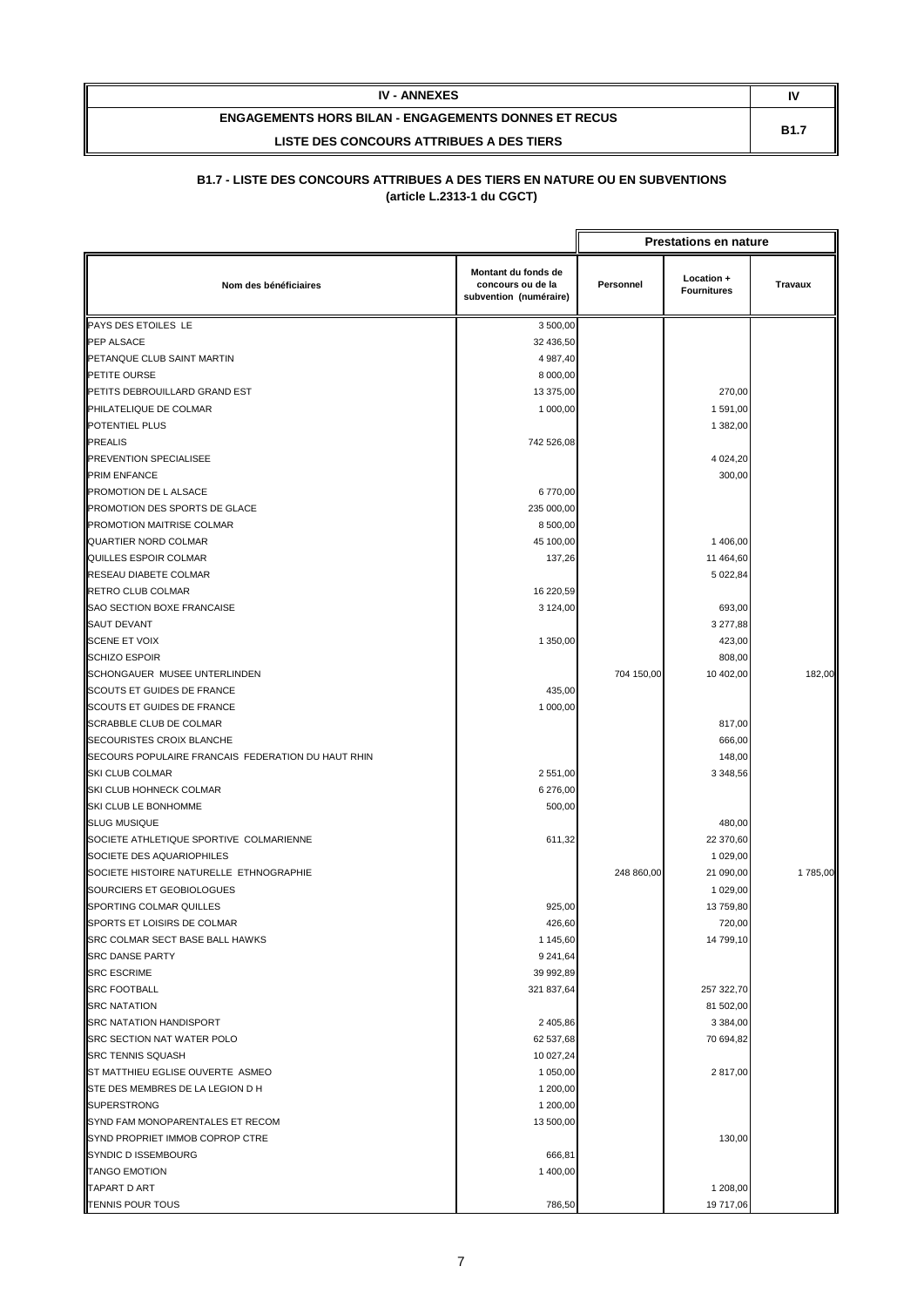| IV - ANNEXES | IV |
|---|---|
| ENGAGEMENTS HORS BILAN - ENGAGEMENTS DONNES ET RECUS<br>LISTE DES CONCOURS ATTRIBUES A DES TIERS | B1.7 |

## B1.7 - LISTE DES CONCOURS ATTRIBUES A DES TIERS EN NATURE OU EN SUBVENTIONS (article L.2313-1 du CGCT)

| | | Prestations en nature | | |
|---|---|---|---|---|
| Nom des bénéficiaires | Montant du fonds de concours ou de la subvention (numéraire) | Personnel | Location + Fournitures | Travaux |
| PAYS DES ETOILES LE | 3 500,00 | | | |
| PEP ALSACE | 32 436,50 | | | |
| PETANQUE CLUB SAINT MARTIN | 4 987,40 | | | |
| PETITE OURSE | 8 000,00 | | | |
| PETITS DEBROUILLARD GRAND EST | 13 375,00 | | 270,00 | |
| PHILATELIQUE DE COLMAR | 1 000,00 | | 1 591,00 | |
| POTENTIEL PLUS | | | 1 382,00 | |
| PREALIS | 742 526,08 | | | |
| PREVENTION SPECIALISEE | | | 4 024,20 | |
| PRIM ENFANCE | | | 300,00 | |
| PROMOTION DE L ALSACE | 6 770,00 | | | |
| PROMOTION DES SPORTS DE GLACE | 235 000,00 | | | |
| PROMOTION MAITRISE COLMAR | 8 500,00 | | | |
| QUARTIER NORD COLMAR | 45 100,00 | | 1 406,00 | |
| QUILLES ESPOIR COLMAR | 137,26 | | 11 464,60 | |
| RESEAU DIABETE COLMAR | | | 5 022,84 | |
| RETRO CLUB COLMAR | 16 220,59 | | | |
| SAO SECTION BOXE FRANCAISE | 3 124,00 | | 693,00 | |
| SAUT DEVANT | | | 3 277,88 | |
| SCENE ET VOIX | 1 350,00 | | 423,00 | |
| SCHIZO ESPOIR | | | 808,00 | |
| SCHONGAUER MUSEE UNTERLINDEN | | 704 150,00 | 10 402,00 | 182,00 |
| SCOUTS ET GUIDES DE FRANCE | 435,00 | | | |
| SCOUTS ET GUIDES DE FRANCE | 1 000,00 | | | |
| SCRABBLE CLUB DE COLMAR | | | 817,00 | |
| SECOURISTES CROIX BLANCHE | | | 666,00 | |
| SECOURS POPULAIRE FRANCAIS FEDERATION DU HAUT RHIN | | | 148,00 | |
| SKI CLUB COLMAR | 2 551,00 | | 3 348,56 | |
| SKI CLUB HOHNECK COLMAR | 6 276,00 | | | |
| SKI CLUB LE BONHOMME | 500,00 | | | |
| SLUG MUSIQUE | | | 480,00 | |
| SOCIETE ATHLETIQUE SPORTIVE COLMARIENNE | 611,32 | | 22 370,60 | |
| SOCIETE DES AQUARIOPHILES | | | 1 029,00 | |
| SOCIETE HISTOIRE NATURELLE ETHNOGRAPHIE | | 248 860,00 | 21 090,00 | 1 785,00 |
| SOURCIERS ET GEOBIOLOGUES | | | 1 029,00 | |
| SPORTING COLMAR QUILLES | 925,00 | | 13 759,80 | |
| SPORTS ET LOISIRS DE COLMAR | 426,60 | | 720,00 | |
| SRC COLMAR SECT BASE BALL HAWKS | 1 145,60 | | 14 799,10 | |
| SRC DANSE PARTY | 9 241,64 | | | |
| SRC ESCRIME | 39 992,89 | | | |
| SRC FOOTBALL | 321 837,64 | | 257 322,70 | |
| SRC NATATION | | | 81 502,00 | |
| SRC NATATION HANDISPORT | 2 405,86 | | 3 384,00 | |
| SRC SECTION NAT WATER POLO | 62 537,68 | | 70 694,82 | |
| SRC TENNIS SQUASH | 10 027,24 | | | |
| ST MATTHIEU EGLISE OUVERTE ASMEO | 1 050,00 | | 2 817,00 | |
| STE DES MEMBRES DE LA LEGION D H | 1 200,00 | | | |
| SUPERSTRONG | 1 200,00 | | | |
| SYND FAM MONOPARENTALES ET RECOM | 13 500,00 | | | |
| SYND PROPRIET IMMOB COPROP CTRE | | | 130,00 | |
| SYNDIC D ISSEMBOURG | 666,81 | | | |
| TANGO EMOTION | 1 400,00 | | | |
| TAPART D ART | | | 1 208,00 | |
| TENNIS POUR TOUS | 786,50 | | 19 717,06 | |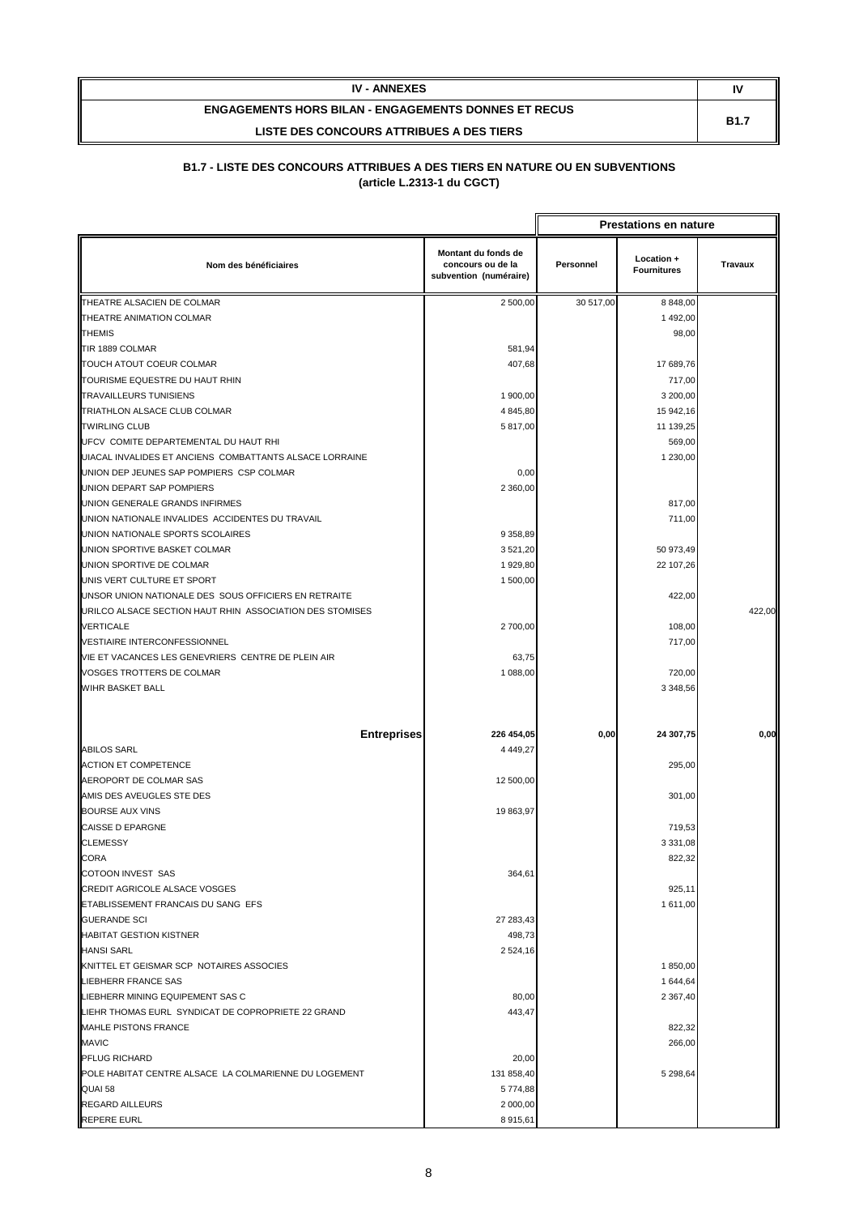| IV - ANNEXES | IV |
|---|---|
| ENGAGEMENTS HORS BILAN - ENGAGEMENTS DONNES ET RECUS<br>LISTE DES CONCOURS ATTRIBUES A DES TIERS | B1.7 |

## B1.7 - LISTE DES CONCOURS ATTRIBUES A DES TIERS EN NATURE OU EN SUBVENTIONS (article L.2313-1 du CGCT)

| | | Prestations en nature | | |
|---|---|---|---|---|
| **Nom des bénéficiaires** | **Montant du fonds de concours ou de la subvention (numéraire)** | **Personnel** | **Location + Fournitures** | **Travaux** |
| THEATRE ALSACIEN DE COLMAR | 2 500,00 | 30 517,00 | 8 848,00 | |
| THEATRE ANIMATION COLMAR | | | 1 492,00 | |
| THEMIS | | | 98,00 | |
| TIR 1889 COLMAR | 581,94 | | | |
| TOUCH ATOUT COEUR COLMAR | 407,68 | | 17 689,76 | |
| TOURISME EQUESTRE DU HAUT RHIN | | | 717,00 | |
| TRAVAILLEURS TUNISIENS | 1 900,00 | | 3 200,00 | |
| TRIATHLON ALSACE CLUB COLMAR | 4 845,80 | | 15 942,16 | |
| TWIRLING CLUB | 5 817,00 | | 11 139,25 | |
| UFCV COMITE DEPARTEMENTAL DU HAUT RHI | | | 569,00 | |
| UIACAL INVALIDES ET ANCIENS COMBATTANTS ALSACE LORRAINE | | | 1 230,00 | |
| UNION DEP JEUNES SAP POMPIERS CSP COLMAR | 0,00 | | | |
| UNION DEPART SAP POMPIERS | 2 360,00 | | | |
| UNION GENERALE GRANDS INFIRMES | | | 817,00 | |
| UNION NATIONALE INVALIDES ACCIDENTES DU TRAVAIL | | | 711,00 | |
| UNION NATIONALE SPORTS SCOLAIRES | 9 358,89 | | | |
| UNION SPORTIVE BASKET COLMAR | 3 521,20 | | 50 973,49 | |
| UNION SPORTIVE DE COLMAR | 1 929,80 | | 22 107,26 | |
| UNIS VERT CULTURE ET SPORT | 1 500,00 | | | |
| UNSOR UNION NATIONALE DES SOUS OFFICIERS EN RETRAITE | | | 422,00 | |
| URILCO ALSACE SECTION HAUT RHIN ASSOCIATION DES STOMISES | | | | 422,00 |
| VERTICALE | 2 700,00 | | 108,00 | |
| VESTIAIRE INTERCONFESSIONNEL | | | 717,00 | |
| VIE ET VACANCES LES GENEVRIERS CENTRE DE PLEIN AIR | 63,75 | | | |
| VOSGES TROTTERS DE COLMAR | 1 088,00 | | 720,00 | |
| WIHR BASKET BALL | | | 3 348,56 | |
| **Entreprises** | **226 454,05** | **0,00** | **24 307,75** | **0,00** |
| ABILOS SARL | 4 449,27 | | | |
| ACTION ET COMPETENCE | | | 295,00 | |
| AEROPORT DE COLMAR SAS | 12 500,00 | | | |
| AMIS DES AVEUGLES STE DES | | | 301,00 | |
| BOURSE AUX VINS | 19 863,97 | | | |
| CAISSE D EPARGNE | | | 719,53 | |
| CLEMESSY | | | 3 331,08 | |
| CORA | | | 822,32 | |
| COTOON INVEST SAS | 364,61 | | | |
| CREDIT AGRICOLE ALSACE VOSGES | | | 925,11 | |
| ETABLISSEMENT FRANCAIS DU SANG EFS | | | 1 611,00 | |
| GUERANDE SCI | 27 283,43 | | | |
| HABITAT GESTION KISTNER | 498,73 | | | |
| HANSI SARL | 2 524,16 | | | |
| KNITTEL ET GEISMAR SCP NOTAIRES ASSOCIES | | | 1 850,00 | |
| LIEBHERR FRANCE SAS | | | 1 644,64 | |
| LIEBHERR MINING EQUIPEMENT SAS C | 80,00 | | 2 367,40 | |
| LIEHR THOMAS EURL SYNDICAT DE COPROPRIETE 22 GRAND | 443,47 | | | |
| MAHLE PISTONS FRANCE | | | 822,32 | |
| MAVIC | | | 266,00 | |
| PFLUG RICHARD | 20,00 | | | |
| POLE HABITAT CENTRE ALSACE LA COLMARIENNE DU LOGEMENT | 131 858,40 | | 5 298,64 | |
| QUAI 58 | 5 774,88 | | | |
| REGARD AILLEURS | 2 000,00 | | | |
| REPERE EURL | 8 915,61 | | | |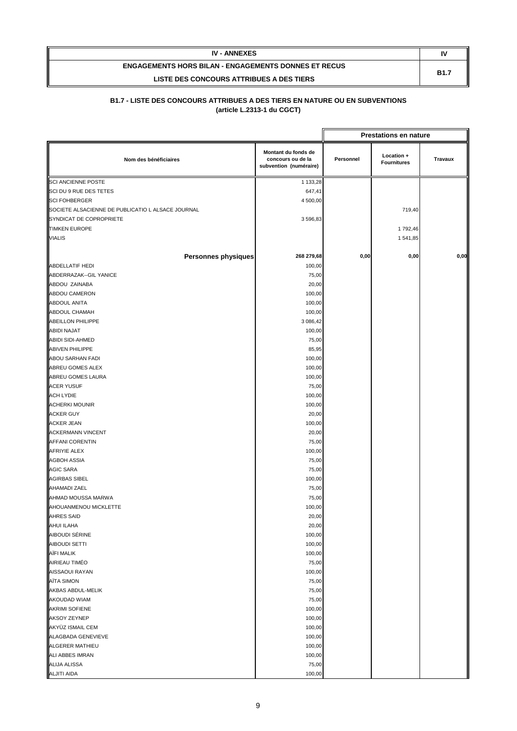| IV - ANNEXES | IV |
|---|---|
| ENGAGEMENTS HORS BILAN - ENGAGEMENTS DONNES ET RECUS<br>LISTE DES CONCOURS ATTRIBUES A DES TIERS | B1.7 |

**B1.7 - LISTE DES CONCOURS ATTRIBUES A DES TIERS EN NATURE OU EN SUBVENTIONS**
**(article L.2313-1 du CGCT)**

| | | Prestations en nature | | |
|---|---|---|---|---|
| **Nom des bénéficiaires** | **Montant du fonds de concours ou de la subvention (numéraire)** | **Personnel** | **Location + Fournitures** | **Travaux** |
| SCI ANCIENNE POSTE | 1 133,28 | | | |
| SCI DU 9 RUE DES TETES | 647,41 | | | |
| SCI FOHBERGER | 4 500,00 | | | |
| SOCIETE ALSACIENNE DE PUBLICATIO L ALSACE JOURNAL | | | 719,40 | |
| SYNDICAT DE COPROPRIETE | 3 596,83 | | | |
| TIMKEN EUROPE | | | 1 792,46 | |
| VIALIS | | | 1 541,85 | |
| **Personnes physiques** | **268 279,68** | **0,00** | **0,00** | **0,00** |
| ABDELLATIF HEDI | 100,00 | | | |
| ABDERRAZAK--GIL YANICE | 75,00 | | | |
| ABDOU ZAINABA | 20,00 | | | |
| ABDOU CAMERON | 100,00 | | | |
| ABDOUL ANITA | 100,00 | | | |
| ABDOUL CHAMAH | 100,00 | | | |
| ABEILLON PHILIPPE | 3 086,42 | | | |
| ABIDI NAJAT | 100,00 | | | |
| ABIDI SIDI-AHMED | 75,00 | | | |
| ABIVEN PHILIPPE | 85,95 | | | |
| ABOU SARHAN FADI | 100,00 | | | |
| ABREU GOMES ALEX | 100,00 | | | |
| ABREU GOMES LAURA | 100,00 | | | |
| ACER YUSUF | 75,00 | | | |
| ACH LYDIE | 100,00 | | | |
| ACHERKI MOUNIR | 100,00 | | | |
| ACKER GUY | 20,00 | | | |
| ACKER JEAN | 100,00 | | | |
| ACKERMANN VINCENT | 20,00 | | | |
| AFFANI CORENTIN | 75,00 | | | |
| AFRIYIE ALEX | 100,00 | | | |
| AGBOH ASSIA | 75,00 | | | |
| AGIC SARA | 75,00 | | | |
| AGIRBAS SIBEL | 100,00 | | | |
| AHAMADI ZAEL | 75,00 | | | |
| AHMAD MOUSSA MARWA | 75,00 | | | |
| AHOUANMENOU MICKLETTE | 100,00 | | | |
| AHRES SAID | 20,00 | | | |
| AHUI ILAHA | 20,00 | | | |
| AIBOUDI SÉRINE | 100,00 | | | |
| AIBOUDI SETTI | 100,00 | | | |
| AÏFI MALIK | 100,00 | | | |
| AIRIEAU TIMÉO | 75,00 | | | |
| AISSAOUI RAYAN | 100,00 | | | |
| AÏTA SIMON | 75,00 | | | |
| AKBAS ABDUL-MELIK | 75,00 | | | |
| AKOUDAD WIAM | 75,00 | | | |
| AKRIMI SOFIENE | 100,00 | | | |
| AKSOY ZEYNEP | 100,00 | | | |
| AKYÜZ ISMAIL CEM | 100,00 | | | |
| ALAGBADA GENEVIEVE | 100,00 | | | |
| ALGERER MATHIEU | 100,00 | | | |
| ALI ABBES IMRAN | 100,00 | | | |
| ALIJA ALISSA | 75,00 | | | |
| ALJITI AIDA | 100,00 | | | |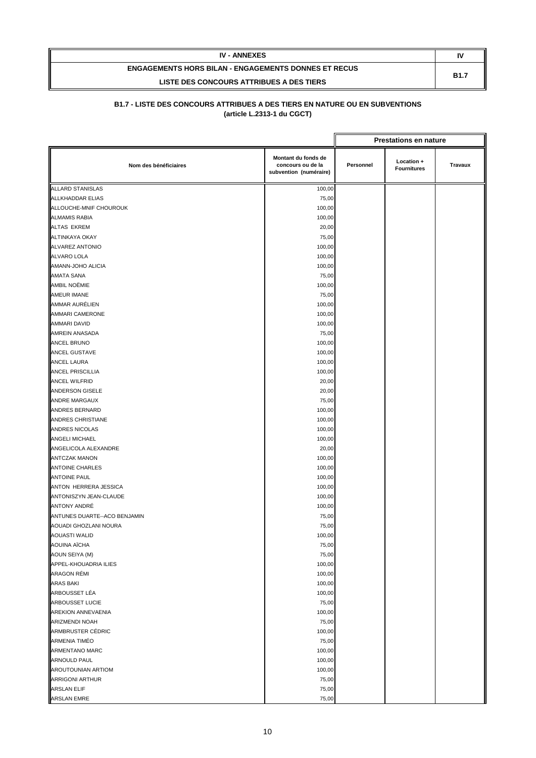| IV - ANNEXES | IV |
|---|---|
| ENGAGEMENTS HORS BILAN - ENGAGEMENTS DONNES ET RECUS<br>LISTE DES CONCOURS ATTRIBUES A DES TIERS | B1.7 |

**B1.7 - LISTE DES CONCOURS ATTRIBUES A DES TIERS EN NATURE OU EN SUBVENTIONS**
**(article L.2313-1 du CGCT)**

| | | Prestations en nature | | |
|---|---|---|---|---|
| **Nom des bénéficiaires** | **Montant du fonds de concours ou de la subvention (numéraire)** | **Personnel** | **Location + Fournitures** | **Travaux** |
| ALLARD STANISLAS | 100,00 | | | |
| ALLKHADDAR ELIAS | 75,00 | | | |
| ALLOUCHE-MNIF CHOUROUK | 100,00 | | | |
| ALMAMIS RABIA | 100,00 | | | |
| ALTAS EKREM | 20,00 | | | |
| ALTINKAYA OKAY | 75,00 | | | |
| ALVAREZ ANTONIO | 100,00 | | | |
| ALVARO LOLA | 100,00 | | | |
| AMANN-JOHO ALICIA | 100,00 | | | |
| AMATA SANA | 75,00 | | | |
| AMBIL NOËMIE | 100,00 | | | |
| AMEUR IMANE | 75,00 | | | |
| AMMAR AURÉLIEN | 100,00 | | | |
| AMMARI CAMERONE | 100,00 | | | |
| AMMARI DAVID | 100,00 | | | |
| AMREIN ANASADA | 75,00 | | | |
| ANCEL BRUNO | 100,00 | | | |
| ANCEL GUSTAVE | 100,00 | | | |
| ANCEL LAURA | 100,00 | | | |
| ANCEL PRISCILLIA | 100,00 | | | |
| ANCEL WILFRID | 20,00 | | | |
| ANDERSON GISELE | 20,00 | | | |
| ANDRE MARGAUX | 75,00 | | | |
| ANDRES BERNARD | 100,00 | | | |
| ANDRES CHRISTIANE | 100,00 | | | |
| ANDRES NICOLAS | 100,00 | | | |
| ANGELI MICHAEL | 100,00 | | | |
| ANGELICOLA ALEXANDRE | 20,00 | | | |
| ANTCZAK MANON | 100,00 | | | |
| ANTOINE CHARLES | 100,00 | | | |
| ANTOINE PAUL | 100,00 | | | |
| ANTON HERRERA JESSICA | 100,00 | | | |
| ANTONISZYN JEAN-CLAUDE | 100,00 | | | |
| ANTONY ANDRÉ | 100,00 | | | |
| ANTUNES DUARTE--ACO BENJAMIN | 75,00 | | | |
| AOUADI GHOZLANI NOURA | 75,00 | | | |
| AOUASTI WALID | 100,00 | | | |
| AOUINA AÏCHA | 75,00 | | | |
| AOUN SEIYA (M) | 75,00 | | | |
| APPEL-KHOUADRIA ILIES | 100,00 | | | |
| ARAGON RÉMI | 100,00 | | | |
| ARAS BAKI | 100,00 | | | |
| ARBOUSSET LÉA | 100,00 | | | |
| ARBOUSSET LUCIE | 75,00 | | | |
| AREKION ANNEVAENIA | 100,00 | | | |
| ARIZMENDI NOAH | 75,00 | | | |
| ARMBRUSTER CÉDRIC | 100,00 | | | |
| ARMENIA TIMÉO | 75,00 | | | |
| ARMENTANO MARC | 100,00 | | | |
| ARNOULD PAUL | 100,00 | | | |
| AROUTOUNIAN ARTIOM | 100,00 | | | |
| ARRIGONI ARTHUR | 75,00 | | | |
| ARSLAN ELIF | 75,00 | | | |
| ARSLAN EMRE | 75,00 | | | |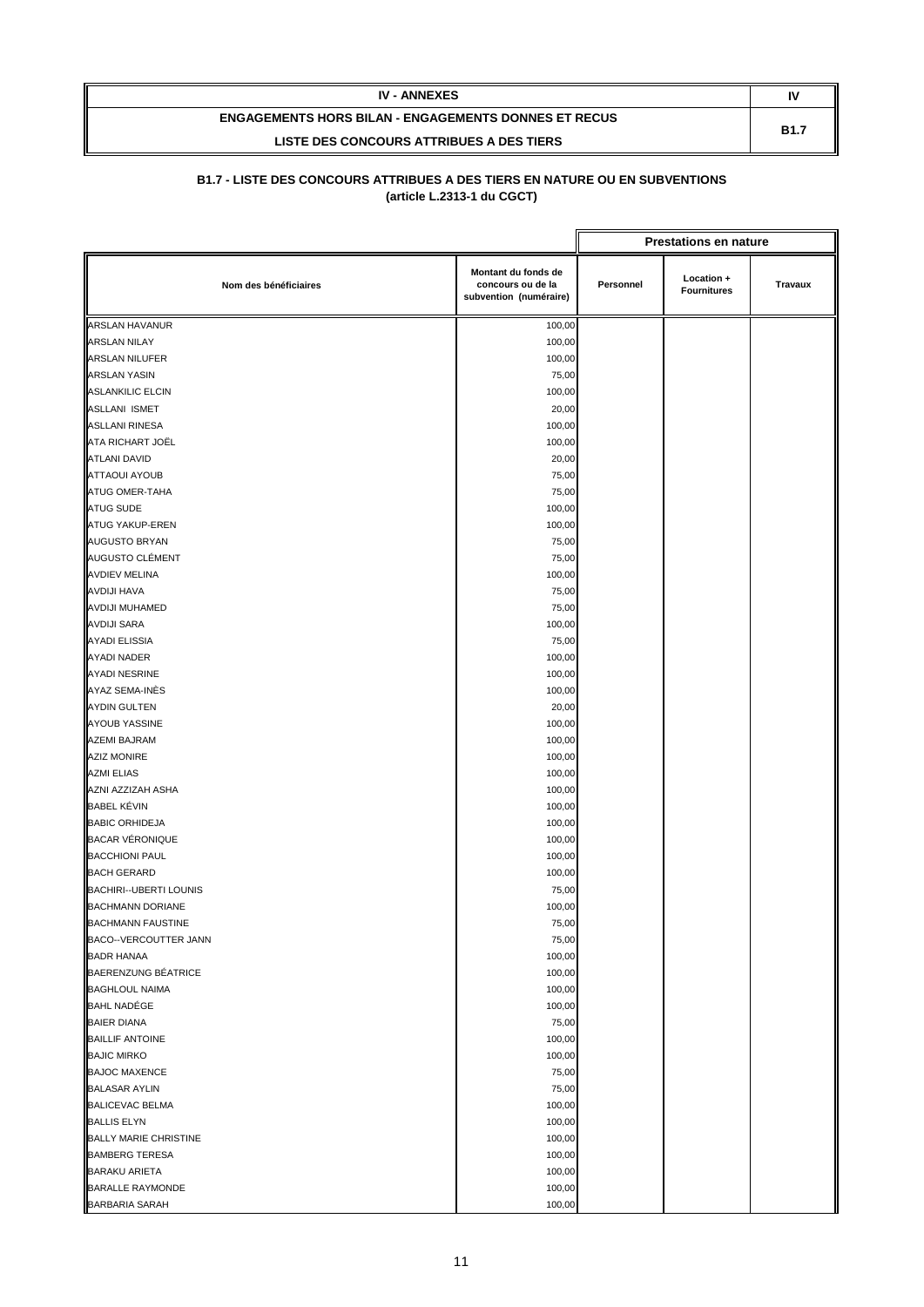| IV - ANNEXES | IV |
|---|---|
| ENGAGEMENTS HORS BILAN - ENGAGEMENTS DONNES ET RECUS<br>LISTE DES CONCOURS ATTRIBUES A DES TIERS | B1.7 |

## B1.7 - LISTE DES CONCOURS ATTRIBUES A DES TIERS EN NATURE OU EN SUBVENTIONS (article L.2313-1 du CGCT)

| Nom des bénéficiaires | Montant du fonds de concours ou de la subvention (numéraire) | Prestations en nature | | |
|---|---|---|---|---|
| | | Personnel | Location + Fournitures | Travaux |
| ARSLAN HAVANUR | 100,00 | | | |
| ARSLAN NILAY | 100,00 | | | |
| ARSLAN NILUFER | 100,00 | | | |
| ARSLAN YASIN | 75,00 | | | |
| ASLANKILIC ELCIN | 100,00 | | | |
| ASLLANI ISMET | 20,00 | | | |
| ASLLANI RINESA | 100,00 | | | |
| ATA RICHART JOËL | 100,00 | | | |
| ATLANI DAVID | 20,00 | | | |
| ATTAOUI AYOUB | 75,00 | | | |
| ATUG OMER-TAHA | 75,00 | | | |
| ATUG SUDE | 100,00 | | | |
| ATUG YAKUP-EREN | 100,00 | | | |
| AUGUSTO BRYAN | 75,00 | | | |
| AUGUSTO CLÉMENT | 75,00 | | | |
| AVDIEV MELINA | 100,00 | | | |
| AVDIJI HAVA | 75,00 | | | |
| AVDIJI MUHAMED | 75,00 | | | |
| AVDIJI SARA | 100,00 | | | |
| AYADI ELISSIA | 75,00 | | | |
| AYADI NADER | 100,00 | | | |
| AYADI NESRINE | 100,00 | | | |
| AYAZ SEMA-INÈS | 100,00 | | | |
| AYDIN GULTEN | 20,00 | | | |
| AYOUB YASSINE | 100,00 | | | |
| AZEMI BAJRAM | 100,00 | | | |
| AZIZ MONIRE | 100,00 | | | |
| AZMI ELIAS | 100,00 | | | |
| AZNI AZZIZAH ASHA | 100,00 | | | |
| BABEL KÉVIN | 100,00 | | | |
| BABIC ORHIDEJA | 100,00 | | | |
| BACAR VÉRONIQUE | 100,00 | | | |
| BACCHIONI PAUL | 100,00 | | | |
| BACH GERARD | 100,00 | | | |
| BACHIRI--UBERTI LOUNIS | 75,00 | | | |
| BACHMANN DORIANE | 100,00 | | | |
| BACHMANN FAUSTINE | 75,00 | | | |
| BACO--VERCOUTTER JANN | 75,00 | | | |
| BADR HANAA | 100,00 | | | |
| BAERENZUNG BÉATRICE | 100,00 | | | |
| BAGHLOUL NAIMA | 100,00 | | | |
| BAHL NADÈGE | 100,00 | | | |
| BAIER DIANA | 75,00 | | | |
| BAILLIF ANTOINE | 100,00 | | | |
| BAJIC MIRKO | 100,00 | | | |
| BAJOC MAXENCE | 75,00 | | | |
| BALASAR AYLIN | 75,00 | | | |
| BALICEVAC BELMA | 100,00 | | | |
| BALLIS ELYN | 100,00 | | | |
| BALLY MARIE CHRISTINE | 100,00 | | | |
| BAMBERG TERESA | 100,00 | | | |
| BARAKU ARIETA | 100,00 | | | |
| BARALLE RAYMONDE | 100,00 | | | |
| BARBARIA SARAH | 100,00 | | | |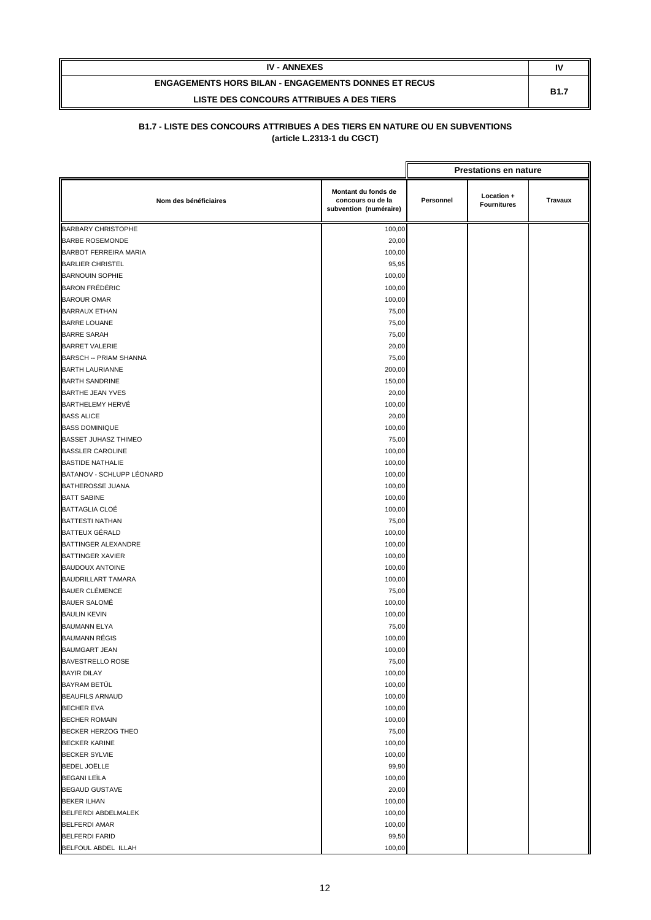| IV - ANNEXES | IV |
|---|---|
| ENGAGEMENTS HORS BILAN - ENGAGEMENTS DONNES ET RECUS<br>LISTE DES CONCOURS ATTRIBUES A DES TIERS | B1.7 |

**B1.7 - LISTE DES CONCOURS ATTRIBUES A DES TIERS EN NATURE OU EN SUBVENTIONS**
**(article L.2313-1 du CGCT)**

| | | Prestations en nature | | |
|---|---|---|---|---|
| **Nom des bénéficiaires** | **Montant du fonds de concours ou de la subvention (numéraire)** | **Personnel** | **Location + Fournitures** | **Travaux** |
| BARBARY CHRISTOPHE | 100,00 | | | |
| BARBE ROSEMONDE | 20,00 | | | |
| BARBOT FERREIRA MARIA | 100,00 | | | |
| BARLIER CHRISTEL | 95,95 | | | |
| BARNOUIN SOPHIE | 100,00 | | | |
| BARON FRÉDÉRIC | 100,00 | | | |
| BAROUR OMAR | 100,00 | | | |
| BARRAUX ETHAN | 75,00 | | | |
| BARRE LOUANE | 75,00 | | | |
| BARRE SARAH | 75,00 | | | |
| BARRET VALERIE | 20,00 | | | |
| BARSCH -- PRIAM SHANNA | 75,00 | | | |
| BARTH LAURIANNE | 200,00 | | | |
| BARTH SANDRINE | 150,00 | | | |
| BARTHE JEAN YVES | 20,00 | | | |
| BARTHELEMY HERVÉ | 100,00 | | | |
| BASS ALICE | 20,00 | | | |
| BASS DOMINIQUE | 100,00 | | | |
| BASSET JUHASZ THIMEO | 75,00 | | | |
| BASSLER CAROLINE | 100,00 | | | |
| BASTIDE NATHALIE | 100,00 | | | |
| BATANOV - SCHLUPP LÉONARD | 100,00 | | | |
| BATHEROSSE JUANA | 100,00 | | | |
| BATT SABINE | 100,00 | | | |
| BATTAGLIA CLOÉ | 100,00 | | | |
| BATTESTI NATHAN | 75,00 | | | |
| BATTEUX GÉRALD | 100,00 | | | |
| BATTINGER ALEXANDRE | 100,00 | | | |
| BATTINGER XAVIER | 100,00 | | | |
| BAUDOUX ANTOINE | 100,00 | | | |
| BAUDRILLART TAMARA | 100,00 | | | |
| BAUER CLÉMENCE | 75,00 | | | |
| BAUER SALOMÉ | 100,00 | | | |
| BAULIN KEVIN | 100,00 | | | |
| BAUMANN ELYA | 75,00 | | | |
| BAUMANN RÉGIS | 100,00 | | | |
| BAUMGART JEAN | 100,00 | | | |
| BAVESTRELLO ROSE | 75,00 | | | |
| BAYIR DILAY | 100,00 | | | |
| BAYRAM BETÜL | 100,00 | | | |
| BEAUFILS ARNAUD | 100,00 | | | |
| BECHER EVA | 100,00 | | | |
| BECHER ROMAIN | 100,00 | | | |
| BECKER HERZOG THEO | 75,00 | | | |
| BECKER KARINE | 100,00 | | | |
| BECKER SYLVIE | 100,00 | | | |
| BEDEL JOËLLE | 99,90 | | | |
| BEGANI LEÏLA | 100,00 | | | |
| BEGAUD GUSTAVE | 20,00 | | | |
| BEKER ILHAN | 100,00 | | | |
| BELFERDI ABDELMALEK | 100,00 | | | |
| BELFERDI AMAR | 100,00 | | | |
| BELFERDI FARID | 99,50 | | | |
| BELFOUL ABDEL ILLAH | 100,00 | | | |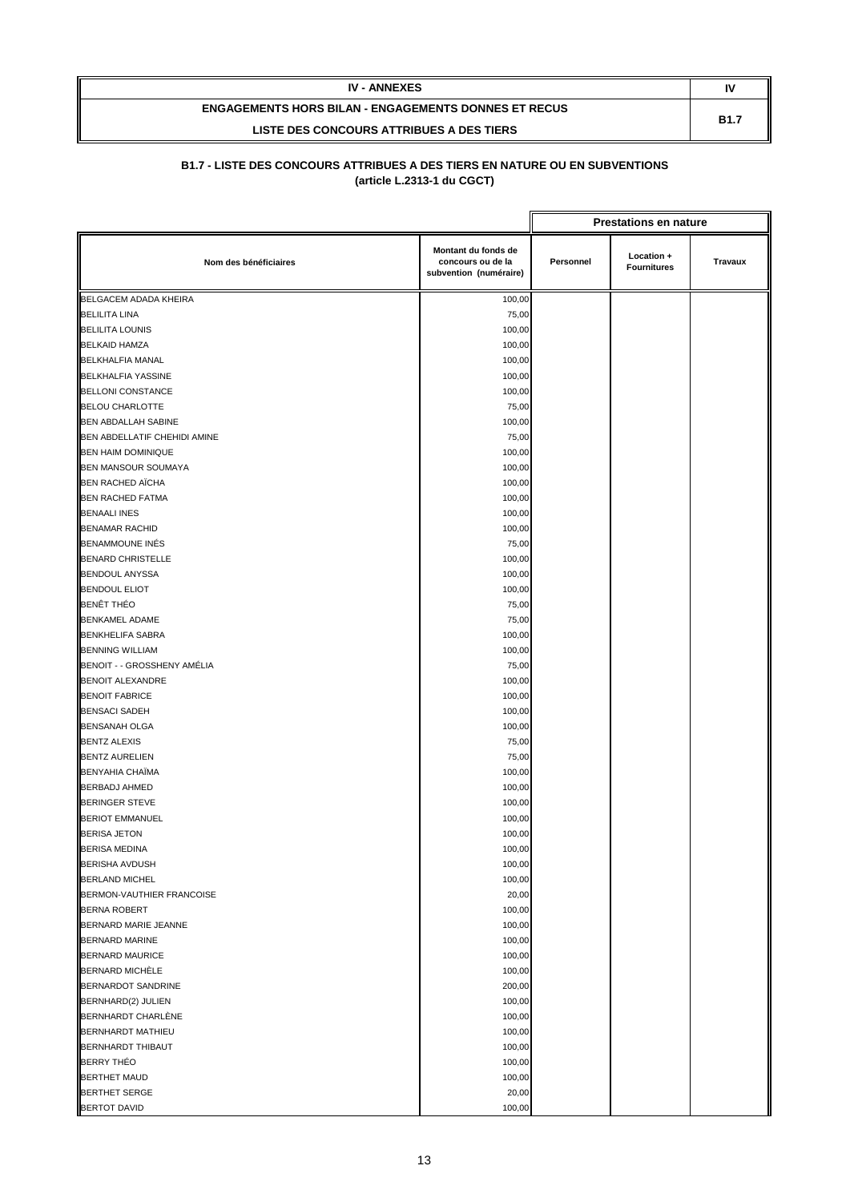| IV - ANNEXES | IV |
|---|---|
| ENGAGEMENTS HORS BILAN - ENGAGEMENTS DONNES ET RECUS<br>LISTE DES CONCOURS ATTRIBUES A DES TIERS | B1.7 |

## B1.7 - LISTE DES CONCOURS ATTRIBUES A DES TIERS EN NATURE OU EN SUBVENTIONS (article L.2313-1 du CGCT)

| | | Prestations en nature | | |
|---|---|---|---|---|
| Nom des bénéficiaires | Montant du fonds de concours ou de la subvention (numéraire) | Personnel | Location + Fournitures | Travaux |
| BELGACEM ADADA KHEIRA | 100,00 | | | |
| BELILITA LINA | 75,00 | | | |
| BELILITA LOUNIS | 100,00 | | | |
| BELKAID HAMZA | 100,00 | | | |
| BELKHALFIA MANAL | 100,00 | | | |
| BELKHALFIA YASSINE | 100,00 | | | |
| BELLONI CONSTANCE | 100,00 | | | |
| BELOU CHARLOTTE | 75,00 | | | |
| BEN ABDALLAH SABINE | 100,00 | | | |
| BEN ABDELLATIF CHEHIDI AMINE | 75,00 | | | |
| BEN HAIM DOMINIQUE | 100,00 | | | |
| BEN MANSOUR SOUMAYA | 100,00 | | | |
| BEN RACHED AÏCHA | 100,00 | | | |
| BEN RACHED FATMA | 100,00 | | | |
| BENAALI INES | 100,00 | | | |
| BENAMAR RACHID | 100,00 | | | |
| BENAMMOUNE INÈS | 75,00 | | | |
| BENARD CHRISTELLE | 100,00 | | | |
| BENDOUL ANYSSA | 100,00 | | | |
| BENDOUL ELIOT | 100,00 | | | |
| BENÊT THÉO | 75,00 | | | |
| BENKAMEL ADAME | 75,00 | | | |
| BENKHELIFA SABRA | 100,00 | | | |
| BENNING WILLIAM | 100,00 | | | |
| BENOIT - - GROSSHENY AMÉLIA | 75,00 | | | |
| BENOIT ALEXANDRE | 100,00 | | | |
| BENOIT FABRICE | 100,00 | | | |
| BENSACI SADEH | 100,00 | | | |
| BENSANAH OLGA | 100,00 | | | |
| BENTZ ALEXIS | 75,00 | | | |
| BENTZ AURELIEN | 75,00 | | | |
| BENYAHIA CHAÏMA | 100,00 | | | |
| BERBADJ AHMED | 100,00 | | | |
| BERINGER STEVE | 100,00 | | | |
| BERIOT EMMANUEL | 100,00 | | | |
| BERISA JETON | 100,00 | | | |
| BERISA MEDINA | 100,00 | | | |
| BERISHA AVDUSH | 100,00 | | | |
| BERLAND MICHEL | 100,00 | | | |
| BERMON-VAUTHIER FRANCOISE | 20,00 | | | |
| BERNA ROBERT | 100,00 | | | |
| BERNARD MARIE JEANNE | 100,00 | | | |
| BERNARD MARINE | 100,00 | | | |
| BERNARD MAURICE | 100,00 | | | |
| BERNARD MICHÈLE | 100,00 | | | |
| BERNARDOT SANDRINE | 200,00 | | | |
| BERNHARD(2) JULIEN | 100,00 | | | |
| BERNHARDT CHARLÈNE | 100,00 | | | |
| BERNHARDT MATHIEU | 100,00 | | | |
| BERNHARDT THIBAUT | 100,00 | | | |
| BERRY THÉO | 100,00 | | | |
| BERTHET MAUD | 100,00 | | | |
| BERTHET SERGE | 20,00 | | | |
| BERTOT DAVID | 100,00 | | | |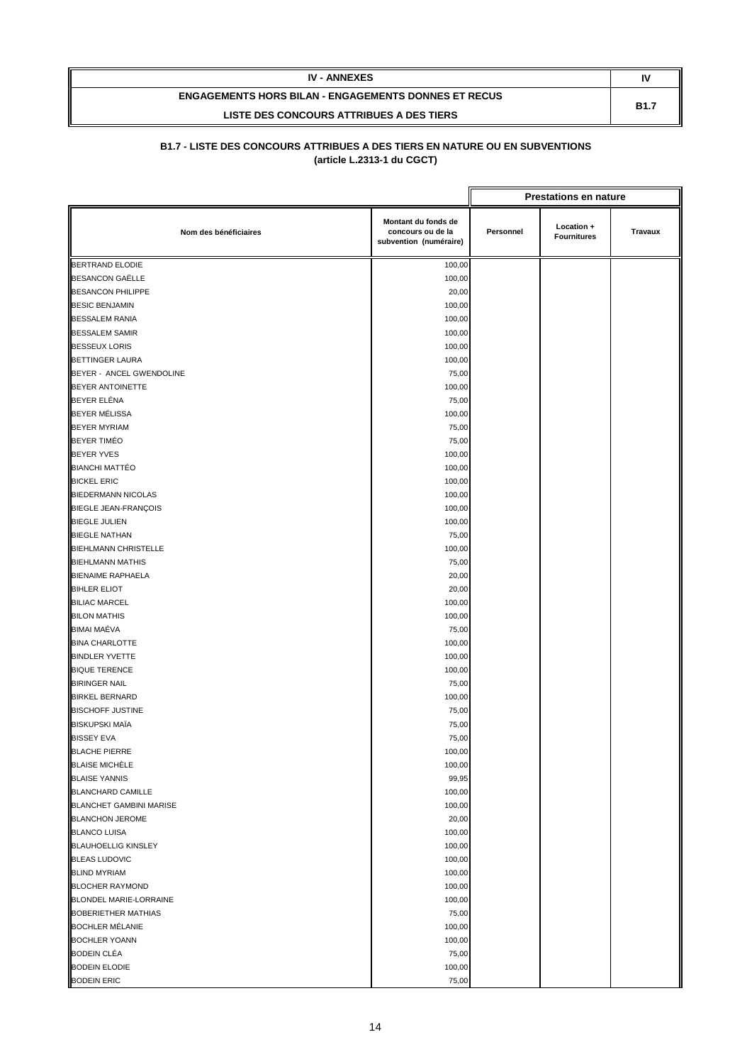| IV - ANNEXES | IV |
|---|---|
| ENGAGEMENTS HORS BILAN - ENGAGEMENTS DONNES ET RECUS<br>LISTE DES CONCOURS ATTRIBUES A DES TIERS | B1.7 |

### B1.7 - LISTE DES CONCOURS ATTRIBUES A DES TIERS EN NATURE OU EN SUBVENTIONS (article L.2313-1 du CGCT)

| | | Prestations en nature | | |
|---|---|---|---|---|
| Nom des bénéficiaires | Montant du fonds de concours ou de la subvention (numéraire) | Personnel | Location + Fournitures | Travaux |
| BERTRAND ELODIE | 100,00 | | | |
| BESANCON GAËLLE | 100,00 | | | |
| BESANCON PHILIPPE | 20,00 | | | |
| BESIC BENJAMIN | 100,00 | | | |
| BESSALEM RANIA | 100,00 | | | |
| BESSALEM SAMIR | 100,00 | | | |
| BESSEUX LORIS | 100,00 | | | |
| BETTINGER LAURA | 100,00 | | | |
| BEYER - ANCEL GWENDOLINE | 75,00 | | | |
| BEYER ANTOINETTE | 100,00 | | | |
| BEYER ELËNA | 75,00 | | | |
| BEYER MÉLISSA | 100,00 | | | |
| BEYER MYRIAM | 75,00 | | | |
| BEYER TIMÉO | 75,00 | | | |
| BEYER YVES | 100,00 | | | |
| BIANCHI MATTÉO | 100,00 | | | |
| BICKEL ERIC | 100,00 | | | |
| BIEDERMANN NICOLAS | 100,00 | | | |
| BIEGLE JEAN-FRANÇOIS | 100,00 | | | |
| BIEGLE JULIEN | 100,00 | | | |
| BIEGLE NATHAN | 75,00 | | | |
| BIEHLMANN CHRISTELLE | 100,00 | | | |
| BIEHLMANN MATHIS | 75,00 | | | |
| BIENAIME RAPHAELA | 20,00 | | | |
| BIHLER ELIOT | 20,00 | | | |
| BILIAC MARCEL | 100,00 | | | |
| BILON MATHIS | 100,00 | | | |
| BIMAI MAËVA | 75,00 | | | |
| BINA CHARLOTTE | 100,00 | | | |
| BINDLER YVETTE | 100,00 | | | |
| BIQUE TERENCE | 100,00 | | | |
| BIRINGER NAIL | 75,00 | | | |
| BIRKEL BERNARD | 100,00 | | | |
| BISCHOFF JUSTINE | 75,00 | | | |
| BISKUPSKI MAÏA | 75,00 | | | |
| BISSEY EVA | 75,00 | | | |
| BLACHE PIERRE | 100,00 | | | |
| BLAISE MICHÈLE | 100,00 | | | |
| BLAISE YANNIS | 99,95 | | | |
| BLANCHARD CAMILLE | 100,00 | | | |
| BLANCHET GAMBINI MARISE | 100,00 | | | |
| BLANCHON JEROME | 20,00 | | | |
| BLANCO LUISA | 100,00 | | | |
| BLAUHOELLIG KINSLEY | 100,00 | | | |
| BLEAS LUDOVIC | 100,00 | | | |
| BLIND MYRIAM | 100,00 | | | |
| BLOCHER RAYMOND | 100,00 | | | |
| BLONDEL MARIE-LORRAINE | 100,00 | | | |
| BOBERIETHER MATHIAS | 75,00 | | | |
| BOCHLER MÉLANIE | 100,00 | | | |
| BOCHLER YOANN | 100,00 | | | |
| BODEIN CLÉA | 75,00 | | | |
| BODEIN ELODIE | 100,00 | | | |
| BODEIN ERIC | 75,00 | | | |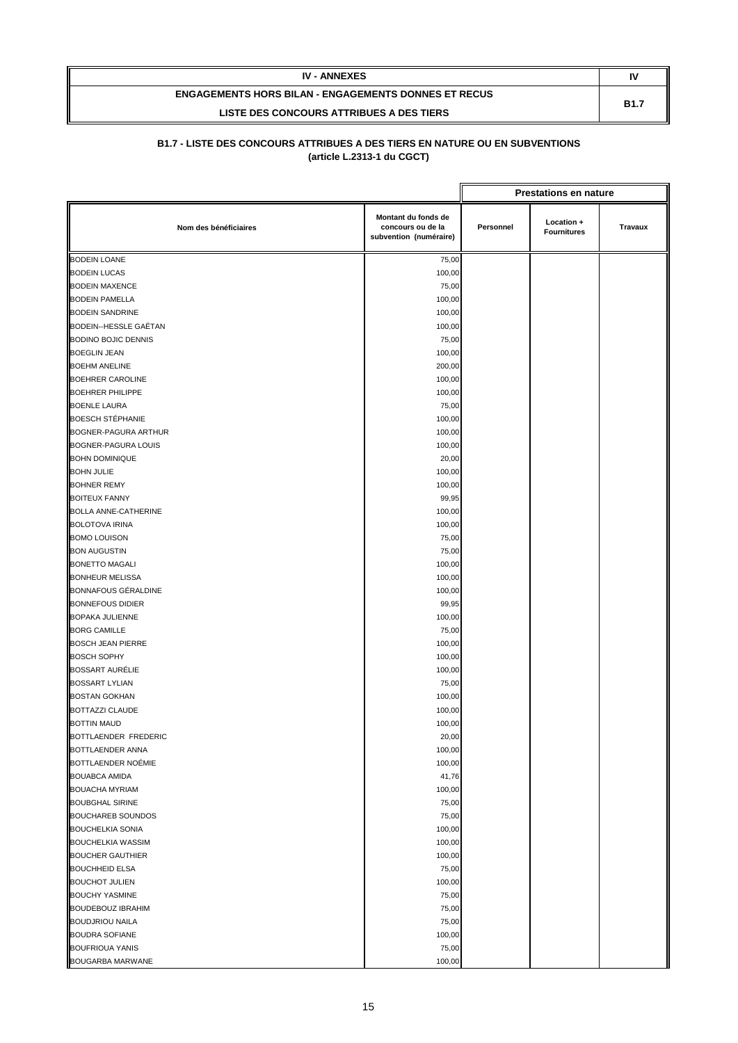| IV - ANNEXES | IV |
|---|---|
| ENGAGEMENTS HORS BILAN - ENGAGEMENTS DONNES ET RECUS<br>LISTE DES CONCOURS ATTRIBUES A DES TIERS | B1.7 |

**B1.7 - LISTE DES CONCOURS ATTRIBUES A DES TIERS EN NATURE OU EN SUBVENTIONS**
**(article L.2313-1 du CGCT)**

| | | Prestations en nature | | |
|---|---|---|---|---|
| Nom des bénéficiaires | Montant du fonds de concours ou de la subvention (numéraire) | Personnel | Location + Fournitures | Travaux |
| BODEIN LOANE | 75,00 | | | |
| BODEIN LUCAS | 100,00 | | | |
| BODEIN MAXENCE | 75,00 | | | |
| BODEIN PAMELLA | 100,00 | | | |
| BODEIN SANDRINE | 100,00 | | | |
| BODEIN--HESSLE GAËTAN | 100,00 | | | |
| BODINO BOJIC DENNIS | 75,00 | | | |
| BOEGLIN JEAN | 100,00 | | | |
| BOEHM ANELINE | 200,00 | | | |
| BOEHRER CAROLINE | 100,00 | | | |
| BOEHRER PHILIPPE | 100,00 | | | |
| BOENLE LAURA | 75,00 | | | |
| BOESCH STÉPHANIE | 100,00 | | | |
| BOGNER-PAGURA ARTHUR | 100,00 | | | |
| BOGNER-PAGURA LOUIS | 100,00 | | | |
| BOHN DOMINIQUE | 20,00 | | | |
| BOHN JULIE | 100,00 | | | |
| BOHNER REMY | 100,00 | | | |
| BOITEUX FANNY | 99,95 | | | |
| BOLLA ANNE-CATHERINE | 100,00 | | | |
| BOLOTOVA IRINA | 100,00 | | | |
| BOMO LOUISON | 75,00 | | | |
| BON AUGUSTIN | 75,00 | | | |
| BONETTO MAGALI | 100,00 | | | |
| BONHEUR MELISSA | 100,00 | | | |
| BONNAFOUS GÉRALDINE | 100,00 | | | |
| BONNEFOUS DIDIER | 99,95 | | | |
| BOPAKA JULIENNE | 100,00 | | | |
| BORG CAMILLE | 75,00 | | | |
| BOSCH JEAN PIERRE | 100,00 | | | |
| BOSCH SOPHY | 100,00 | | | |
| BOSSART AURÉLIE | 100,00 | | | |
| BOSSART LYLIAN | 75,00 | | | |
| BOSTAN GOKHAN | 100,00 | | | |
| BOTTAZZI CLAUDE | 100,00 | | | |
| BOTTIN MAUD | 100,00 | | | |
| BOTTLAENDER FREDERIC | 20,00 | | | |
| BOTTLAENDER ANNA | 100,00 | | | |
| BOTTLAENDER NOÉMIE | 100,00 | | | |
| BOUABCA AMIDA | 41,76 | | | |
| BOUACHA MYRIAM | 100,00 | | | |
| BOUBGHAL SIRINE | 75,00 | | | |
| BOUCHAREB SOUNDOS | 75,00 | | | |
| BOUCHELKIA SONIA | 100,00 | | | |
| BOUCHELKIA WASSIM | 100,00 | | | |
| BOUCHER GAUTHIER | 100,00 | | | |
| BOUCHHEID ELSA | 75,00 | | | |
| BOUCHOT JULIEN | 100,00 | | | |
| BOUCHY YASMINE | 75,00 | | | |
| BOUDEBOUZ IBRAHIM | 75,00 | | | |
| BOUDJRIOU NAILA | 75,00 | | | |
| BOUDRA SOFIANE | 100,00 | | | |
| BOUFRIOUA YANIS | 75,00 | | | |
| BOUGARBA MARWANE | 100,00 | | | |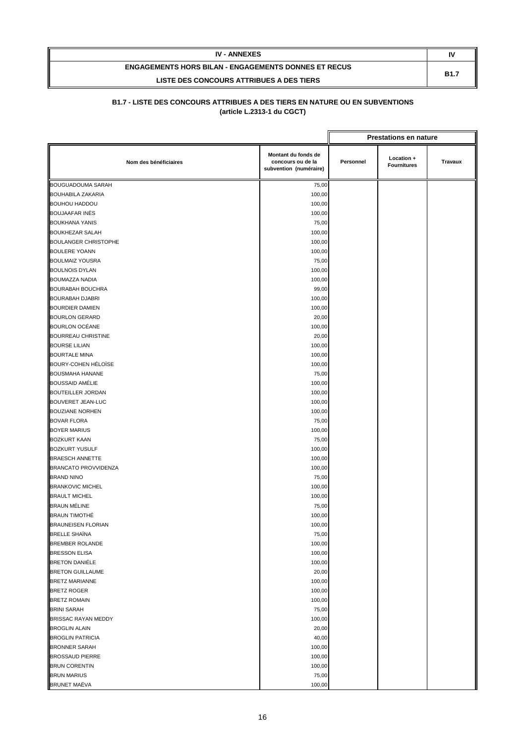| IV - ANNEXES | IV |
|---|---|
| ENGAGEMENTS HORS BILAN - ENGAGEMENTS DONNES ET RECUS | B1.7 |
| LISTE DES CONCOURS ATTRIBUES A DES TIERS | |

**B1.7 - LISTE DES CONCOURS ATTRIBUES A DES TIERS EN NATURE OU EN SUBVENTIONS**
**(article L.2313-1 du CGCT)**

| | | Prestations en nature | | |
|---|---|---|---|---|
| Nom des bénéficiaires | Montant du fonds de concours ou de la subvention (numéraire) | Personnel | Location + Fournitures | Travaux |
| BOUGUADOUMA SARAH | 75,00 | | | |
| BOUHABILA ZAKARIA | 100,00 | | | |
| BOUHOU HADDOU | 100,00 | | | |
| BOUJAAFAR INÈS | 100,00 | | | |
| BOUKHANA YANIS | 75,00 | | | |
| BOUKHEZAR SALAH | 100,00 | | | |
| BOULANGER CHRISTOPHE | 100,00 | | | |
| BOULERE YOANN | 100,00 | | | |
| BOULMAIZ YOUSRA | 75,00 | | | |
| BOULNOIS DYLAN | 100,00 | | | |
| BOUMAZZA NADIA | 100,00 | | | |
| BOURABAH BOUCHRA | 99,00 | | | |
| BOURABAH DJABRI | 100,00 | | | |
| BOURDIER DAMIEN | 100,00 | | | |
| BOURLON GERARD | 20,00 | | | |
| BOURLON OCÉANE | 100,00 | | | |
| BOURREAU CHRISTINE | 20,00 | | | |
| BOURSE LILIAN | 100,00 | | | |
| BOURTALE MINA | 100,00 | | | |
| BOURY-COHEN HÉLOÏSE | 100,00 | | | |
| BOUSMAHA HANANE | 75,00 | | | |
| BOUSSAID AMÉLIE | 100,00 | | | |
| BOUTEILLER JORDAN | 100,00 | | | |
| BOUVERET JEAN-LUC | 100,00 | | | |
| BOUZIANE NORHEN | 100,00 | | | |
| BOVAR FLORA | 75,00 | | | |
| BOYER MARIUS | 100,00 | | | |
| BOZKURT KAAN | 75,00 | | | |
| BOZKURT YUSULF | 100,00 | | | |
| BRAESCH ANNETTE | 100,00 | | | |
| BRANCATO PROVVIDENZA | 100,00 | | | |
| BRAND NINO | 75,00 | | | |
| BRANKOVIC MICHEL | 100,00 | | | |
| BRAULT MICHEL | 100,00 | | | |
| BRAUN MÉLINE | 75,00 | | | |
| BRAUN TIMOTHÉ | 100,00 | | | |
| BRAUNEISEN FLORIAN | 100,00 | | | |
| BRELLE SHAÏNA | 75,00 | | | |
| BREMBER ROLANDE | 100,00 | | | |
| BRESSON ELISA | 100,00 | | | |
| BRETON DANIÉLE | 100,00 | | | |
| BRETON GUILLAUME | 20,00 | | | |
| BRETZ MARIANNE | 100,00 | | | |
| BRETZ ROGER | 100,00 | | | |
| BRETZ ROMAIN | 100,00 | | | |
| BRINI SARAH | 75,00 | | | |
| BRISSAC RAYAN MEDDY | 100,00 | | | |
| BROGLIN ALAIN | 20,00 | | | |
| BROGLIN PATRICIA | 40,00 | | | |
| BRONNER SARAH | 100,00 | | | |
| BROSSAUD PIERRE | 100,00 | | | |
| BRUN CORENTIN | 100,00 | | | |
| BRUN MARIUS | 75,00 | | | |
| BRUNET MAËVA | 100,00 | | | |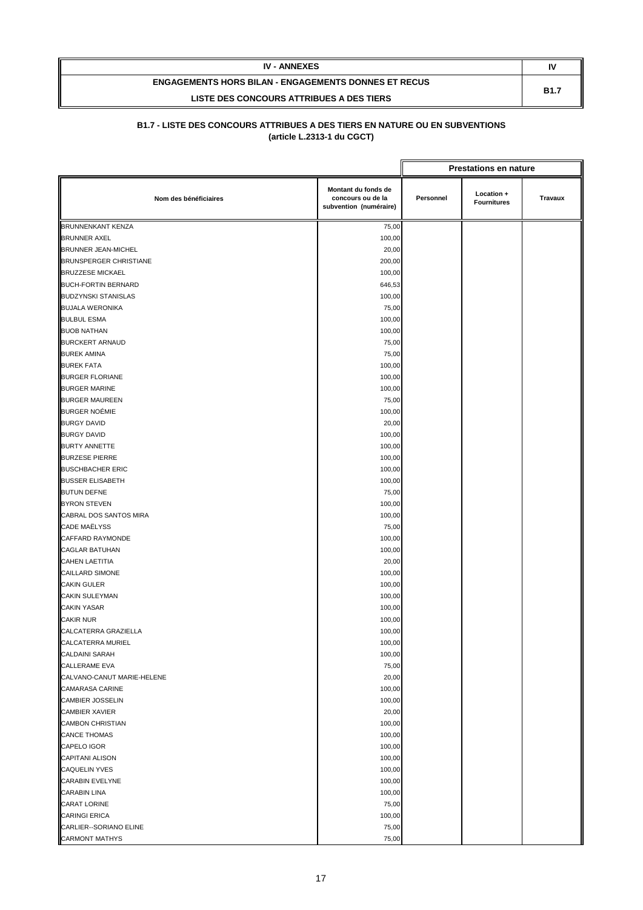| IV - ANNEXES | IV |
|---|---|
| ENGAGEMENTS HORS BILAN - ENGAGEMENTS DONNES ET RECUS<br>LISTE DES CONCOURS ATTRIBUES A DES TIERS | B1.7 |

### B1.7 - LISTE DES CONCOURS ATTRIBUES A DES TIERS EN NATURE OU EN SUBVENTIONS (article L.2313-1 du CGCT)

| | | Prestations en nature | | |
|---|---|---|---|---|
| Nom des bénéficiaires | Montant du fonds de concours ou de la subvention (numéraire) | Personnel | Location + Fournitures | Travaux |
| BRUNNENKANT KENZA | 75,00 | | | |
| BRUNNER AXEL | 100,00 | | | |
| BRUNNER JEAN-MICHEL | 20,00 | | | |
| BRUNSPERGER CHRISTIANE | 200,00 | | | |
| BRUZZESE MICKAEL | 100,00 | | | |
| BUCH-FORTIN BERNARD | 646,53 | | | |
| BUDZYNSKI STANISLAS | 100,00 | | | |
| BUJALA WERONIKA | 75,00 | | | |
| BULBUL ESMA | 100,00 | | | |
| BUOB NATHAN | 100,00 | | | |
| BURCKERT ARNAUD | 75,00 | | | |
| BUREK AMINA | 75,00 | | | |
| BUREK FATA | 100,00 | | | |
| BURGER FLORIANE | 100,00 | | | |
| BURGER MARINE | 100,00 | | | |
| BURGER MAUREEN | 75,00 | | | |
| BURGER NOÉMIE | 100,00 | | | |
| BURGY DAVID | 20,00 | | | |
| BURGY DAVID | 100,00 | | | |
| BURTY ANNETTE | 100,00 | | | |
| BURZESE PIERRE | 100,00 | | | |
| BUSCHBACHER ERIC | 100,00 | | | |
| BUSSER ELISABETH | 100,00 | | | |
| BUTUN DEFNE | 75,00 | | | |
| BYRON STEVEN | 100,00 | | | |
| CABRAL DOS SANTOS MIRA | 100,00 | | | |
| CADE MAËLYSS | 75,00 | | | |
| CAFFARD RAYMONDE | 100,00 | | | |
| CAGLAR BATUHAN | 100,00 | | | |
| CAHEN LAETITIA | 20,00 | | | |
| CAILLARD SIMONE | 100,00 | | | |
| CAKIN GULER | 100,00 | | | |
| CAKIN SULEYMAN | 100,00 | | | |
| CAKIN YASAR | 100,00 | | | |
| CAKIR NUR | 100,00 | | | |
| CALCATERRA GRAZIELLA | 100,00 | | | |
| CALCATERRA MURIEL | 100,00 | | | |
| CALDAINI SARAH | 100,00 | | | |
| CALLERAME EVA | 75,00 | | | |
| CALVANO-CANUT MARIE-HELENE | 20,00 | | | |
| CAMARASA CARINE | 100,00 | | | |
| CAMBIER JOSSELIN | 100,00 | | | |
| CAMBIER XAVIER | 20,00 | | | |
| CAMBON CHRISTIAN | 100,00 | | | |
| CANCE THOMAS | 100,00 | | | |
| CAPELO IGOR | 100,00 | | | |
| CAPITANI ALISON | 100,00 | | | |
| CAQUELIN YVES | 100,00 | | | |
| CARABIN EVELYNE | 100,00 | | | |
| CARABIN LINA | 100,00 | | | |
| CARAT LORINE | 75,00 | | | |
| CARINGI ERICA | 100,00 | | | |
| CARLIER--SORIANO ELINE | 75,00 | | | |
| CARMONT MATHYS | 75,00 | | | |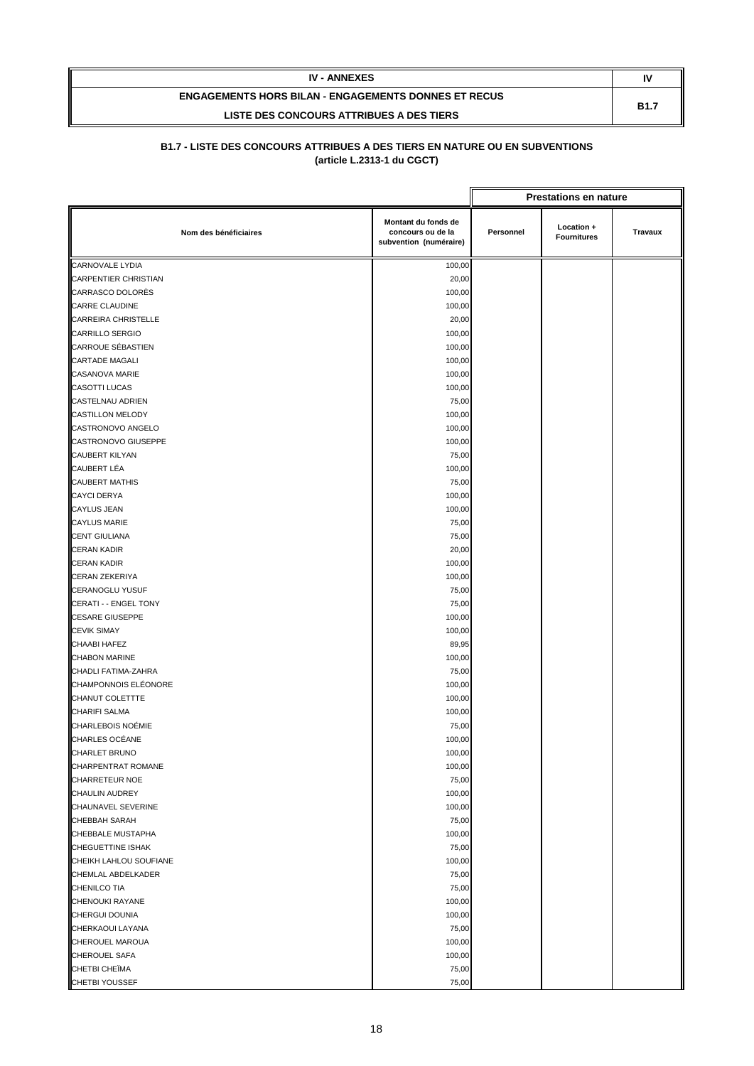| IV - ANNEXES | IV |
|---|---|
| ENGAGEMENTS HORS BILAN - ENGAGEMENTS DONNES ET RECUS<br>LISTE DES CONCOURS ATTRIBUES A DES TIERS | B1.7 |

**B1.7 - LISTE DES CONCOURS ATTRIBUES A DES TIERS EN NATURE OU EN SUBVENTIONS**
**(article L.2313-1 du CGCT)**

| | | Prestations en nature | | |
|---|---|---|---|---|
| Nom des bénéficiaires | Montant du fonds de concours ou de la subvention (numéraire) | Personnel | Location + Fournitures | Travaux |
| CARNOVALE LYDIA | 100,00 | | | |
| CARPENTIER CHRISTIAN | 20,00 | | | |
| CARRASCO DOLORÈS | 100,00 | | | |
| CARRE CLAUDINE | 100,00 | | | |
| CARREIRA CHRISTELLE | 20,00 | | | |
| CARRILLO SERGIO | 100,00 | | | |
| CARROUE SÉBASTIEN | 100,00 | | | |
| CARTADE MAGALI | 100,00 | | | |
| CASANOVA MARIE | 100,00 | | | |
| CASOTTI LUCAS | 100,00 | | | |
| CASTELNAU ADRIEN | 75,00 | | | |
| CASTILLON MELODY | 100,00 | | | |
| CASTRONOVO ANGELO | 100,00 | | | |
| CASTRONOVO GIUSEPPE | 100,00 | | | |
| CAUBERT KILYAN | 75,00 | | | |
| CAUBERT LÉA | 100,00 | | | |
| CAUBERT MATHIS | 75,00 | | | |
| CAYCI DERYA | 100,00 | | | |
| CAYLUS JEAN | 100,00 | | | |
| CAYLUS MARIE | 75,00 | | | |
| CENT GIULIANA | 75,00 | | | |
| CERAN KADIR | 20,00 | | | |
| CERAN KADIR | 100,00 | | | |
| CERAN ZEKERIYA | 100,00 | | | |
| CERANOGLU YUSUF | 75,00 | | | |
| CERATI - - ENGEL TONY | 75,00 | | | |
| CESARE GIUSEPPE | 100,00 | | | |
| CEVIK SIMAY | 100,00 | | | |
| CHAABI HAFEZ | 89,95 | | | |
| CHABON MARINE | 100,00 | | | |
| CHADLI FATIMA-ZAHRA | 75,00 | | | |
| CHAMPONNOIS ELÉONORE | 100,00 | | | |
| CHANUT COLETTTE | 100,00 | | | |
| CHARIFI SALMA | 100,00 | | | |
| CHARLEBOIS NOÉMIE | 75,00 | | | |
| CHARLES OCÉANE | 100,00 | | | |
| CHARLET BRUNO | 100,00 | | | |
| CHARPENTRAT ROMANE | 100,00 | | | |
| CHARRETEUR NOE | 75,00 | | | |
| CHAULIN AUDREY | 100,00 | | | |
| CHAUNAVEL SEVERINE | 100,00 | | | |
| CHEBBAH SARAH | 75,00 | | | |
| CHEBBALE MUSTAPHA | 100,00 | | | |
| CHEGUETTINE ISHAK | 75,00 | | | |
| CHEIKH LAHLOU SOUFIANE | 100,00 | | | |
| CHEMLAL ABDELKADER | 75,00 | | | |
| CHENILCO TIA | 75,00 | | | |
| CHENOUKI RAYANE | 100,00 | | | |
| CHERGUI DOUNIA | 100,00 | | | |
| CHERKAOUI LAYANA | 75,00 | | | |
| CHEROUEL MAROUA | 100,00 | | | |
| CHEROUEL SAFA | 100,00 | | | |
| CHETBI CHEÏMA | 75,00 | | | |
| CHETBI YOUSSEF | 75,00 | | | |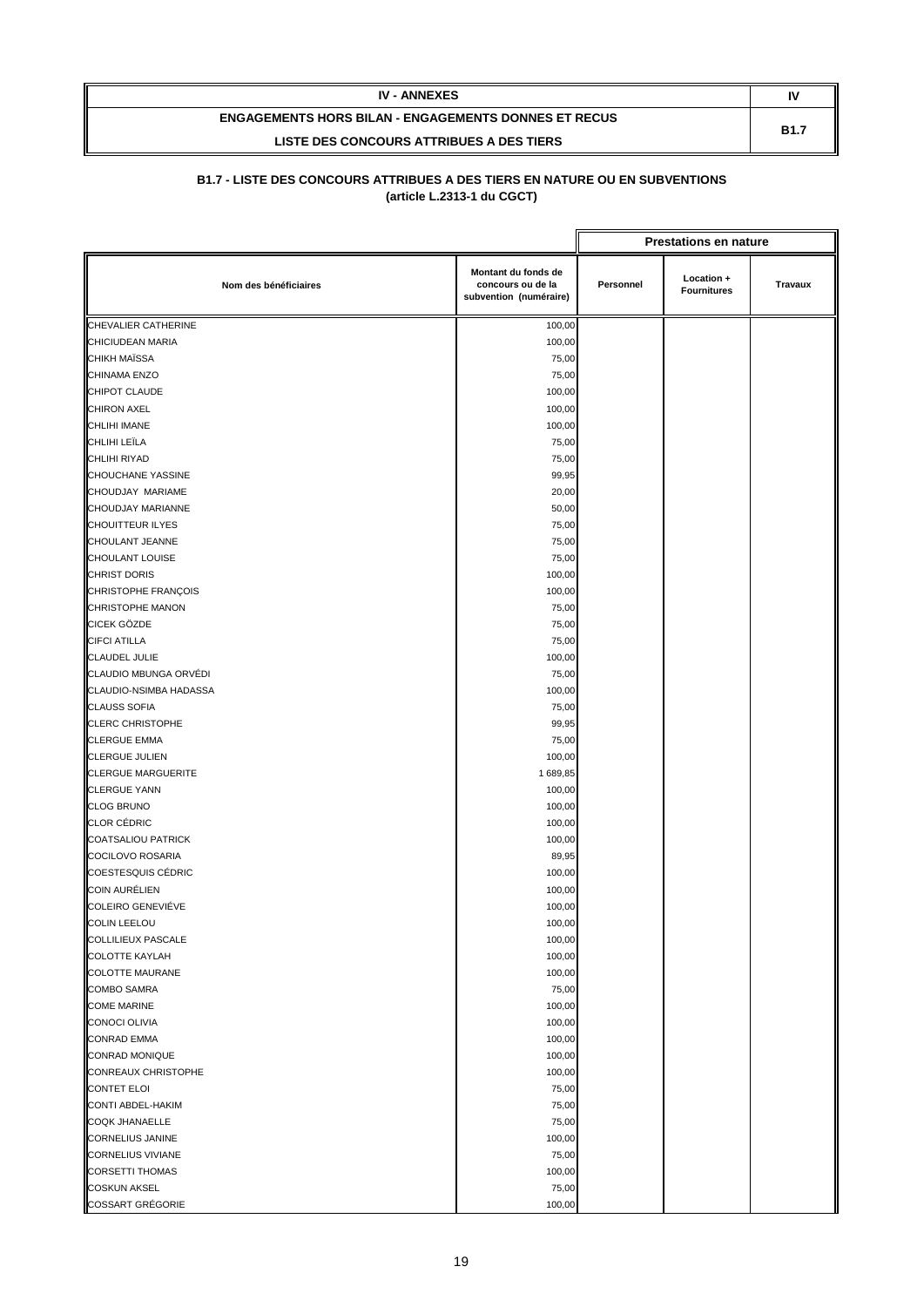| IV - ANNEXES | IV |
|---|---|
| ENGAGEMENTS HORS BILAN - ENGAGEMENTS DONNES ET RECUS<br>LISTE DES CONCOURS ATTRIBUES A DES TIERS | B1.7 |

**B1.7 - LISTE DES CONCOURS ATTRIBUES A DES TIERS EN NATURE OU EN SUBVENTIONS**
**(article L.2313-1 du CGCT)**

| | | Prestations en nature | | |
|---|---|---|---|---|
| Nom des bénéficiaires | Montant du fonds de concours ou de la subvention (numéraire) | Personnel | Location + Fournitures | Travaux |
| CHEVALIER CATHERINE | 100,00 | | | |
| CHICIUDEAN MARIA | 100,00 | | | |
| CHIKH MAÏSSA | 75,00 | | | |
| CHINAMA ENZO | 75,00 | | | |
| CHIPOT CLAUDE | 100,00 | | | |
| CHIRON AXEL | 100,00 | | | |
| CHLIHI IMANE | 100,00 | | | |
| CHLIHI LEÏLA | 75,00 | | | |
| CHLIHI RIYAD | 75,00 | | | |
| CHOUCHANE YASSINE | 99,95 | | | |
| CHOUDJAY MARIAME | 20,00 | | | |
| CHOUDJAY MARIANNE | 50,00 | | | |
| CHOUITTEUR ILYES | 75,00 | | | |
| CHOULANT JEANNE | 75,00 | | | |
| CHOULANT LOUISE | 75,00 | | | |
| CHRIST DORIS | 100,00 | | | |
| CHRISTOPHE FRANÇOIS | 100,00 | | | |
| CHRISTOPHE MANON | 75,00 | | | |
| CICEK GÖZDE | 75,00 | | | |
| CIFCI ATILLA | 75,00 | | | |
| CLAUDEL JULIE | 100,00 | | | |
| CLAUDIO MBUNGA ORVÉDI | 75,00 | | | |
| CLAUDIO-NSIMBA HADASSA | 100,00 | | | |
| CLAUSS SOFIA | 75,00 | | | |
| CLERC CHRISTOPHE | 99,95 | | | |
| CLERGUE EMMA | 75,00 | | | |
| CLERGUE JULIEN | 100,00 | | | |
| CLERGUE MARGUERITE | 1 689,85 | | | |
| CLERGUE YANN | 100,00 | | | |
| CLOG BRUNO | 100,00 | | | |
| CLOR CÉDRIC | 100,00 | | | |
| COATSALIOU PATRICK | 100,00 | | | |
| COCILOVO ROSARIA | 89,95 | | | |
| COESTESQUIS CÉDRIC | 100,00 | | | |
| COIN AURÉLIEN | 100,00 | | | |
| COLEIRO GENEVIÉVE | 100,00 | | | |
| COLIN LEELOU | 100,00 | | | |
| COLLILIEUX PASCALE | 100,00 | | | |
| COLOTTE KAYLAH | 100,00 | | | |
| COLOTTE MAURANE | 100,00 | | | |
| COMBO SAMRA | 75,00 | | | |
| COME MARINE | 100,00 | | | |
| CONOCI OLIVIA | 100,00 | | | |
| CONRAD EMMA | 100,00 | | | |
| CONRAD MONIQUE | 100,00 | | | |
| CONREAUX CHRISTOPHE | 100,00 | | | |
| CONTET ELOI | 75,00 | | | |
| CONTI ABDEL-HAKIM | 75,00 | | | |
| COQK JHANAELLE | 75,00 | | | |
| CORNELIUS JANINE | 100,00 | | | |
| CORNELIUS VIVIANE | 75,00 | | | |
| CORSETTI THOMAS | 100,00 | | | |
| COSKUN AKSEL | 75,00 | | | |
| COSSART GRÉGORIE | 100,00 | | | |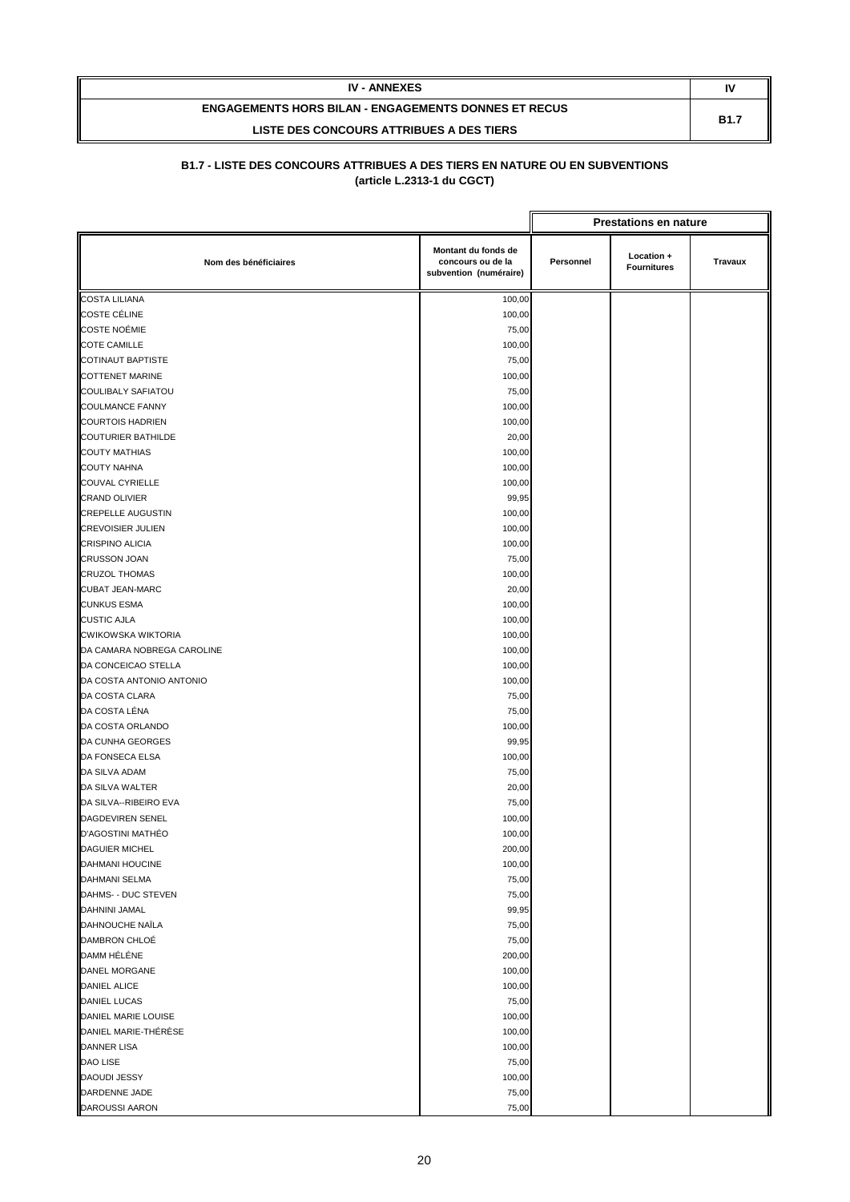| IV - ANNEXES | IV |
|---|---|
| ENGAGEMENTS HORS BILAN - ENGAGEMENTS DONNES ET RECUS<br>LISTE DES CONCOURS ATTRIBUES A DES TIERS | B1.7 |

**B1.7 - LISTE DES CONCOURS ATTRIBUES A DES TIERS EN NATURE OU EN SUBVENTIONS**
**(article L.2313-1 du CGCT)**

| | | Prestations en nature | | |
|---|---|---|---|---|
| Nom des bénéficiaires | Montant du fonds de concours ou de la subvention (numéraire) | Personnel | Location + Fournitures | Travaux |
| COSTA LILIANA | 100,00 | | | |
| COSTE CÉLINE | 100,00 | | | |
| COSTE NOÉMIE | 75,00 | | | |
| COTE CAMILLE | 100,00 | | | |
| COTINAUT BAPTISTE | 75,00 | | | |
| COTTENET MARINE | 100,00 | | | |
| COULIBALY SAFIATOU | 75,00 | | | |
| COULMANCE FANNY | 100,00 | | | |
| COURTOIS HADRIEN | 100,00 | | | |
| COUTURIER BATHILDE | 20,00 | | | |
| COUTY MATHIAS | 100,00 | | | |
| COUTY NAHNA | 100,00 | | | |
| COUVAL CYRIELLE | 100,00 | | | |
| CRAND OLIVIER | 99,95 | | | |
| CREPELLE AUGUSTIN | 100,00 | | | |
| CREVOISIER JULIEN | 100,00 | | | |
| CRISPINO ALICIA | 100,00 | | | |
| CRUSSON JOAN | 75,00 | | | |
| CRUZOL THOMAS | 100,00 | | | |
| CUBAT JEAN-MARC | 20,00 | | | |
| CUNKUS ESMA | 100,00 | | | |
| CUSTIC AJLA | 100,00 | | | |
| CWIKOWSKA WIKTORIA | 100,00 | | | |
| DA CAMARA NOBREGA CAROLINE | 100,00 | | | |
| DA CONCEICAO STELLA | 100,00 | | | |
| DA COSTA ANTONIO ANTONIO | 100,00 | | | |
| DA COSTA CLARA | 75,00 | | | |
| DA COSTA LÉNA | 75,00 | | | |
| DA COSTA ORLANDO | 100,00 | | | |
| DA CUNHA GEORGES | 99,95 | | | |
| DA FONSECA ELSA | 100,00 | | | |
| DA SILVA ADAM | 75,00 | | | |
| DA SILVA WALTER | 20,00 | | | |
| DA SILVA--RIBEIRO EVA | 75,00 | | | |
| DAGDEVIREN SENEL | 100,00 | | | |
| D'AGOSTINI MATHÉO | 100,00 | | | |
| DAGUIER MICHEL | 200,00 | | | |
| DAHMANI HOUCINE | 100,00 | | | |
| DAHMANI SELMA | 75,00 | | | |
| DAHMS- - DUC STEVEN | 75,00 | | | |
| DAHNINI JAMAL | 99,95 | | | |
| DAHNOUCHE NAÏLA | 75,00 | | | |
| DAMBRON CHLOÉ | 75,00 | | | |
| DAMM HÉLÈNE | 200,00 | | | |
| DANEL MORGANE | 100,00 | | | |
| DANIEL ALICE | 100,00 | | | |
| DANIEL LUCAS | 75,00 | | | |
| DANIEL MARIE LOUISE | 100,00 | | | |
| DANIEL MARIE-THÉRÈSE | 100,00 | | | |
| DANNER LISA | 100,00 | | | |
| DAO LISE | 75,00 | | | |
| DAOUDI JESSY | 100,00 | | | |
| DARDENNE JADE | 75,00 | | | |
| DAROUSSI AARON | 75,00 | | | |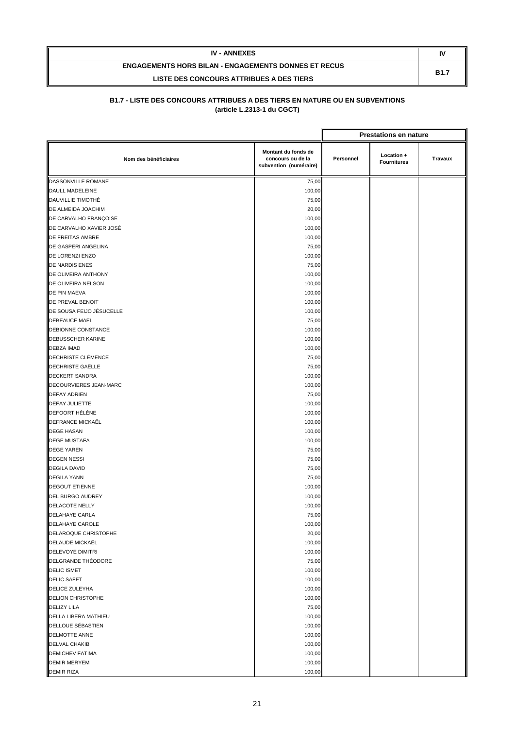| IV - ANNEXES | IV |
|---|---|
| ENGAGEMENTS HORS BILAN - ENGAGEMENTS DONNES ET RECUS<br>LISTE DES CONCOURS ATTRIBUES A DES TIERS | B1.7 |

**B1.7 - LISTE DES CONCOURS ATTRIBUES A DES TIERS EN NATURE OU EN SUBVENTIONS**
**(article L.2313-1 du CGCT)**

| | | Prestations en nature | | |
|---|---|---|---|---|
| **Nom des bénéficiaires** | **Montant du fonds de concours ou de la subvention (numéraire)** | **Personnel** | **Location + Fournitures** | **Travaux** |
| DASSONVILLE ROMANE | 75,00 | | | |
| DAULL MADELEINE | 100,00 | | | |
| DAUVILLIE TIMOTHÉ | 75,00 | | | |
| DE ALMEIDA JOACHIM | 20,00 | | | |
| DE CARVALHO FRANÇOISE | 100,00 | | | |
| DE CARVALHO XAVIER JOSÉ | 100,00 | | | |
| DE FREITAS AMBRE | 100,00 | | | |
| DE GASPERI ANGELINA | 75,00 | | | |
| DE LORENZI ENZO | 100,00 | | | |
| DE NARDIS ENES | 75,00 | | | |
| DE OLIVEIRA ANTHONY | 100,00 | | | |
| DE OLIVEIRA NELSON | 100,00 | | | |
| DE PIN MAEVA | 100,00 | | | |
| DE PREVAL BENOIT | 100,00 | | | |
| DE SOUSA FEIJO JÉSUCELLE | 100,00 | | | |
| DEBEAUCE MAEL | 75,00 | | | |
| DEBIONNE CONSTANCE | 100,00 | | | |
| DEBUSSCHER KARINE | 100,00 | | | |
| DEBZA IMAD | 100,00 | | | |
| DECHRISTE CLÉMENCE | 75,00 | | | |
| DECHRISTE GAËLLE | 75,00 | | | |
| DECKERT SANDRA | 100,00 | | | |
| DECOURVIERES JEAN-MARC | 100,00 | | | |
| DEFAY ADRIEN | 75,00 | | | |
| DEFAY JULIETTE | 100,00 | | | |
| DEFOORT HÉLÈNE | 100,00 | | | |
| DEFRANCE MICKAËL | 100,00 | | | |
| DEGE HASAN | 100,00 | | | |
| DEGE MUSTAFA | 100,00 | | | |
| DEGE YAREN | 75,00 | | | |
| DEGEN NESSI | 75,00 | | | |
| DEGILA DAVID | 75,00 | | | |
| DEGILA YANN | 75,00 | | | |
| DEGOUT ETIENNE | 100,00 | | | |
| DEL BURGO AUDREY | 100,00 | | | |
| DELACOTE NELLY | 100,00 | | | |
| DELAHAYE CARLA | 75,00 | | | |
| DELAHAYE CAROLE | 100,00 | | | |
| DELAROQUE CHRISTOPHE | 20,00 | | | |
| DELAUDE MICKAËL | 100,00 | | | |
| DELEVOYE DIMITRI | 100,00 | | | |
| DELGRANDE THÉODORE | 75,00 | | | |
| DELIC ISMET | 100,00 | | | |
| DELIC SAFET | 100,00 | | | |
| DELICE ZULEYHA | 100,00 | | | |
| DELION CHRISTOPHE | 100,00 | | | |
| DELIZY LILA | 75,00 | | | |
| DELLA LIBERA MATHIEU | 100,00 | | | |
| DELLOUE SÉBASTIEN | 100,00 | | | |
| DELMOTTE ANNE | 100,00 | | | |
| DELVAL CHAKIB | 100,00 | | | |
| DEMICHEV FATIMA | 100,00 | | | |
| DEMIR MERYEM | 100,00 | | | |
| DEMIR RIZA | 100,00 | | | |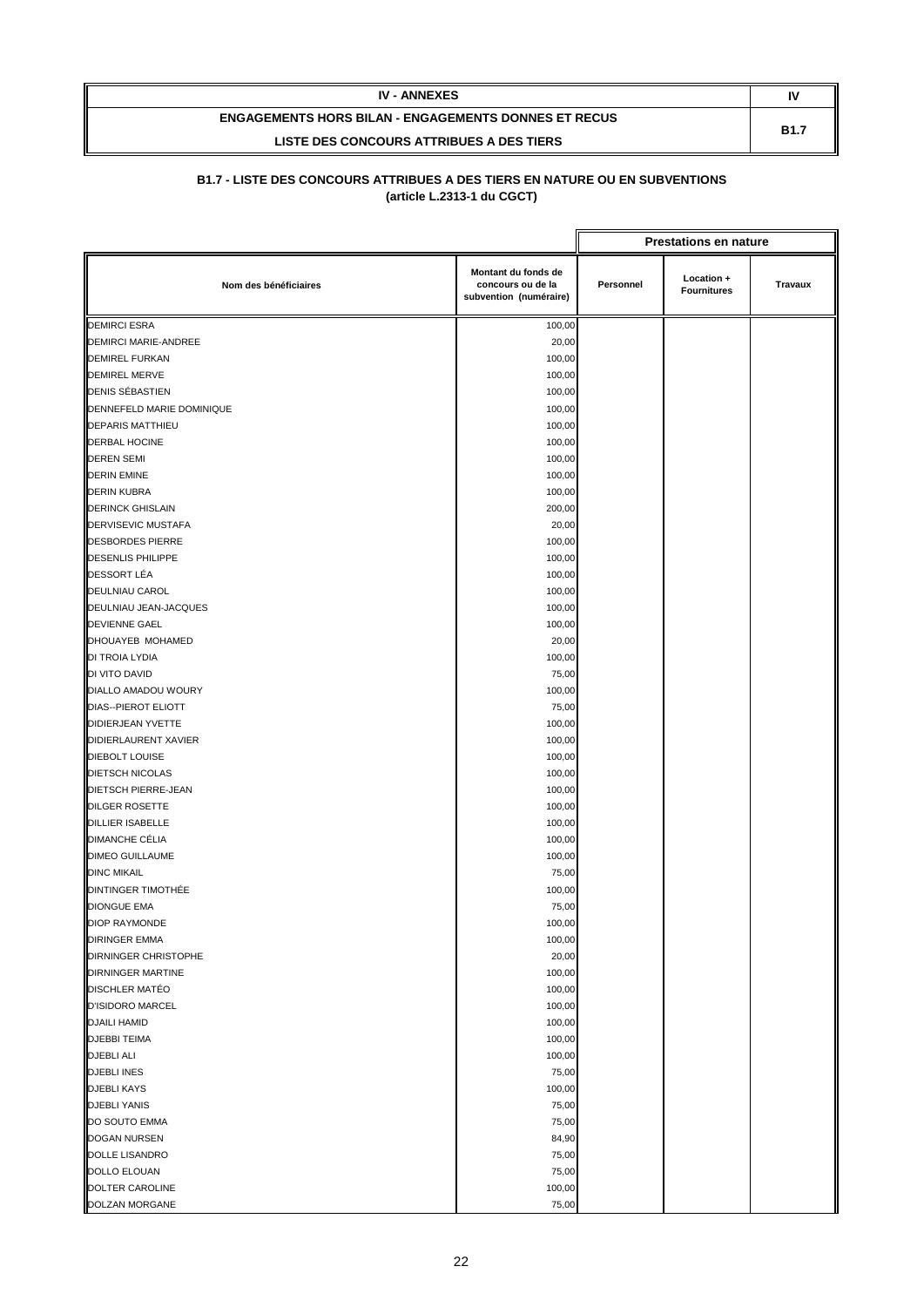| IV - ANNEXES | IV |
|---|---|
| ENGAGEMENTS HORS BILAN - ENGAGEMENTS DONNES ET RECUS | B1.7 |
| LISTE DES CONCOURS ATTRIBUES A DES TIERS | |

## B1.7 - LISTE DES CONCOURS ATTRIBUES A DES TIERS EN NATURE OU EN SUBVENTIONS
### (article L.2313-1 du CGCT)

| | | Prestations en nature | | |
|---|---|---|---|---|
| Nom des bénéficiaires | Montant du fonds de concours ou de la subvention (numéraire) | Personnel | Location + Fournitures | Travaux |
| DEMIRCI ESRA | 100,00 | | | |
| DEMIRCI MARIE-ANDREE | 20,00 | | | |
| DEMIREL FURKAN | 100,00 | | | |
| DEMIREL MERVE | 100,00 | | | |
| DENIS SÉBASTIEN | 100,00 | | | |
| DENNEFELD MARIE DOMINIQUE | 100,00 | | | |
| DEPARIS MATTHIEU | 100,00 | | | |
| DERBAL HOCINE | 100,00 | | | |
| DEREN SEMI | 100,00 | | | |
| DERIN EMINE | 100,00 | | | |
| DERIN KUBRA | 100,00 | | | |
| DERINCK GHISLAIN | 200,00 | | | |
| DERVISEVIC MUSTAFA | 20,00 | | | |
| DESBORDES PIERRE | 100,00 | | | |
| DESENLIS PHILIPPE | 100,00 | | | |
| DESSORT LÉA | 100,00 | | | |
| DEULNIAU CAROL | 100,00 | | | |
| DEULNIAU JEAN-JACQUES | 100,00 | | | |
| DEVIENNE GAEL | 100,00 | | | |
| DHOUAYEB MOHAMED | 20,00 | | | |
| DI TROIA LYDIA | 100,00 | | | |
| DI VITO DAVID | 75,00 | | | |
| DIALLO AMADOU WOURY | 100,00 | | | |
| DIAS--PIEROT ELIOTT | 75,00 | | | |
| DIDIERJEAN YVETTE | 100,00 | | | |
| DIDIERLAURENT XAVIER | 100,00 | | | |
| DIEBOLT LOUISE | 100,00 | | | |
| DIETSCH NICOLAS | 100,00 | | | |
| DIETSCH PIERRE-JEAN | 100,00 | | | |
| DILGER ROSETTE | 100,00 | | | |
| DILLIER ISABELLE | 100,00 | | | |
| DIMANCHE CÉLIA | 100,00 | | | |
| DIMEO GUILLAUME | 100,00 | | | |
| DINC MIKAIL | 75,00 | | | |
| DINTINGER TIMOTHÉE | 100,00 | | | |
| DIONGUE EMA | 75,00 | | | |
| DIOP RAYMONDE | 100,00 | | | |
| DIRINGER EMMA | 100,00 | | | |
| DIRNINGER CHRISTOPHE | 20,00 | | | |
| DIRNINGER MARTINE | 100,00 | | | |
| DISCHLER MATÉO | 100,00 | | | |
| D'ISIDORO MARCEL | 100,00 | | | |
| DJAILI HAMID | 100,00 | | | |
| DJEBBI TEIMA | 100,00 | | | |
| DJEBLI ALI | 100,00 | | | |
| DJEBLI INES | 75,00 | | | |
| DJEBLI KAYS | 100,00 | | | |
| DJEBLI YANIS | 75,00 | | | |
| DO SOUTO EMMA | 75,00 | | | |
| DOGAN NURSEN | 84,90 | | | |
| DOLLE LISANDRO | 75,00 | | | |
| DOLLO ELOUAN | 75,00 | | | |
| DOLTER CAROLINE | 100,00 | | | |
| DOLZAN MORGANE | 75,00 | | | |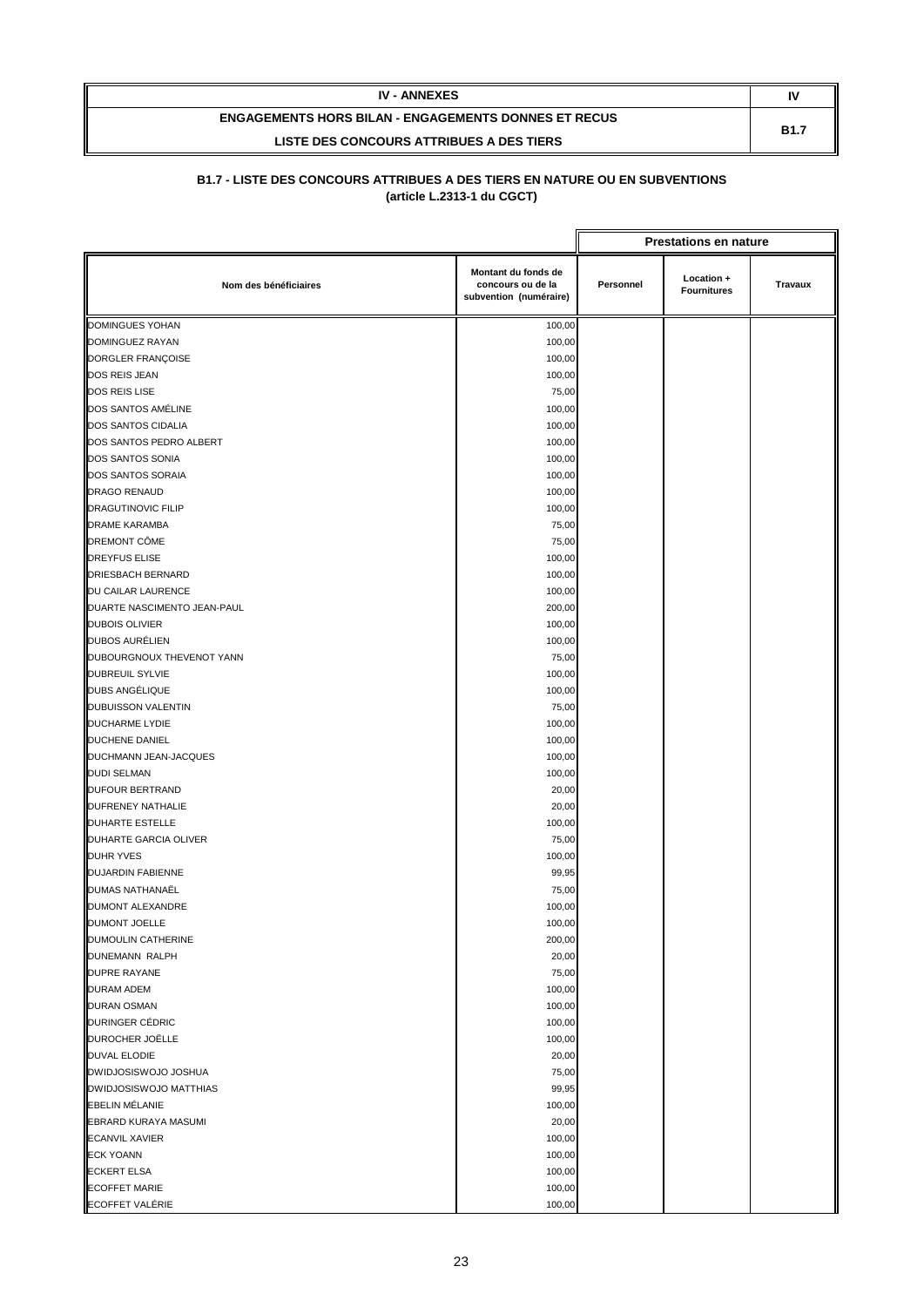| IV - ANNEXES | IV |
|---|---|
| ENGAGEMENTS HORS BILAN - ENGAGEMENTS DONNES ET RECUS<br>LISTE DES CONCOURS ATTRIBUES A DES TIERS | B1.7 |

## B1.7 - LISTE DES CONCOURS ATTRIBUES A DES TIERS EN NATURE OU EN SUBVENTIONS
## (article L.2313-1 du CGCT)

| | | Prestations en nature | | |
|---|---|---|---|---|
| **Nom des bénéficiaires** | **Montant du fonds de concours ou de la subvention (numéraire)** | **Personnel** | **Location + Fournitures** | **Travaux** |
| DOMINGUES YOHAN | 100,00 | | | |
| DOMINGUEZ RAYAN | 100,00 | | | |
| DORGLER FRANÇOISE | 100,00 | | | |
| DOS REIS JEAN | 100,00 | | | |
| DOS REIS LISE | 75,00 | | | |
| DOS SANTOS AMÉLINE | 100,00 | | | |
| DOS SANTOS CIDALIA | 100,00 | | | |
| DOS SANTOS PEDRO ALBERT | 100,00 | | | |
| DOS SANTOS SONIA | 100,00 | | | |
| DOS SANTOS SORAIA | 100,00 | | | |
| DRAGO RENAUD | 100,00 | | | |
| DRAGUTINOVIC FILIP | 100,00 | | | |
| DRAME KARAMBA | 75,00 | | | |
| DREMONT CÔME | 75,00 | | | |
| DREYFUS ELISE | 100,00 | | | |
| DRIESBACH BERNARD | 100,00 | | | |
| DU CAILAR LAURENCE | 100,00 | | | |
| DUARTE NASCIMENTO JEAN-PAUL | 200,00 | | | |
| DUBOIS OLIVIER | 100,00 | | | |
| DUBOS AURÉLIEN | 100,00 | | | |
| DUBOURGNOUX THEVENOT YANN | 75,00 | | | |
| DUBREUIL SYLVIE | 100,00 | | | |
| DUBS ANGÉLIQUE | 100,00 | | | |
| DUBUISSON VALENTIN | 75,00 | | | |
| DUCHARME LYDIE | 100,00 | | | |
| DUCHENE DANIEL | 100,00 | | | |
| DUCHMANN JEAN-JACQUES | 100,00 | | | |
| DUDI SELMAN | 100,00 | | | |
| DUFOUR BERTRAND | 20,00 | | | |
| DUFRENEY NATHALIE | 20,00 | | | |
| DUHARTE ESTELLE | 100,00 | | | |
| DUHARTE GARCIA OLIVER | 75,00 | | | |
| DUHR YVES | 100,00 | | | |
| DUJARDIN FABIENNE | 99,95 | | | |
| DUMAS NATHANAËL | 75,00 | | | |
| DUMONT ALEXANDRE | 100,00 | | | |
| DUMONT JOELLE | 100,00 | | | |
| DUMOULIN CATHERINE | 200,00 | | | |
| DUNEMANN RALPH | 20,00 | | | |
| DUPRE RAYANE | 75,00 | | | |
| DURAM ADEM | 100,00 | | | |
| DURAN OSMAN | 100,00 | | | |
| DURINGER CÉDRIC | 100,00 | | | |
| DUROCHER JOËLLE | 100,00 | | | |
| DUVAL ELODIE | 20,00 | | | |
| DWIDJOSISWOJO JOSHUA | 75,00 | | | |
| DWIDJOSISWOJO MATTHIAS | 99,95 | | | |
| EBELIN MÉLANIE | 100,00 | | | |
| EBRARD KURAYA MASUMI | 20,00 | | | |
| ECANVIL XAVIER | 100,00 | | | |
| ECK YOANN | 100,00 | | | |
| ECKERT ELSA | 100,00 | | | |
| ECOFFET MARIE | 100,00 | | | |
| ECOFFET VALÉRIE | 100,00 | | | |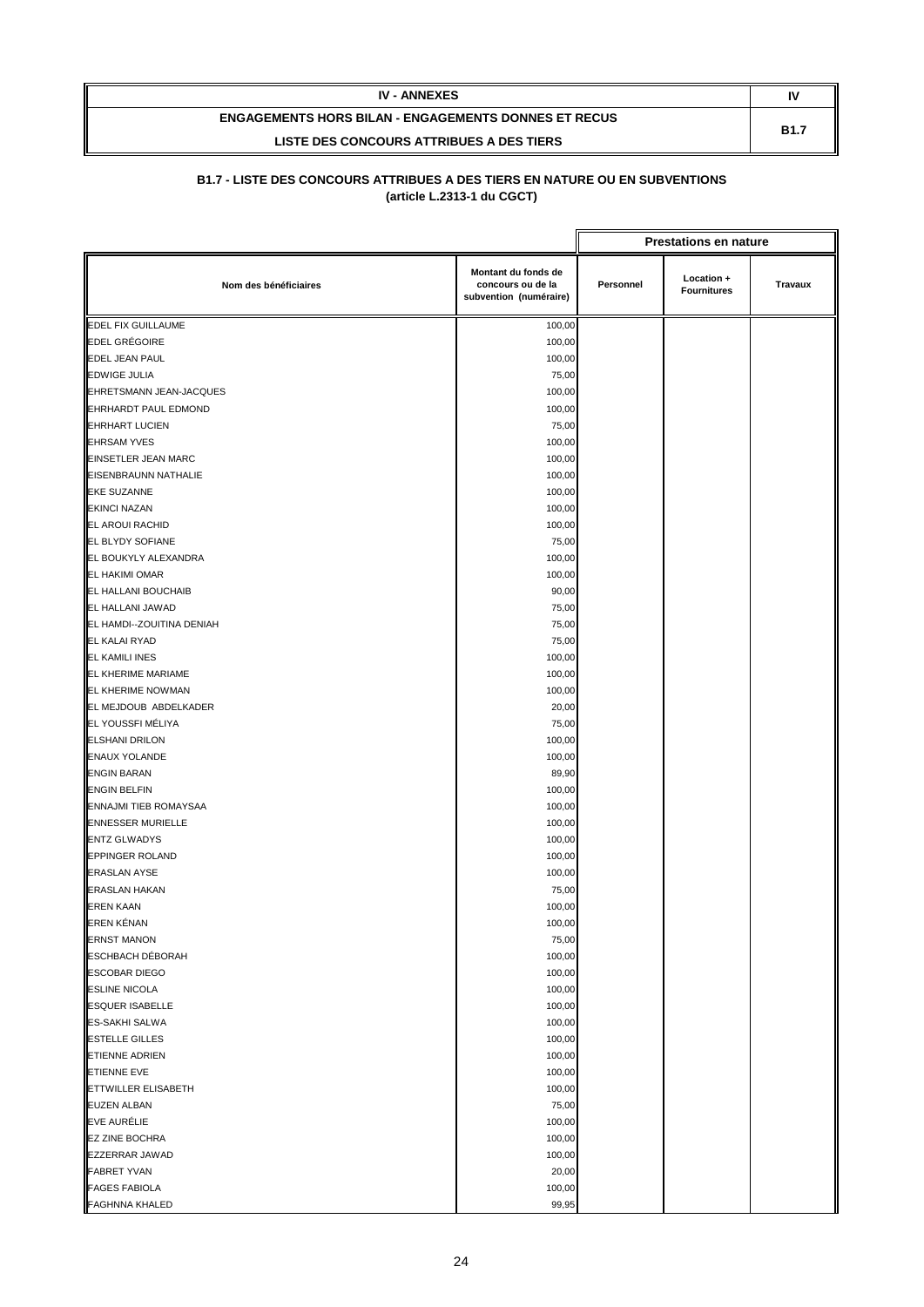| IV - ANNEXES | IV |
| --- | --- |
| ENGAGEMENTS HORS BILAN - ENGAGEMENTS DONNES ET RECUS<br>LISTE DES CONCOURS ATTRIBUES A DES TIERS | B1.7 |

**B1.7 - LISTE DES CONCOURS ATTRIBUES A DES TIERS EN NATURE OU EN SUBVENTIONS**
**(article L.2313-1 du CGCT)**

| | | Prestations en nature | | |
| --- | --- | --- | --- | --- |
| Nom des bénéficiaires | Montant du fonds de concours ou de la subvention (numéraire) | Personnel | Location + Fournitures | Travaux |
| EDEL FIX GUILLAUME | 100,00 | | | |
| EDEL GRÉGOIRE | 100,00 | | | |
| EDEL JEAN PAUL | 100,00 | | | |
| EDWIGE JULIA | 75,00 | | | |
| EHRETSMANN JEAN-JACQUES | 100,00 | | | |
| EHRHARDT PAUL EDMOND | 100,00 | | | |
| EHRHART LUCIEN | 75,00 | | | |
| EHRSAM YVES | 100,00 | | | |
| EINSETLER JEAN MARC | 100,00 | | | |
| EISENBRAUNN NATHALIE | 100,00 | | | |
| EKE SUZANNE | 100,00 | | | |
| EKINCI NAZAN | 100,00 | | | |
| EL AROUI RACHID | 100,00 | | | |
| EL BLYDY SOFIANE | 75,00 | | | |
| EL BOUKYLY ALEXANDRA | 100,00 | | | |
| EL HAKIMI OMAR | 100,00 | | | |
| EL HALLANI BOUCHAIB | 90,00 | | | |
| EL HALLANI JAWAD | 75,00 | | | |
| EL HAMDI--ZOUITINA DENIAH | 75,00 | | | |
| EL KALAI RYAD | 75,00 | | | |
| EL KAMILI INES | 100,00 | | | |
| EL KHERIME MARIAME | 100,00 | | | |
| EL KHERIME NOWMAN | 100,00 | | | |
| EL MEJDOUB ABDELKADER | 20,00 | | | |
| EL YOUSSFI MÉLIYA | 75,00 | | | |
| ELSHANI DRILON | 100,00 | | | |
| ENAUX YOLANDE | 100,00 | | | |
| ENGIN BARAN | 89,90 | | | |
| ENGIN BELFIN | 100,00 | | | |
| ENNAJMI TIEB ROMAYSAA | 100,00 | | | |
| ENNESSER MURIELLE | 100,00 | | | |
| ENTZ GLWADYS | 100,00 | | | |
| EPPINGER ROLAND | 100,00 | | | |
| ERASLAN AYSE | 100,00 | | | |
| ERASLAN HAKAN | 75,00 | | | |
| EREN KAAN | 100,00 | | | |
| EREN KÉNAN | 100,00 | | | |
| ERNST MANON | 75,00 | | | |
| ESCHBACH DÉBORAH | 100,00 | | | |
| ESCOBAR DIEGO | 100,00 | | | |
| ESLINE NICOLA | 100,00 | | | |
| ESQUER ISABELLE | 100,00 | | | |
| ES-SAKHI SALWA | 100,00 | | | |
| ESTELLE GILLES | 100,00 | | | |
| ETIENNE ADRIEN | 100,00 | | | |
| ETIENNE EVE | 100,00 | | | |
| ETTWILLER ELISABETH | 100,00 | | | |
| EUZEN ALBAN | 75,00 | | | |
| EVE AURÉLIE | 100,00 | | | |
| EZ ZINE BOCHRA | 100,00 | | | |
| EZZERRAR JAWAD | 100,00 | | | |
| FABRET YVAN | 20,00 | | | |
| FAGES FABIOLA | 100,00 | | | |
| FAGHNNA KHALED | 99,95 | | | |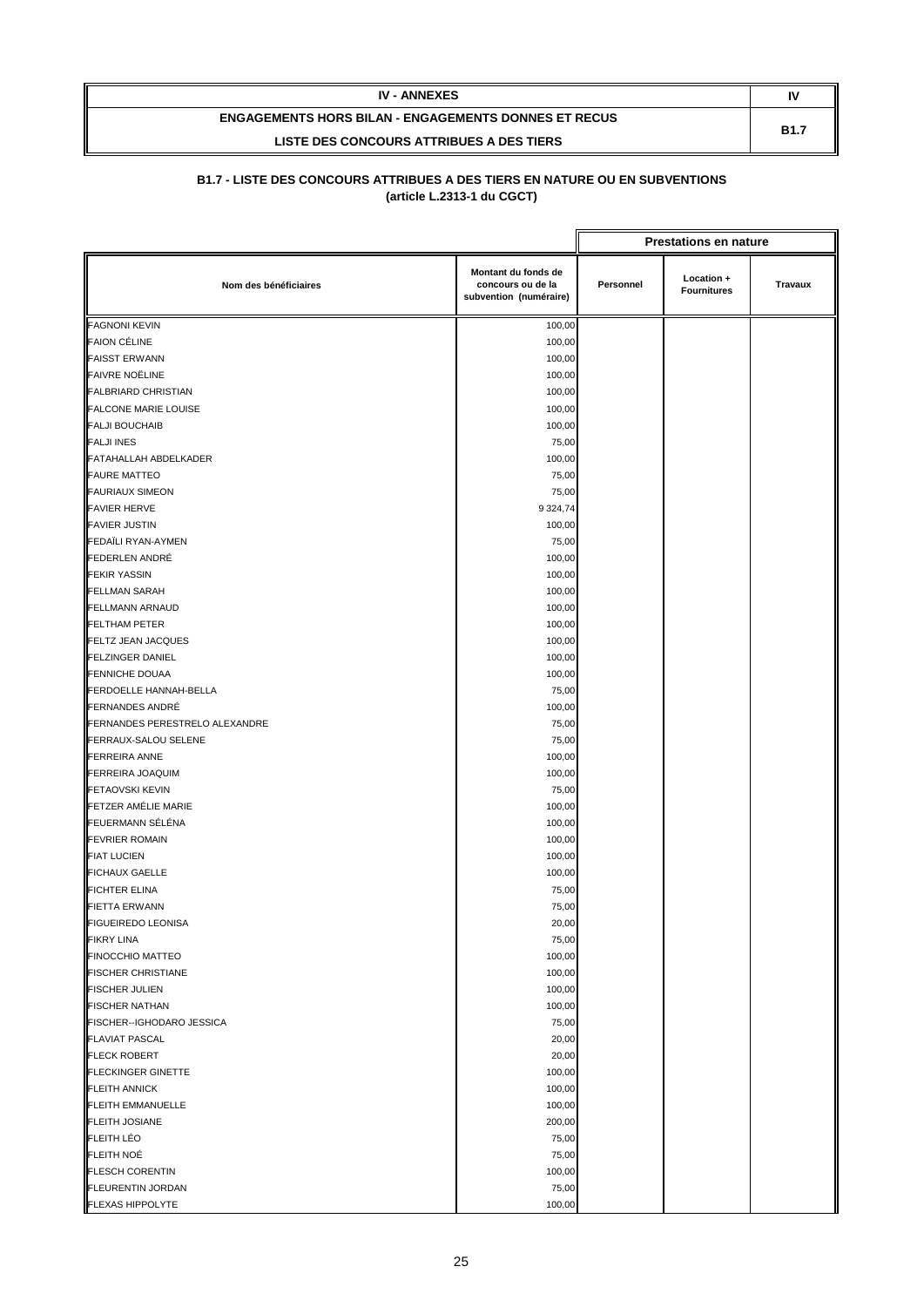| IV - ANNEXES | IV |
|---|---|
| ENGAGEMENTS HORS BILAN - ENGAGEMENTS DONNES ET RECUS<br>LISTE DES CONCOURS ATTRIBUES A DES TIERS | B1.7 |

**B1.7 - LISTE DES CONCOURS ATTRIBUES A DES TIERS EN NATURE OU EN SUBVENTIONS**
**(article L.2313-1 du CGCT)**

| | | Prestations en nature | | |
|---|---|---|---|---|
| **Nom des bénéficiaires** | **Montant du fonds de concours ou de la subvention (numéraire)** | **Personnel** | **Location + Fournitures** | **Travaux** |
| FAGNONI KEVIN | 100,00 | | | |
| FAION CÉLINE | 100,00 | | | |
| FAISST ERWANN | 100,00 | | | |
| FAIVRE NOËLINE | 100,00 | | | |
| FALBRIARD CHRISTIAN | 100,00 | | | |
| FALCONE MARIE LOUISE | 100,00 | | | |
| FALJI BOUCHAIB | 100,00 | | | |
| FALJI INES | 75,00 | | | |
| FATAHALLAH ABDELKADER | 100,00 | | | |
| FAURE MATTEO | 75,00 | | | |
| FAURIAUX SIMEON | 75,00 | | | |
| FAVIER HERVE | 9 324,74 | | | |
| FAVIER JUSTIN | 100,00 | | | |
| FEDAÏLI RYAN-AYMEN | 75,00 | | | |
| FEDERLEN ANDRÉ | 100,00 | | | |
| FEKIR YASSIN | 100,00 | | | |
| FELLMAN SARAH | 100,00 | | | |
| FELLMANN ARNAUD | 100,00 | | | |
| FELTHAM PETER | 100,00 | | | |
| FELTZ JEAN JACQUES | 100,00 | | | |
| FELZINGER DANIEL | 100,00 | | | |
| FENNICHE DOUAA | 100,00 | | | |
| FERDOELLE HANNAH-BELLA | 75,00 | | | |
| FERNANDES ANDRÉ | 100,00 | | | |
| FERNANDES PERESTRELO ALEXANDRE | 75,00 | | | |
| FERRAUX-SALOU SELENE | 75,00 | | | |
| FERREIRA ANNE | 100,00 | | | |
| FERREIRA JOAQUIM | 100,00 | | | |
| FETAOVSKI KEVIN | 75,00 | | | |
| FETZER AMÉLIE MARIE | 100,00 | | | |
| FEUERMANN SÉLÉNA | 100,00 | | | |
| FEVRIER ROMAIN | 100,00 | | | |
| FIAT LUCIEN | 100,00 | | | |
| FICHAUX GAELLE | 100,00 | | | |
| FICHTER ELINA | 75,00 | | | |
| FIETTA ERWANN | 75,00 | | | |
| FIGUEIREDO LEONISA | 20,00 | | | |
| FIKRY LINA | 75,00 | | | |
| FINOCCHIO MATTEO | 100,00 | | | |
| FISCHER CHRISTIANE | 100,00 | | | |
| FISCHER JULIEN | 100,00 | | | |
| FISCHER NATHAN | 100,00 | | | |
| FISCHER--IGHODARO JESSICA | 75,00 | | | |
| FLAVIAT PASCAL | 20,00 | | | |
| FLECK ROBERT | 20,00 | | | |
| FLECKINGER GINETTE | 100,00 | | | |
| FLEITH ANNICK | 100,00 | | | |
| FLEITH EMMANUELLE | 100,00 | | | |
| FLEITH JOSIANE | 200,00 | | | |
| FLEITH LÉO | 75,00 | | | |
| FLEITH NOÉ | 75,00 | | | |
| FLESCH CORENTIN | 100,00 | | | |
| FLEURENTIN JORDAN | 75,00 | | | |
| FLEXAS HIPPOLYTE | 100,00 | | | |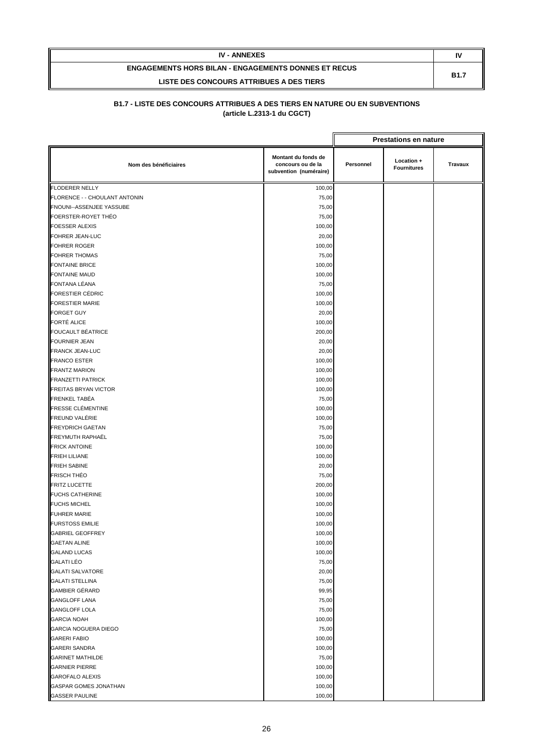| IV - ANNEXES | IV |
| --- | --- |
| ENGAGEMENTS HORS BILAN - ENGAGEMENTS DONNES ET RECUS<br>LISTE DES CONCOURS ATTRIBUES A DES TIERS | B1.7 |

### B1.7 - LISTE DES CONCOURS ATTRIBUES A DES TIERS EN NATURE OU EN SUBVENTIONS
### (article L.2313-1 du CGCT)

| | | Prestations en nature | | |
| --- | --- | --- | --- | --- |
| Nom des bénéficiaires | Montant du fonds de concours ou de la subvention (numéraire) | Personnel | Location + Fournitures | Travaux |
| FLODERER NELLY | 100,00 | | | |
| FLORENCE - - CHOULANT ANTONIN | 75,00 | | | |
| FNOUNI--ASSENJEE YASSUBE | 75,00 | | | |
| FOERSTER-ROYET THÉO | 75,00 | | | |
| FOESSER ALEXIS | 100,00 | | | |
| FOHRER JEAN-LUC | 20,00 | | | |
| FOHRER ROGER | 100,00 | | | |
| FOHRER THOMAS | 75,00 | | | |
| FONTAINE BRICE | 100,00 | | | |
| FONTAINE MAUD | 100,00 | | | |
| FONTANA LÉANA | 75,00 | | | |
| FORESTIER CÉDRIC | 100,00 | | | |
| FORESTIER MARIE | 100,00 | | | |
| FORGET GUY | 20,00 | | | |
| FORTÉ ALICE | 100,00 | | | |
| FOUCAULT BÉATRICE | 200,00 | | | |
| FOURNIER JEAN | 20,00 | | | |
| FRANCK JEAN-LUC | 20,00 | | | |
| FRANCO ESTER | 100,00 | | | |
| FRANTZ MARION | 100,00 | | | |
| FRANZETTI PATRICK | 100,00 | | | |
| FREITAS BRYAN VICTOR | 100,00 | | | |
| FRENKEL TABÉA | 75,00 | | | |
| FRESSE CLÉMENTINE | 100,00 | | | |
| FREUND VALÉRIE | 100,00 | | | |
| FREYDRICH GAETAN | 75,00 | | | |
| FREYMUTH RAPHAËL | 75,00 | | | |
| FRICK ANTOINE | 100,00 | | | |
| FRIEH LILIANE | 100,00 | | | |
| FRIEH SABINE | 20,00 | | | |
| FRISCH THÉO | 75,00 | | | |
| FRITZ LUCETTE | 200,00 | | | |
| FUCHS CATHERINE | 100,00 | | | |
| FUCHS MICHEL | 100,00 | | | |
| FUHRER MARIE | 100,00 | | | |
| FURSTOSS EMILIE | 100,00 | | | |
| GABRIEL GEOFFREY | 100,00 | | | |
| GAETAN ALINE | 100,00 | | | |
| GALAND LUCAS | 100,00 | | | |
| GALATI LÉO | 75,00 | | | |
| GALATI SALVATORE | 20,00 | | | |
| GALATI STELLINA | 75,00 | | | |
| GAMBIER GÉRARD | 99,95 | | | |
| GANGLOFF LANA | 75,00 | | | |
| GANGLOFF LOLA | 75,00 | | | |
| GARCIA NOAH | 100,00 | | | |
| GARCIA NOGUERA DIEGO | 75,00 | | | |
| GARERI FABIO | 100,00 | | | |
| GARERI SANDRA | 100,00 | | | |
| GARINET MATHILDE | 75,00 | | | |
| GARNIER PIERRE | 100,00 | | | |
| GAROFALO ALEXIS | 100,00 | | | |
| GASPAR GOMES JONATHAN | 100,00 | | | |
| GASSER PAULINE | 100,00 | | | |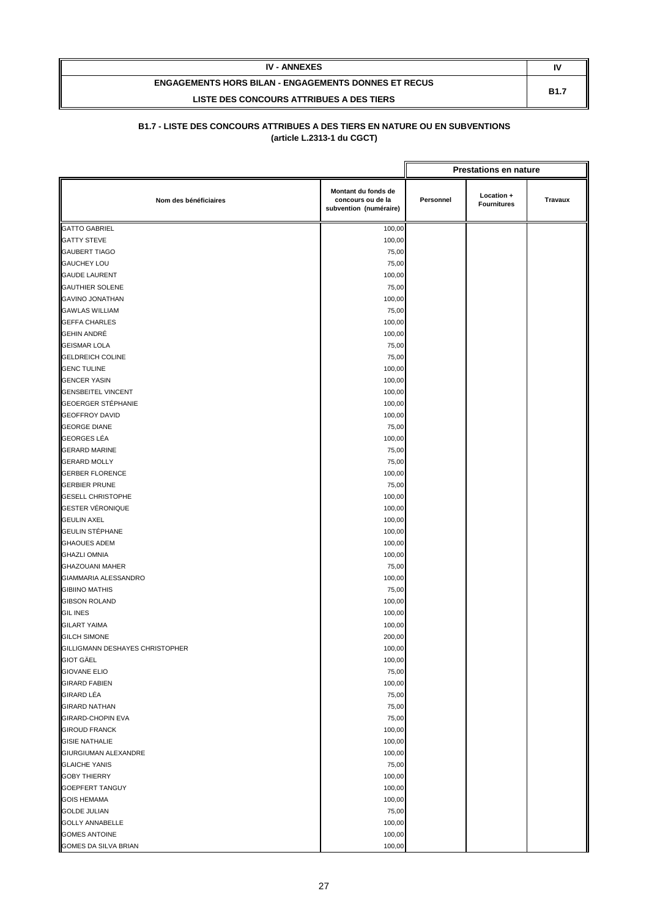| IV - ANNEXES | IV |
|---|---|
| ENGAGEMENTS HORS BILAN - ENGAGEMENTS DONNES ET RECUS<br>LISTE DES CONCOURS ATTRIBUES A DES TIERS | B1.7 |

**B1.7 - LISTE DES CONCOURS ATTRIBUES A DES TIERS EN NATURE OU EN SUBVENTIONS**
**(article L.2313-1 du CGCT)**

| | | Prestations en nature | | |
|---|---|---|---|---|
| **Nom des bénéficiaires** | **Montant du fonds de concours ou de la subvention (numéraire)** | **Personnel** | **Location + Fournitures** | **Travaux** |
| GATTO GABRIEL | 100,00 | | | |
| GATTY STEVE | 100,00 | | | |
| GAUBERT TIAGO | 75,00 | | | |
| GAUCHEY LOU | 75,00 | | | |
| GAUDE LAURENT | 100,00 | | | |
| GAUTHIER SOLENE | 75,00 | | | |
| GAVINO JONATHAN | 100,00 | | | |
| GAWLAS WILLIAM | 75,00 | | | |
| GEFFA CHARLES | 100,00 | | | |
| GEHIN ANDRÉ | 100,00 | | | |
| GEISMAR LOLA | 75,00 | | | |
| GELDREICH COLINE | 75,00 | | | |
| GENC TULINE | 100,00 | | | |
| GENCER YASIN | 100,00 | | | |
| GENSBEITEL VINCENT | 100,00 | | | |
| GEOERGER STÉPHANIE | 100,00 | | | |
| GEOFFROY DAVID | 100,00 | | | |
| GEORGE DIANE | 75,00 | | | |
| GEORGES LÉA | 100,00 | | | |
| GERARD MARINE | 75,00 | | | |
| GERARD MOLLY | 75,00 | | | |
| GERBER FLORENCE | 100,00 | | | |
| GERBIER PRUNE | 75,00 | | | |
| GESELL CHRISTOPHE | 100,00 | | | |
| GESTER VÉRONIQUE | 100,00 | | | |
| GEULIN AXEL | 100,00 | | | |
| GEULIN STÉPHANE | 100,00 | | | |
| GHAOUES ADEM | 100,00 | | | |
| GHAZLI OMNIA | 100,00 | | | |
| GHAZOUANI MAHER | 75,00 | | | |
| GIAMMARIA ALESSANDRO | 100,00 | | | |
| GIBIINO MATHIS | 75,00 | | | |
| GIBSON ROLAND | 100,00 | | | |
| GIL INES | 100,00 | | | |
| GILART YAIMA | 100,00 | | | |
| GILCH SIMONE | 200,00 | | | |
| GILLIGMANN DESHAYES CHRISTOPHER | 100,00 | | | |
| GIOT GÄEL | 100,00 | | | |
| GIOVANE ELIO | 75,00 | | | |
| GIRARD FABIEN | 100,00 | | | |
| GIRARD LÉA | 75,00 | | | |
| GIRARD NATHAN | 75,00 | | | |
| GIRARD-CHOPIN EVA | 75,00 | | | |
| GIROUD FRANCK | 100,00 | | | |
| GISIE NATHALIE | 100,00 | | | |
| GIURGIUMAN ALEXANDRE | 100,00 | | | |
| GLAICHE YANIS | 75,00 | | | |
| GOBY THIERRY | 100,00 | | | |
| GOEPFERT TANGUY | 100,00 | | | |
| GOIS HEMAMA | 100,00 | | | |
| GOLDE JULIAN | 75,00 | | | |
| GOLLY ANNABELLE | 100,00 | | | |
| GOMES ANTOINE | 100,00 | | | |
| GOMES DA SILVA BRIAN | 100,00 | | | |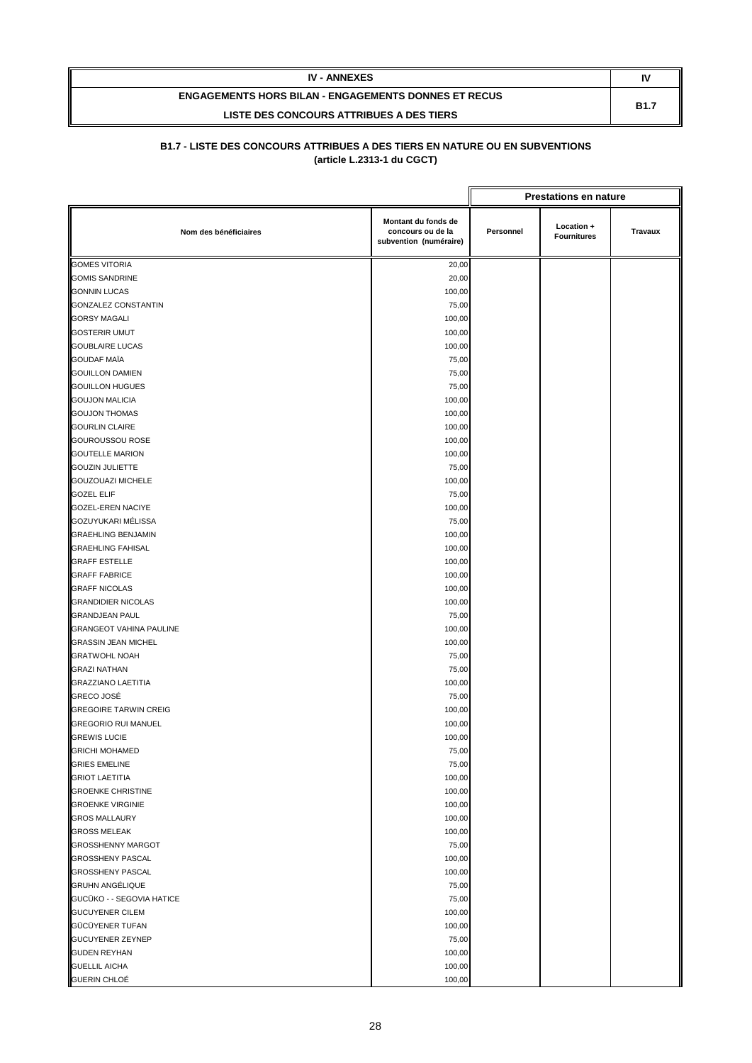| IV - ANNEXES | IV |
|---|---|
| ENGAGEMENTS HORS BILAN - ENGAGEMENTS DONNES ET RECUS<br>LISTE DES CONCOURS ATTRIBUES A DES TIERS | B1.7 |

**B1.7 - LISTE DES CONCOURS ATTRIBUES A DES TIERS EN NATURE OU EN SUBVENTIONS**
**(article L.2313-1 du CGCT)**

| | | Prestations en nature | | |
|---|---|---|---|---|
| **Nom des bénéficiaires** | **Montant du fonds de concours ou de la subvention (numéraire)** | **Personnel** | **Location + Fournitures** | **Travaux** |
| GOMES VITORIA | 20,00 | | | |
| GOMIS SANDRINE | 20,00 | | | |
| GONNIN LUCAS | 100,00 | | | |
| GONZALEZ CONSTANTIN | 75,00 | | | |
| GORSY MAGALI | 100,00 | | | |
| GOSTERIR UMUT | 100,00 | | | |
| GOUBLAIRE LUCAS | 100,00 | | | |
| GOUDAF MAÏA | 75,00 | | | |
| GOUILLON DAMIEN | 75,00 | | | |
| GOUILLON HUGUES | 75,00 | | | |
| GOUJON MALICIA | 100,00 | | | |
| GOUJON THOMAS | 100,00 | | | |
| GOURLIN CLAIRE | 100,00 | | | |
| GOUROUSSOU ROSE | 100,00 | | | |
| GOUTELLE MARION | 100,00 | | | |
| GOUZIN JULIETTE | 75,00 | | | |
| GOUZOUAZI MICHELE | 100,00 | | | |
| GOZEL ELIF | 75,00 | | | |
| GOZEL-EREN NACIYE | 100,00 | | | |
| GOZUYUKARI MÉLISSA | 75,00 | | | |
| GRAEHLING BENJAMIN | 100,00 | | | |
| GRAEHLING FAHISAL | 100,00 | | | |
| GRAFF ESTELLE | 100,00 | | | |
| GRAFF FABRICE | 100,00 | | | |
| GRAFF NICOLAS | 100,00 | | | |
| GRANDIDIER NICOLAS | 100,00 | | | |
| GRANDJEAN PAUL | 75,00 | | | |
| GRANGEOT VAHINA PAULINE | 100,00 | | | |
| GRASSIN JEAN MICHEL | 100,00 | | | |
| GRATWOHL NOAH | 75,00 | | | |
| GRAZI NATHAN | 75,00 | | | |
| GRAZZIANO LAETITIA | 100,00 | | | |
| GRECO JOSË | 75,00 | | | |
| GREGOIRE TARWIN CREIG | 100,00 | | | |
| GREGORIO RUI MANUEL | 100,00 | | | |
| GREWIS LUCIE | 100,00 | | | |
| GRICHI MOHAMED | 75,00 | | | |
| GRIES EMELINE | 75,00 | | | |
| GRIOT LAETITIA | 100,00 | | | |
| GROENKE CHRISTINE | 100,00 | | | |
| GROENKE VIRGINIE | 100,00 | | | |
| GROS MALLAURY | 100,00 | | | |
| GROSS MELEAK | 100,00 | | | |
| GROSSHENNY MARGOT | 75,00 | | | |
| GROSSHENY PASCAL | 100,00 | | | |
| GROSSHENY PASCAL | 100,00 | | | |
| GRUHN ANGÉLIQUE | 75,00 | | | |
| GUCÜKO - - SEGOVIA HATICE | 75,00 | | | |
| GUCUYENER CILEM | 100,00 | | | |
| GÜCÜYENER TUFAN | 100,00 | | | |
| GUCUYENER ZEYNEP | 75,00 | | | |
| GUDEN REYHAN | 100,00 | | | |
| GUELLIL AICHA | 100,00 | | | |
| GUERIN CHLOÉ | 100,00 | | | |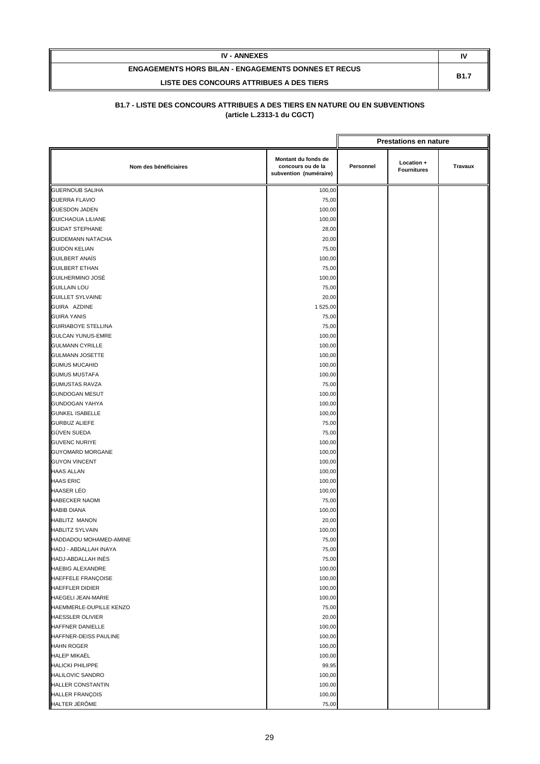| IV - ANNEXES | IV |
|---|---|
| ENGAGEMENTS HORS BILAN - ENGAGEMENTS DONNES ET RECUS<br>LISTE DES CONCOURS ATTRIBUES A DES TIERS | B1.7 |

**B1.7 - LISTE DES CONCOURS ATTRIBUES A DES TIERS EN NATURE OU EN SUBVENTIONS**
**(article L.2313-1 du CGCT)**

| | | Prestations en nature | | |
|---|---|---|---|---|
| Nom des bénéficiaires | Montant du fonds de concours ou de la subvention (numéraire) | Personnel | Location + Fournitures | Travaux |
| GUERNOUB SALIHA | 100,00 | | | |
| GUERRA FLAVIO | 75,00 | | | |
| GUESDON JADEN | 100,00 | | | |
| GUICHAOUA LILIANE | 100,00 | | | |
| GUIDAT STEPHANE | 28,00 | | | |
| GUIDEMANN NATACHA | 20,00 | | | |
| GUIDON KELIAN | 75,00 | | | |
| GUILBERT ANAÏS | 100,00 | | | |
| GUILBERT ETHAN | 75,00 | | | |
| GUILHERMINO JOSÉ | 100,00 | | | |
| GUILLAIN LOU | 75,00 | | | |
| GUILLET SYLVAINE | 20,00 | | | |
| GUIRA AZDINE | 1 525,00 | | | |
| GUIRA YANIS | 75,00 | | | |
| GUIRIABOYE STELLINA | 75,00 | | | |
| GULCAN YUNUS-EMRE | 100,00 | | | |
| GULMANN CYRILLE | 100,00 | | | |
| GULMANN JOSETTE | 100,00 | | | |
| GUMUS MUCAHID | 100,00 | | | |
| GUMUS MUSTAFA | 100,00 | | | |
| GUMUSTAS RAVZA | 75,00 | | | |
| GUNDOGAN MESUT | 100,00 | | | |
| GUNDOGAN YAHYA | 100,00 | | | |
| GUNKEL ISABELLE | 100,00 | | | |
| GURBUZ ALIEFE | 75,00 | | | |
| GÜVEN SUEDA | 75,00 | | | |
| GUVENC NURIYE | 100,00 | | | |
| GUYOMARD MORGANE | 100,00 | | | |
| GUYON VINCENT | 100,00 | | | |
| HAAS ALLAN | 100,00 | | | |
| HAAS ERIC | 100,00 | | | |
| HAASER LÉO | 100,00 | | | |
| HABECKER NAOMI | 75,00 | | | |
| HABIB DIANA | 100,00 | | | |
| HABLITZ MANON | 20,00 | | | |
| HABLITZ SYLVAIN | 100,00 | | | |
| HADDADOU MOHAMED-AMINE | 75,00 | | | |
| HADJ - ABDALLAH INAYA | 75,00 | | | |
| HADJ-ABDALLAH INÈS | 75,00 | | | |
| HAEBIG ALEXANDRE | 100,00 | | | |
| HAEFFELE FRANÇOISE | 100,00 | | | |
| HAEFFLER DIDIER | 100,00 | | | |
| HAEGELI JEAN-MARIE | 100,00 | | | |
| HAEMMERLE-DUPILLE KENZO | 75,00 | | | |
| HAESSLER OLIVIER | 20,00 | | | |
| HAFFNER DANIELLE | 100,00 | | | |
| HAFFNER-DEISS PAULINE | 100,00 | | | |
| HAHN ROGER | 100,00 | | | |
| HALEP MIKAËL | 100,00 | | | |
| HALICKI PHILIPPE | 99,95 | | | |
| HALILOVIC SANDRO | 100,00 | | | |
| HALLER CONSTANTIN | 100,00 | | | |
| HALLER FRANÇOIS | 100,00 | | | |
| HALTER JÉRÔME | 75,00 | | | |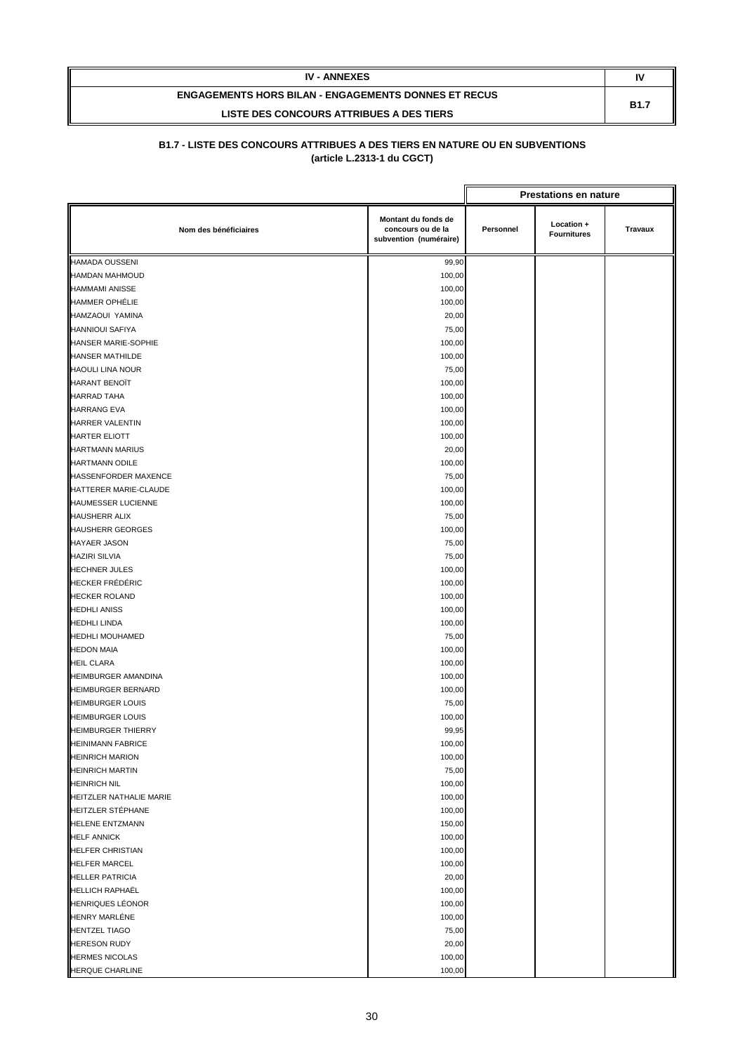| IV - ANNEXES | IV |
|---|---|
| ENGAGEMENTS HORS BILAN - ENGAGEMENTS DONNES ET RECUS<br>LISTE DES CONCOURS ATTRIBUES A DES TIERS | B1.7 |

**B1.7 - LISTE DES CONCOURS ATTRIBUES A DES TIERS EN NATURE OU EN SUBVENTIONS**
**(article L.2313-1 du CGCT)**

| Nom des bénéficiaires | Montant du fonds de concours ou de la subvention (numéraire) | Prestations en nature | | |
|---|---|---|---|---|
| | | Personnel | Location + Fournitures | Travaux |
| HAMADA OUSSENI | 99,90 | | | |
| HAMDAN MAHMOUD | 100,00 | | | |
| HAMMAMI ANISSE | 100,00 | | | |
| HAMMER OPHÉLIE | 100,00 | | | |
| HAMZAOUI YAMINA | 20,00 | | | |
| HANNIOUI SAFIYA | 75,00 | | | |
| HANSER MARIE-SOPHIE | 100,00 | | | |
| HANSER MATHILDE | 100,00 | | | |
| HAOULI LINA NOUR | 75,00 | | | |
| HARANT BENOÎT | 100,00 | | | |
| HARRAD TAHA | 100,00 | | | |
| HARRANG EVA | 100,00 | | | |
| HARRER VALENTIN | 100,00 | | | |
| HARTER ELIOTT | 100,00 | | | |
| HARTMANN MARIUS | 20,00 | | | |
| HARTMANN ODILE | 100,00 | | | |
| HASSENFORDER MAXENCE | 75,00 | | | |
| HATTERER MARIE-CLAUDE | 100,00 | | | |
| HAUMESSER LUCIENNE | 100,00 | | | |
| HAUSHERR ALIX | 75,00 | | | |
| HAUSHERR GEORGES | 100,00 | | | |
| HAYAER JASON | 75,00 | | | |
| HAZIRI SILVIA | 75,00 | | | |
| HECHNER JULES | 100,00 | | | |
| HECKER FRÉDÉRIC | 100,00 | | | |
| HECKER ROLAND | 100,00 | | | |
| HEDHLI ANISS | 100,00 | | | |
| HEDHLI LINDA | 100,00 | | | |
| HEDHLI MOUHAMED | 75,00 | | | |
| HEDON MAIA | 100,00 | | | |
| HEIL CLARA | 100,00 | | | |
| HEIMBURGER AMANDINA | 100,00 | | | |
| HEIMBURGER BERNARD | 100,00 | | | |
| HEIMBURGER LOUIS | 75,00 | | | |
| HEIMBURGER LOUIS | 100,00 | | | |
| HEIMBURGER THIERRY | 99,95 | | | |
| HEINIMANN FABRICE | 100,00 | | | |
| HEINRICH MARION | 100,00 | | | |
| HEINRICH MARTIN | 75,00 | | | |
| HEINRICH NIL | 100,00 | | | |
| HEITZLER NATHALIE MARIE | 100,00 | | | |
| HEITZLER STÉPHANE | 100,00 | | | |
| HELENE ENTZMANN | 150,00 | | | |
| HELF ANNICK | 100,00 | | | |
| HELFER CHRISTIAN | 100,00 | | | |
| HELFER MARCEL | 100,00 | | | |
| HELLER PATRICIA | 20,00 | | | |
| HELLICH RAPHAËL | 100,00 | | | |
| HENRIQUES LÉONOR | 100,00 | | | |
| HENRY MARLÈNE | 100,00 | | | |
| HENTZEL TIAGO | 75,00 | | | |
| HERESON RUDY | 20,00 | | | |
| HERMES NICOLAS | 100,00 | | | |
| HERQUE CHARLINE | 100,00 | | | |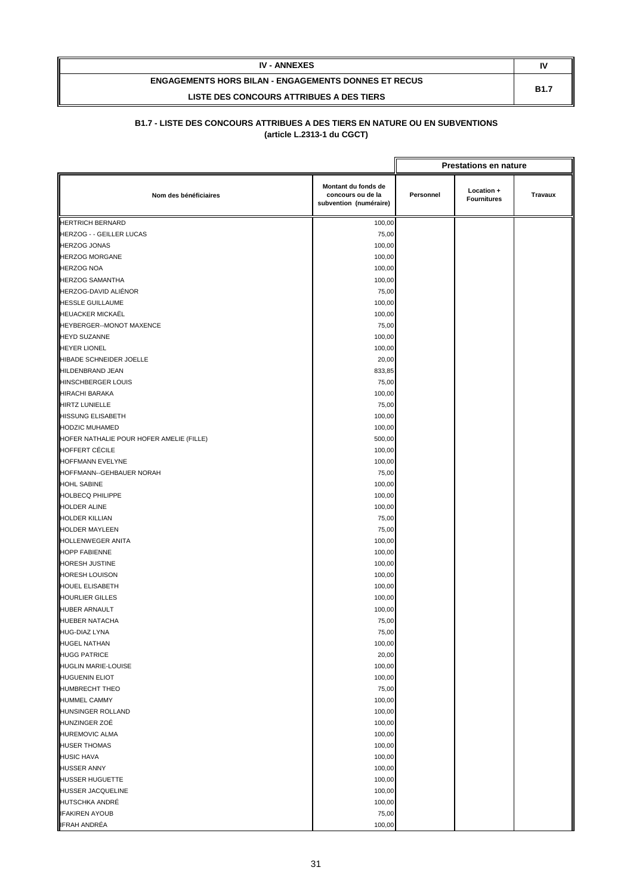| IV - ANNEXES | IV |
|---|---|
| ENGAGEMENTS HORS BILAN - ENGAGEMENTS DONNES ET RECUS | B1.7 |
| LISTE DES CONCOURS ATTRIBUES A DES TIERS | |

**B1.7 - LISTE DES CONCOURS ATTRIBUES A DES TIERS EN NATURE OU EN SUBVENTIONS**
**(article L.2313-1 du CGCT)**

| | | Prestations en nature | | |
|---|---|---|---|---|
| Nom des bénéficiaires | Montant du fonds de concours ou de la subvention (numéraire) | Personnel | Location + Fournitures | Travaux |
| HERTRICH BERNARD | 100,00 | | | |
| HERZOG - - GEILLER LUCAS | 75,00 | | | |
| HERZOG JONAS | 100,00 | | | |
| HERZOG MORGANE | 100,00 | | | |
| HERZOG NOA | 100,00 | | | |
| HERZOG SAMANTHA | 100,00 | | | |
| HERZOG-DAVID ALIÉNOR | 75,00 | | | |
| HESSLE GUILLAUME | 100,00 | | | |
| HEUACKER MICKAËL | 100,00 | | | |
| HEYBERGER--MONOT MAXENCE | 75,00 | | | |
| HEYD SUZANNE | 100,00 | | | |
| HEYER LIONEL | 100,00 | | | |
| HIBADE SCHNEIDER JOELLE | 20,00 | | | |
| HILDENBRAND JEAN | 833,85 | | | |
| HINSCHBERGER LOUIS | 75,00 | | | |
| HIRACHI BARAKA | 100,00 | | | |
| HIRTZ LUNIELLE | 75,00 | | | |
| HISSUNG ELISABETH | 100,00 | | | |
| HODZIC MUHAMED | 100,00 | | | |
| HOFER NATHALIE POUR HOFER AMELIE (FILLE) | 500,00 | | | |
| HOFFERT CÉCILE | 100,00 | | | |
| HOFFMANN EVELYNE | 100,00 | | | |
| HOFFMANN--GEHBAUER NORAH | 75,00 | | | |
| HOHL SABINE | 100,00 | | | |
| HOLBECQ PHILIPPE | 100,00 | | | |
| HOLDER ALINE | 100,00 | | | |
| HOLDER KILLIAN | 75,00 | | | |
| HOLDER MAYLEEN | 75,00 | | | |
| HOLLENWEGER ANITA | 100,00 | | | |
| HOPP FABIENNE | 100,00 | | | |
| HORESH JUSTINE | 100,00 | | | |
| HORESH LOUISON | 100,00 | | | |
| HOUEL ELISABETH | 100,00 | | | |
| HOURLIER GILLES | 100,00 | | | |
| HUBER ARNAULT | 100,00 | | | |
| HUEBER NATACHA | 75,00 | | | |
| HUG-DIAZ LYNA | 75,00 | | | |
| HUGEL NATHAN | 100,00 | | | |
| HUGG PATRICE | 20,00 | | | |
| HUGLIN MARIE-LOUISE | 100,00 | | | |
| HUGUENIN ELIOT | 100,00 | | | |
| HUMBRECHT THEO | 75,00 | | | |
| HUMMEL CAMMY | 100,00 | | | |
| HUNSINGER ROLLAND | 100,00 | | | |
| HUNZINGER ZOÉ | 100,00 | | | |
| HUREMOVIC ALMA | 100,00 | | | |
| HUSER THOMAS | 100,00 | | | |
| HUSIC HAVA | 100,00 | | | |
| HUSSER ANNY | 100,00 | | | |
| HUSSER HUGUETTE | 100,00 | | | |
| HUSSER JACQUELINE | 100,00 | | | |
| HUTSCHKA ANDRÉ | 100,00 | | | |
| IFAKIREN AYOUB | 75,00 | | | |
| IFRAH ANDRÉA | 100,00 | | | |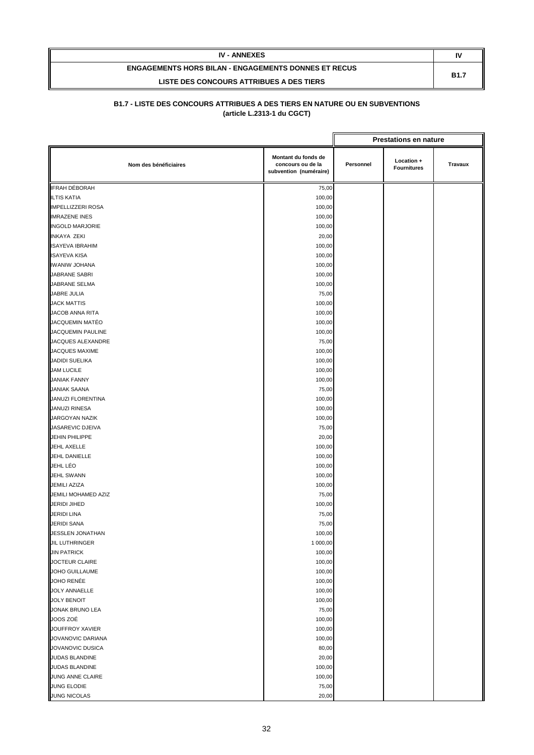| IV - ANNEXES | IV |
| --- | --- |
| ENGAGEMENTS HORS BILAN - ENGAGEMENTS DONNES ET RECUS<br>LISTE DES CONCOURS ATTRIBUES A DES TIERS | B1.7 |

**B1.7 - LISTE DES CONCOURS ATTRIBUES A DES TIERS EN NATURE OU EN SUBVENTIONS**
**(article L.2313-1 du CGCT)**

| | | Prestations en nature | | |
| --- | --- | --- | --- | --- |
| Nom des bénéficiaires | Montant du fonds de concours ou de la subvention (numéraire) | Personnel | Location + Fournitures | Travaux |
| IFRAH DÉBORAH | 75,00 | | | |
| ILTIS KATIA | 100,00 | | | |
| IMPELLIZZERI ROSA | 100,00 | | | |
| IMRAZENE INES | 100,00 | | | |
| INGOLD MARJORIE | 100,00 | | | |
| INKAYA ZEKI | 20,00 | | | |
| ISAYEVA IBRAHIM | 100,00 | | | |
| ISAYEVA KISA | 100,00 | | | |
| IWANIW JOHANA | 100,00 | | | |
| JABRANE SABRI | 100,00 | | | |
| JABRANE SELMA | 100,00 | | | |
| JABRE JULIA | 75,00 | | | |
| JACK MATTIS | 100,00 | | | |
| JACOB ANNA RITA | 100,00 | | | |
| JACQUEMIN MATÉO | 100,00 | | | |
| JACQUEMIN PAULINE | 100,00 | | | |
| JACQUES ALEXANDRE | 75,00 | | | |
| JACQUES MAXIME | 100,00 | | | |
| JADIDI SUELIKA | 100,00 | | | |
| JAM LUCILE | 100,00 | | | |
| JANIAK FANNY | 100,00 | | | |
| JANIAK SAANA | 75,00 | | | |
| JANUZI FLORENTINA | 100,00 | | | |
| JANUZI RINESA | 100,00 | | | |
| JARGOYAN NAZIK | 100,00 | | | |
| JASAREVIC DJEIVA | 75,00 | | | |
| JEHIN PHILIPPE | 20,00 | | | |
| JEHL AXELLE | 100,00 | | | |
| JEHL DANIELLE | 100,00 | | | |
| JEHL LÉO | 100,00 | | | |
| JEHL SWANN | 100,00 | | | |
| JEMILI AZIZA | 100,00 | | | |
| JEMILI MOHAMED AZIZ | 75,00 | | | |
| JERIDI JIHED | 100,00 | | | |
| JERIDI LINA | 75,00 | | | |
| JERIDI SANA | 75,00 | | | |
| JESSLEN JONATHAN | 100,00 | | | |
| JIL LUTHRINGER | 1 000,00 | | | |
| JIN PATRICK | 100,00 | | | |
| JOCTEUR CLAIRE | 100,00 | | | |
| JOHO GUILLAUME | 100,00 | | | |
| JOHO RENÉE | 100,00 | | | |
| JOLY ANNAELLE | 100,00 | | | |
| JOLY BENOIT | 100,00 | | | |
| JONAK BRUNO LEA | 75,00 | | | |
| JOOS ZOÉ | 100,00 | | | |
| JOUFFROY XAVIER | 100,00 | | | |
| JOVANOVIC DARIANA | 100,00 | | | |
| JOVANOVIC DUSICA | 80,00 | | | |
| JUDAS BLANDINE | 20,00 | | | |
| JUDAS BLANDINE | 100,00 | | | |
| JUNG ANNE CLAIRE | 100,00 | | | |
| JUNG ELODIE | 75,00 | | | |
| JUNG NICOLAS | 20,00 | | | |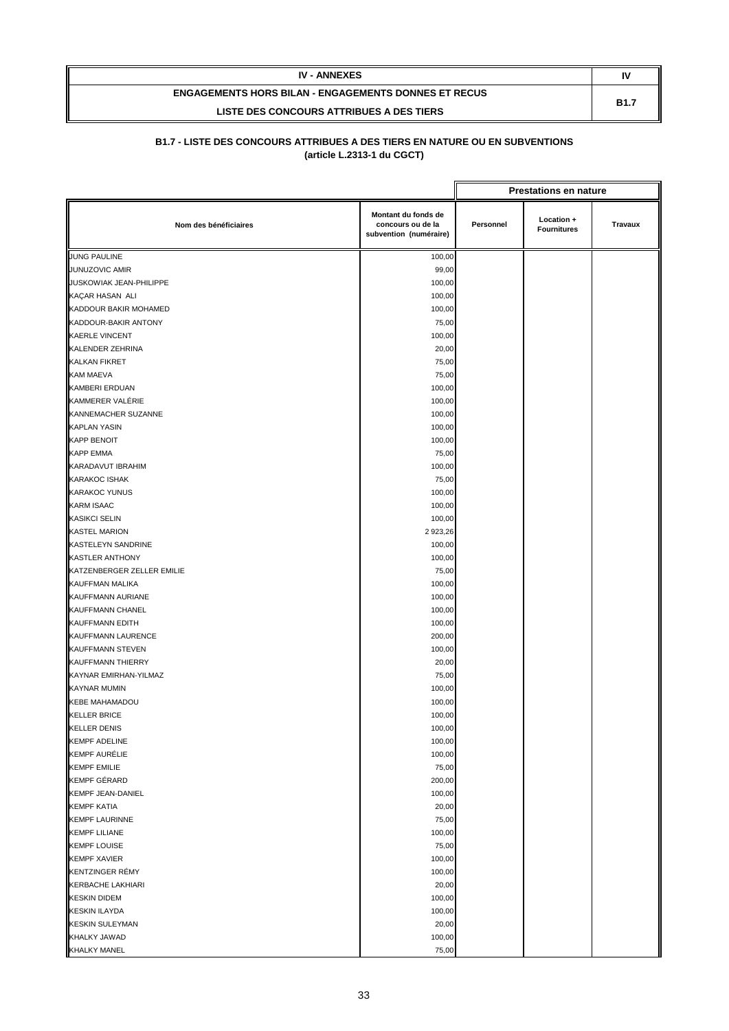| IV - ANNEXES | IV |
|---|---|
| ENGAGEMENTS HORS BILAN - ENGAGEMENTS DONNES ET RECUS<br>LISTE DES CONCOURS ATTRIBUES A DES TIERS | B1.7 |

**B1.7 - LISTE DES CONCOURS ATTRIBUES A DES TIERS EN NATURE OU EN SUBVENTIONS**
**(article L.2313-1 du CGCT)**

| | | Prestations en nature | | |
|---|---|---|---|---|
| Nom des bénéficiaires | Montant du fonds de concours ou de la subvention (numéraire) | Personnel | Location + Fournitures | Travaux |
| JUNG PAULINE | 100,00 | | | |
| JUNUZOVIC AMIR | 99,00 | | | |
| JUSKOWIAK JEAN-PHILIPPE | 100,00 | | | |
| KAÇAR HASAN ALI | 100,00 | | | |
| KADDOUR BAKIR MOHAMED | 100,00 | | | |
| KADDOUR-BAKIR ANTONY | 75,00 | | | |
| KAERLE VINCENT | 100,00 | | | |
| KALENDER ZEHRINA | 20,00 | | | |
| KALKAN FIKRET | 75,00 | | | |
| KAM MAEVA | 75,00 | | | |
| KAMBERI ERDUAN | 100,00 | | | |
| KAMMERER VALÉRIE | 100,00 | | | |
| KANNEMACHER SUZANNE | 100,00 | | | |
| KAPLAN YASIN | 100,00 | | | |
| KAPP BENOIT | 100,00 | | | |
| KAPP EMMA | 75,00 | | | |
| KARADAVUT IBRAHIM | 100,00 | | | |
| KARAKOC ISHAK | 75,00 | | | |
| KARAKOC YUNUS | 100,00 | | | |
| KARM ISAAC | 100,00 | | | |
| KASIKCI SELIN | 100,00 | | | |
| KASTEL MARION | 2 923,26 | | | |
| KASTELEYN SANDRINE | 100,00 | | | |
| KASTLER ANTHONY | 100,00 | | | |
| KATZENBERGER ZELLER EMILIE | 75,00 | | | |
| KAUFFMAN MALIKA | 100,00 | | | |
| KAUFFMANN AURIANE | 100,00 | | | |
| KAUFFMANN CHANEL | 100,00 | | | |
| KAUFFMANN EDITH | 100,00 | | | |
| KAUFFMANN LAURENCE | 200,00 | | | |
| KAUFFMANN STEVEN | 100,00 | | | |
| KAUFFMANN THIERRY | 20,00 | | | |
| KAYNAR EMIRHAN-YILMAZ | 75,00 | | | |
| KAYNAR MUMIN | 100,00 | | | |
| KEBE MAHAMADOU | 100,00 | | | |
| KELLER BRICE | 100,00 | | | |
| KELLER DENIS | 100,00 | | | |
| KEMPF ADELINE | 100,00 | | | |
| KEMPF AURÉLIE | 100,00 | | | |
| KEMPF EMILIE | 75,00 | | | |
| KEMPF GÉRARD | 200,00 | | | |
| KEMPF JEAN-DANIEL | 100,00 | | | |
| KEMPF KATIA | 20,00 | | | |
| KEMPF LAURINNE | 75,00 | | | |
| KEMPF LILIANE | 100,00 | | | |
| KEMPF LOUISE | 75,00 | | | |
| KEMPF XAVIER | 100,00 | | | |
| KENTZINGER RÉMY | 100,00 | | | |
| KERBACHE LAKHIARI | 20,00 | | | |
| KESKIN DIDEM | 100,00 | | | |
| KESKIN ILAYDA | 100,00 | | | |
| KESKIN SULEYMAN | 20,00 | | | |
| KHALKY JAWAD | 100,00 | | | |
| KHALKY MANEL | 75,00 | | | |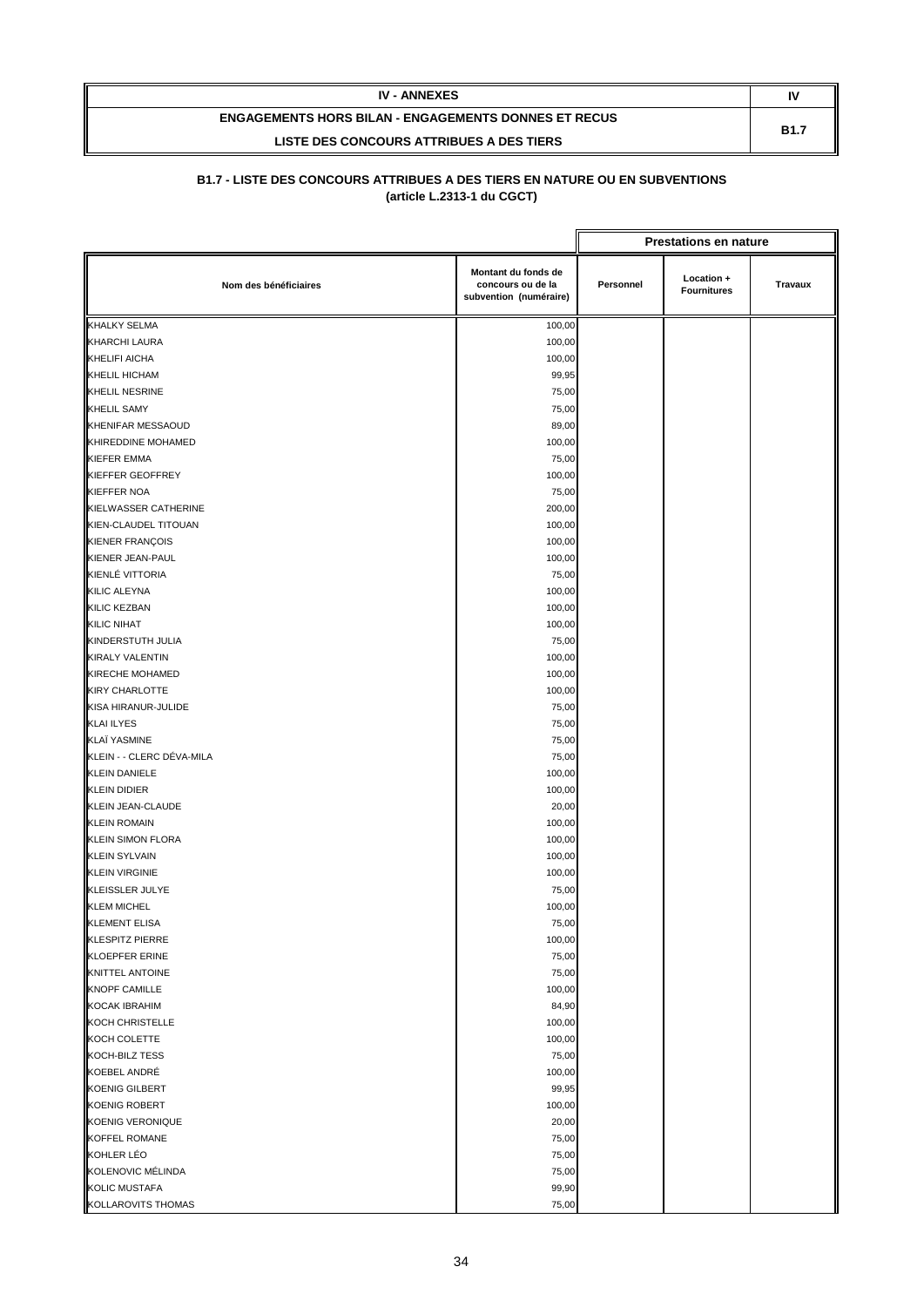| IV - ANNEXES | IV |
|---|---|
| ENGAGEMENTS HORS BILAN - ENGAGEMENTS DONNES ET RECUS<br>LISTE DES CONCOURS ATTRIBUES A DES TIERS | B1.7 |

### B1.7 - LISTE DES CONCOURS ATTRIBUES A DES TIERS EN NATURE OU EN SUBVENTIONS (article L.2313-1 du CGCT)

| | | Prestations en nature | | |
|---|---|---|---|---|
| **Nom des bénéficiaires** | **Montant du fonds de concours ou de la subvention (numéraire)** | **Personnel** | **Location + Fournitures** | **Travaux** |
| KHALKY SELMA | 100,00 | | | |
| KHARCHI LAURA | 100,00 | | | |
| KHELIFI AICHA | 100,00 | | | |
| KHELIL HICHAM | 99,95 | | | |
| KHELIL NESRINE | 75,00 | | | |
| KHELIL SAMY | 75,00 | | | |
| KHENIFAR MESSAOUD | 89,00 | | | |
| KHIREDDINE MOHAMED | 100,00 | | | |
| KIEFER EMMA | 75,00 | | | |
| KIEFFER GEOFFREY | 100,00 | | | |
| KIEFFER NOA | 75,00 | | | |
| KIELWASSER CATHERINE | 200,00 | | | |
| KIEN-CLAUDEL TITOUAN | 100,00 | | | |
| KIENER FRANÇOIS | 100,00 | | | |
| KIENER JEAN-PAUL | 100,00 | | | |
| KIENLÉ VITTORIA | 75,00 | | | |
| KILIC ALEYNA | 100,00 | | | |
| KILIC KEZBAN | 100,00 | | | |
| KILIC NIHAT | 100,00 | | | |
| KINDERSTUTH JULIA | 75,00 | | | |
| KIRALY VALENTIN | 100,00 | | | |
| KIRECHE MOHAMED | 100,00 | | | |
| KIRY CHARLOTTE | 100,00 | | | |
| KISA HIRANUR-JULIDE | 75,00 | | | |
| KLAI ILYES | 75,00 | | | |
| KLAÏ YASMINE | 75,00 | | | |
| KLEIN - - CLERC DÉVA-MILA | 75,00 | | | |
| KLEIN DANIELE | 100,00 | | | |
| KLEIN DIDIER | 100,00 | | | |
| KLEIN JEAN-CLAUDE | 20,00 | | | |
| KLEIN ROMAIN | 100,00 | | | |
| KLEIN SIMON FLORA | 100,00 | | | |
| KLEIN SYLVAIN | 100,00 | | | |
| KLEIN VIRGINIE | 100,00 | | | |
| KLEISSLER JULYE | 75,00 | | | |
| KLEM MICHEL | 100,00 | | | |
| KLEMENT ELISA | 75,00 | | | |
| KLESPITZ PIERRE | 100,00 | | | |
| KLOEPFER ERINE | 75,00 | | | |
| KNITTEL ANTOINE | 75,00 | | | |
| KNOPF CAMILLE | 100,00 | | | |
| KOCAK IBRAHIM | 84,90 | | | |
| KOCH CHRISTELLE | 100,00 | | | |
| KOCH COLETTE | 100,00 | | | |
| KOCH-BILZ TESS | 75,00 | | | |
| KOEBEL ANDRÉ | 100,00 | | | |
| KOENIG GILBERT | 99,95 | | | |
| KOENIG ROBERT | 100,00 | | | |
| KOENIG VERONIQUE | 20,00 | | | |
| KOFFEL ROMANE | 75,00 | | | |
| KOHLER LÉO | 75,00 | | | |
| KOLENOVIC MÉLINDA | 75,00 | | | |
| KOLIC MUSTAFA | 99,90 | | | |
| KOLLAROVITS THOMAS | 75,00 | | | |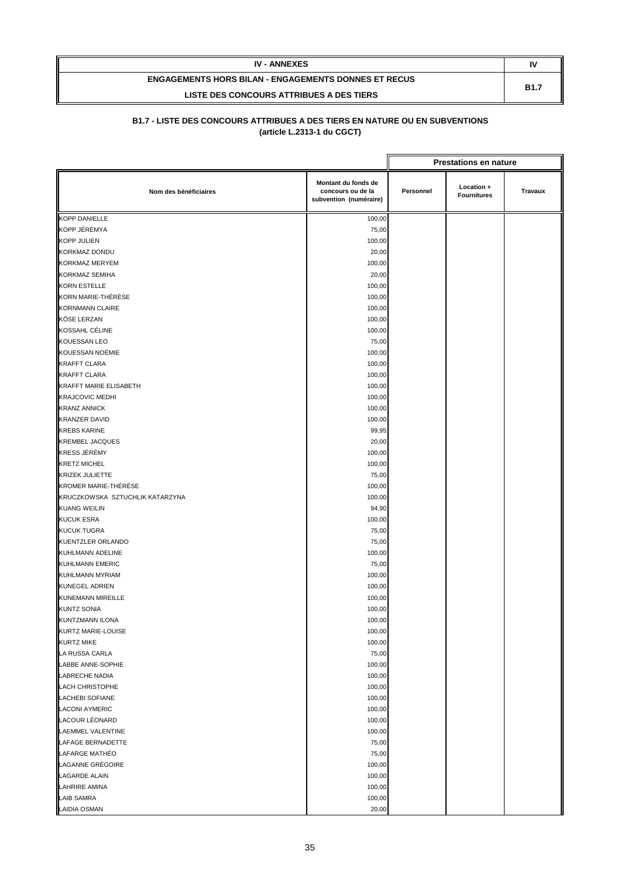| IV - ANNEXES | IV |
|---|---|
| ENGAGEMENTS HORS BILAN - ENGAGEMENTS DONNES ET RECUS<br>LISTE DES CONCOURS ATTRIBUES A DES TIERS | B1.7 |

## B1.7 - LISTE DES CONCOURS ATTRIBUES A DES TIERS EN NATURE OU EN SUBVENTIONS
### (article L.2313-1 du CGCT)

| | | Prestations en nature | | |
|---|---|---|---|---|
| Nom des bénéficiaires | Montant du fonds de concours ou de la subvention (numéraire) | Personnel | Location + Fournitures | Travaux |
| KOPP DANIELLE | 100,00 | | | |
| KOPP JÉRÉMYA | 75,00 | | | |
| KOPP JULIEN | 100,00 | | | |
| KORKMAZ DONDU | 20,00 | | | |
| KORKMAZ MERYEM | 100,00 | | | |
| KORKMAZ SEMIHA | 20,00 | | | |
| KORN ESTELLE | 100,00 | | | |
| KORN MARIE-THÉRÈSE | 100,00 | | | |
| KORNMANN CLAIRE | 100,00 | | | |
| KÖSE LERZAN | 100,00 | | | |
| KOSSAHL CÉLINE | 100,00 | | | |
| KOUESSAN LEO | 75,00 | | | |
| KOUESSAN NOÉMIE | 100,00 | | | |
| KRAFFT CLARA | 100,00 | | | |
| KRAFFT CLARA | 100,00 | | | |
| KRAFFT MARIE ELISABETH | 100,00 | | | |
| KRAJCOVIC MEDHI | 100,00 | | | |
| KRANZ ANNICK | 100,00 | | | |
| KRANZER DAVID | 100,00 | | | |
| KREBS KARINE | 99,95 | | | |
| KREMBEL JACQUES | 20,00 | | | |
| KRESS JÉRÉMY | 100,00 | | | |
| KRETZ MICHEL | 100,00 | | | |
| KRIZEK JULIETTE | 75,00 | | | |
| KROMER MARIE-THÉRÈSE | 100,00 | | | |
| KRUCZKOWSKA SZTUCHLIK KATARZYNA | 100,00 | | | |
| KUANG WEILIN | 94,90 | | | |
| KUCUK ESRA | 100,00 | | | |
| KUCUK TUGRA | 75,00 | | | |
| KUENTZLER ORLANDO | 75,00 | | | |
| KUHLMANN ADELINE | 100,00 | | | |
| KUHLMANN EMERIC | 75,00 | | | |
| KUHLMANN MYRIAM | 100,00 | | | |
| KUNEGEL ADRIEN | 100,00 | | | |
| KUNEMANN MIREILLE | 100,00 | | | |
| KUNTZ SONIA | 100,00 | | | |
| KUNTZMANN ILONA | 100,00 | | | |
| KURTZ MARIE-LOUISE | 100,00 | | | |
| KURTZ MIKE | 100,00 | | | |
| LA RUSSA CARLA | 75,00 | | | |
| LABBE ANNE-SOPHIE | 100,00 | | | |
| LABRECHE NADIA | 100,00 | | | |
| LACH CHRISTOPHE | 100,00 | | | |
| LACHEBI SOFIANE | 100,00 | | | |
| LACONI AYMERIC | 100,00 | | | |
| LACOUR LÉONARD | 100,00 | | | |
| LAEMMEL VALENTINE | 100,00 | | | |
| LAFAGE BERNADETTE | 75,00 | | | |
| LAFARGE MATHÉO | 75,00 | | | |
| LAGANNE GRÉGOIRE | 100,00 | | | |
| LAGARDE ALAIN | 100,00 | | | |
| LAHRIRE AMINA | 100,00 | | | |
| LAIB SAMRA | 100,00 | | | |
| LAIDIA OSMAN | 20,00 | | | |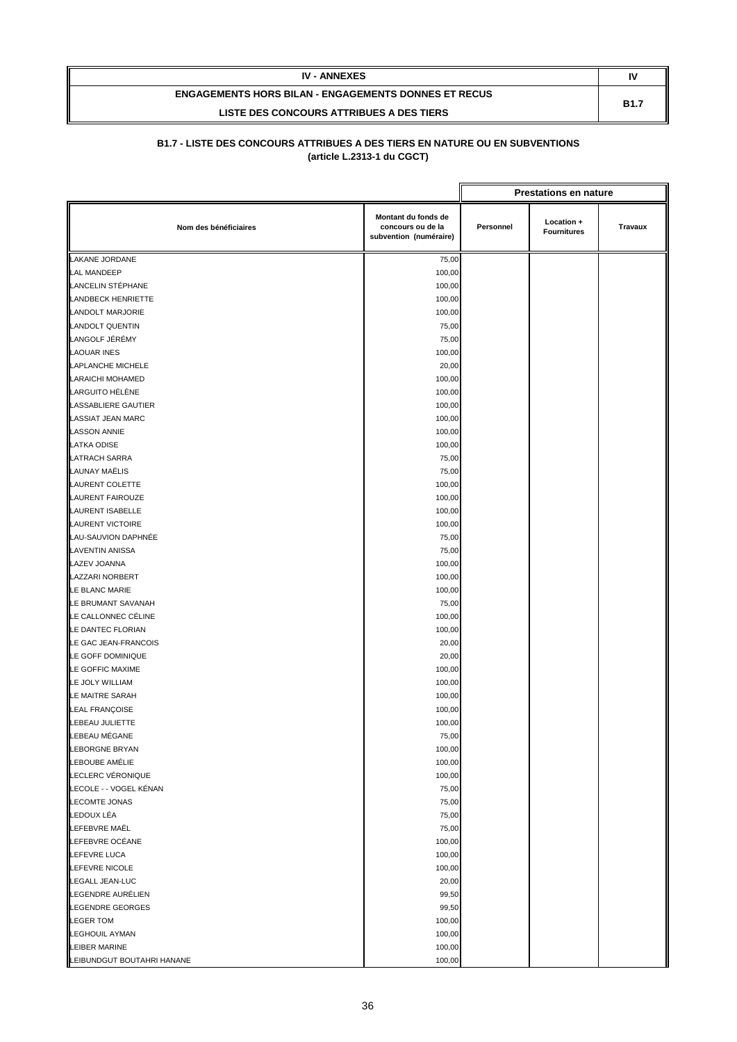| IV - ANNEXES | IV |
|---|---|
| ENGAGEMENTS HORS BILAN - ENGAGEMENTS DONNES ET RECUS<br>LISTE DES CONCOURS ATTRIBUES A DES TIERS | B1.7 |

**B1.7 - LISTE DES CONCOURS ATTRIBUES A DES TIERS EN NATURE OU EN SUBVENTIONS**
**(article L.2313-1 du CGCT)**

| | | Prestations en nature | | |
|---|---|---|---|---|
| Nom des bénéficiaires | Montant du fonds de concours ou de la subvention (numéraire) | Personnel | Location + Fournitures | Travaux |
| LAKANE JORDANE | 75,00 | | | |
| LAL MANDEEP | 100,00 | | | |
| LANCELIN STÉPHANE | 100,00 | | | |
| LANDBECK HENRIETTE | 100,00 | | | |
| LANDOLT MARJORIE | 100,00 | | | |
| LANDOLT QUENTIN | 75,00 | | | |
| LANGOLF JÉRÉMY | 75,00 | | | |
| LAOUAR INES | 100,00 | | | |
| LAPLANCHE MICHELE | 20,00 | | | |
| LARAICHI MOHAMED | 100,00 | | | |
| LARGUITO HÉLÈNE | 100,00 | | | |
| LASSABLIERE GAUTIER | 100,00 | | | |
| LASSIAT JEAN MARC | 100,00 | | | |
| LASSON ANNIE | 100,00 | | | |
| LATKA ODISE | 100,00 | | | |
| LATRACH SARRA | 75,00 | | | |
| LAUNAY MAËLIS | 75,00 | | | |
| LAURENT COLETTE | 100,00 | | | |
| LAURENT FAIROUZE | 100,00 | | | |
| LAURENT ISABELLE | 100,00 | | | |
| LAURENT VICTOIRE | 100,00 | | | |
| LAU-SAUVION DAPHNÉE | 75,00 | | | |
| LAVENTIN ANISSA | 75,00 | | | |
| LAZEV JOANNA | 100,00 | | | |
| LAZZARI NORBERT | 100,00 | | | |
| LE BLANC MARIE | 100,00 | | | |
| LE BRUMANT SAVANAH | 75,00 | | | |
| LE CALLONNEC CÉLINE | 100,00 | | | |
| LE DANTEC FLORIAN | 100,00 | | | |
| LE GAC JEAN-FRANCOIS | 20,00 | | | |
| LE GOFF DOMINIQUE | 20,00 | | | |
| LE GOFFIC MAXIME | 100,00 | | | |
| LE JOLY WILLIAM | 100,00 | | | |
| LE MAITRE SARAH | 100,00 | | | |
| LEAL FRANÇOISE | 100,00 | | | |
| LEBEAU JULIETTE | 100,00 | | | |
| LEBEAU MÉGANE | 75,00 | | | |
| LEBORGNE BRYAN | 100,00 | | | |
| LEBOUBE AMÉLIE | 100,00 | | | |
| LECLERC VÉRONIQUE | 100,00 | | | |
| LECOLE - - VOGEL KÉNAN | 75,00 | | | |
| LECOMTE JONAS | 75,00 | | | |
| LEDOUX LÉA | 75,00 | | | |
| LEFEBVRE MAËL | 75,00 | | | |
| LEFEBVRE OCÉANE | 100,00 | | | |
| LEFEVRE LUCA | 100,00 | | | |
| LEFEVRE NICOLE | 100,00 | | | |
| LEGALL JEAN-LUC | 20,00 | | | |
| LEGENDRE AURÉLIEN | 99,50 | | | |
| LEGENDRE GEORGES | 99,50 | | | |
| LEGER TOM | 100,00 | | | |
| LEGHOUIL AYMAN | 100,00 | | | |
| LEIBER MARINE | 100,00 | | | |
| LEIBUNDGUT BOUTAHRI HANANE | 100,00 | | | |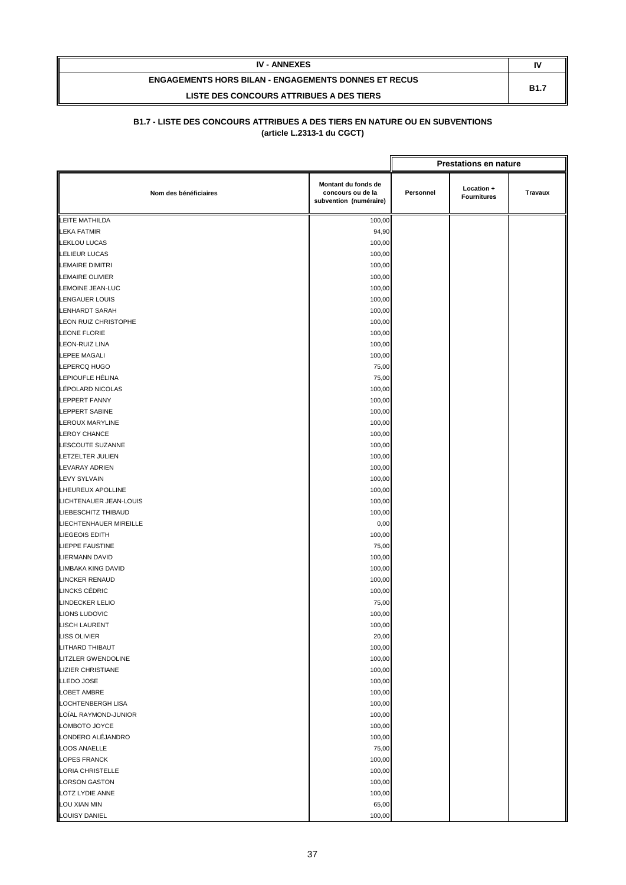| IV - ANNEXES | IV |
|---|---|
| ENGAGEMENTS HORS BILAN - ENGAGEMENTS DONNES ET RECUS<br>LISTE DES CONCOURS ATTRIBUES A DES TIERS | B1.7 |

**B1.7 - LISTE DES CONCOURS ATTRIBUES A DES TIERS EN NATURE OU EN SUBVENTIONS**
**(article L.2313-1 du CGCT)**

| | | Prestations en nature | | |
|---|---|---|---|---|
| Nom des bénéficiaires | Montant du fonds de concours ou de la subvention (numéraire) | Personnel | Location + Fournitures | Travaux |
| LEITE MATHILDA | 100,00 | | | |
| LEKA FATMIR | 94,90 | | | |
| LEKLOU LUCAS | 100,00 | | | |
| LELIEUR LUCAS | 100,00 | | | |
| LEMAIRE DIMITRI | 100,00 | | | |
| LEMAIRE OLIVIER | 100,00 | | | |
| LEMOINE JEAN-LUC | 100,00 | | | |
| LENGAUER LOUIS | 100,00 | | | |
| LENHARDT SARAH | 100,00 | | | |
| LEON RUIZ CHRISTOPHE | 100,00 | | | |
| LEONE FLORIE | 100,00 | | | |
| LEON-RUIZ LINA | 100,00 | | | |
| LEPEE MAGALI | 100,00 | | | |
| LEPERCQ HUGO | 75,00 | | | |
| LEPIOUFLE HÉLINA | 75,00 | | | |
| LÉPOLARD NICOLAS | 100,00 | | | |
| LEPPERT FANNY | 100,00 | | | |
| LEPPERT SABINE | 100,00 | | | |
| LEROUX MARYLINE | 100,00 | | | |
| LEROY CHANCE | 100,00 | | | |
| LESCOUTE SUZANNE | 100,00 | | | |
| LETZELTER JULIEN | 100,00 | | | |
| LEVARAY ADRIEN | 100,00 | | | |
| LEVY SYLVAIN | 100,00 | | | |
| LHEUREUX APOLLINE | 100,00 | | | |
| LICHTENAUER JEAN-LOUIS | 100,00 | | | |
| LIEBESCHITZ THIBAUD | 100,00 | | | |
| LIECHTENHAUER MIREILLE | 0,00 | | | |
| LIEGEOIS EDITH | 100,00 | | | |
| LIEPPE FAUSTINE | 75,00 | | | |
| LIERMANN DAVID | 100,00 | | | |
| LIMBAKA KING DAVID | 100,00 | | | |
| LINCKER RENAUD | 100,00 | | | |
| LINCKS CÉDRIC | 100,00 | | | |
| LINDECKER LELIO | 75,00 | | | |
| LIONS LUDOVIC | 100,00 | | | |
| LISCH LAURENT | 100,00 | | | |
| LISS OLIVIER | 20,00 | | | |
| LITHARD THIBAUT | 100,00 | | | |
| LITZLER GWENDOLINE | 100,00 | | | |
| LIZIER CHRISTIANE | 100,00 | | | |
| LLEDO JOSE | 100,00 | | | |
| LOBET AMBRE | 100,00 | | | |
| LOCHTENBERGH LISA | 100,00 | | | |
| LOÏAL RAYMOND-JUNIOR | 100,00 | | | |
| LOMBOTO JOYCE | 100,00 | | | |
| LONDERO ALÉJANDRO | 100,00 | | | |
| LOOS ANAELLE | 75,00 | | | |
| LOPES FRANCK | 100,00 | | | |
| LORIA CHRISTELLE | 100,00 | | | |
| LORSON GASTON | 100,00 | | | |
| LOTZ LYDIE ANNE | 100,00 | | | |
| LOU XIAN MIN | 65,00 | | | |
| LOUISY DANIEL | 100,00 | | | |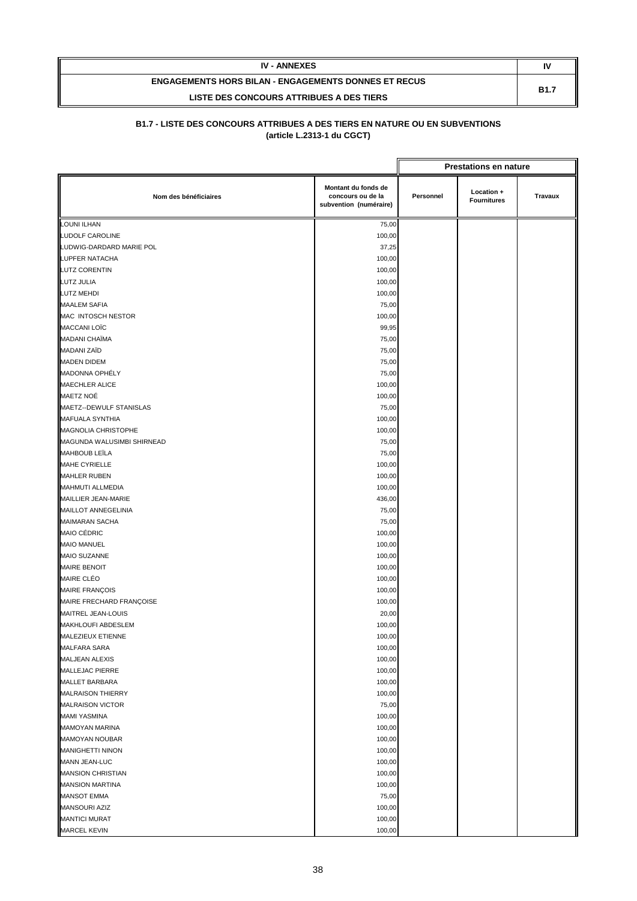| IV - ANNEXES | IV |
| --- | --- |
| ENGAGEMENTS HORS BILAN - ENGAGEMENTS DONNES ET RECUS<br>LISTE DES CONCOURS ATTRIBUES A DES TIERS | B1.7 |

**B1.7 - LISTE DES CONCOURS ATTRIBUES A DES TIERS EN NATURE OU EN SUBVENTIONS**
**(article L.2313-1 du CGCT)**

| | | Prestations en nature | | |
| --- | --- | --- | --- | --- |
| Nom des bénéficiaires | Montant du fonds de concours ou de la subvention (numéraire) | Personnel | Location + Fournitures | Travaux |
| LOUNI ILHAN | 75,00 | | | |
| LUDOLF CAROLINE | 100,00 | | | |
| LUDWIG-DARDARD MARIE POL | 37,25 | | | |
| LUPFER NATACHA | 100,00 | | | |
| LUTZ CORENTIN | 100,00 | | | |
| LUTZ JULIA | 100,00 | | | |
| LUTZ MEHDI | 100,00 | | | |
| MAALEM SAFIA | 75,00 | | | |
| MAC INTOSCH NESTOR | 100,00 | | | |
| MACCANI LOÏC | 99,95 | | | |
| MADANI CHAÏMA | 75,00 | | | |
| MADANI ZAÏD | 75,00 | | | |
| MADEN DIDEM | 75,00 | | | |
| MADONNA OPHÉLY | 75,00 | | | |
| MAECHLER ALICE | 100,00 | | | |
| MAETZ NOÉ | 100,00 | | | |
| MAETZ--DEWULF STANISLAS | 75,00 | | | |
| MAFUALA SYNTHIA | 100,00 | | | |
| MAGNOLIA CHRISTOPHE | 100,00 | | | |
| MAGUNDA WALUSIMBI SHIRNEAD | 75,00 | | | |
| MAHBOUB LEÏLA | 75,00 | | | |
| MAHE CYRIELLE | 100,00 | | | |
| MAHLER RUBEN | 100,00 | | | |
| MAHMUTI ALLMEDIA | 100,00 | | | |
| MAILLIER JEAN-MARIE | 436,00 | | | |
| MAILLOT ANNEGELINIA | 75,00 | | | |
| MAIMARAN SACHA | 75,00 | | | |
| MAIO CÉDRIC | 100,00 | | | |
| MAIO MANUEL | 100,00 | | | |
| MAIO SUZANNE | 100,00 | | | |
| MAIRE BENOIT | 100,00 | | | |
| MAIRE CLÉO | 100,00 | | | |
| MAIRE FRANÇOIS | 100,00 | | | |
| MAIRE FRECHARD FRANÇOISE | 100,00 | | | |
| MAITREL JEAN-LOUIS | 20,00 | | | |
| MAKHLOUFI ABDESLEM | 100,00 | | | |
| MALEZIEUX ETIENNE | 100,00 | | | |
| MALFARA SARA | 100,00 | | | |
| MALJEAN ALEXIS | 100,00 | | | |
| MALLEJAC PIERRE | 100,00 | | | |
| MALLET BARBARA | 100,00 | | | |
| MALRAISON THIERRY | 100,00 | | | |
| MALRAISON VICTOR | 75,00 | | | |
| MAMI YASMINA | 100,00 | | | |
| MAMOYAN MARINA | 100,00 | | | |
| MAMOYAN NOUBAR | 100,00 | | | |
| MANIGHETTI NINON | 100,00 | | | |
| MANN JEAN-LUC | 100,00 | | | |
| MANSION CHRISTIAN | 100,00 | | | |
| MANSION MARTINA | 100,00 | | | |
| MANSOT EMMA | 75,00 | | | |
| MANSOURI AZIZ | 100,00 | | | |
| MANTICI MURAT | 100,00 | | | |
| MARCEL KEVIN | 100,00 | | | |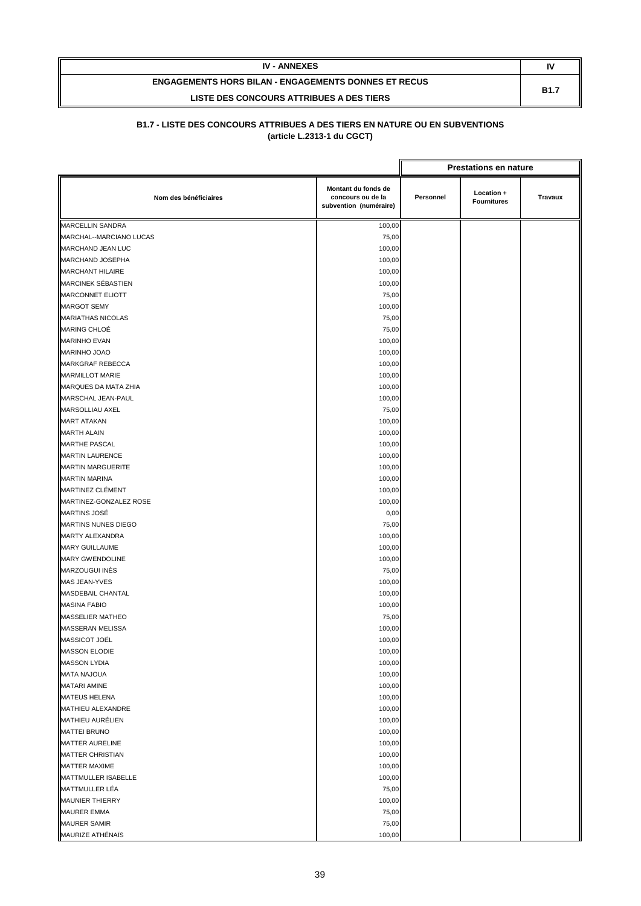| IV - ANNEXES | IV |
| --- | --- |
| ENGAGEMENTS HORS BILAN - ENGAGEMENTS DONNES ET RECUS<br>LISTE DES CONCOURS ATTRIBUES A DES TIERS | B1.7 |

**B1.7 - LISTE DES CONCOURS ATTRIBUES A DES TIERS EN NATURE OU EN SUBVENTIONS**
**(article L.2313-1 du CGCT)**

| | | Prestations en nature | | |
| --- | --- | --- | --- | --- |
| Nom des bénéficiaires | Montant du fonds de concours ou de la subvention (numéraire) | Personnel | Location + Fournitures | Travaux |
| MARCELLIN SANDRA | 100,00 | | | |
| MARCHAL--MARCIANO LUCAS | 75,00 | | | |
| MARCHAND JEAN LUC | 100,00 | | | |
| MARCHAND JOSEPHA | 100,00 | | | |
| MARCHANT HILAIRE | 100,00 | | | |
| MARCINEK SÉBASTIEN | 100,00 | | | |
| MARCONNET ELIOTT | 75,00 | | | |
| MARGOT SEMY | 100,00 | | | |
| MARIATHAS NICOLAS | 75,00 | | | |
| MARING CHLOÉ | 75,00 | | | |
| MARINHO EVAN | 100,00 | | | |
| MARINHO JOAO | 100,00 | | | |
| MARKGRAF REBECCA | 100,00 | | | |
| MARMILLOT MARIE | 100,00 | | | |
| MARQUES DA MATA ZHIA | 100,00 | | | |
| MARSCHAL JEAN-PAUL | 100,00 | | | |
| MARSOLLIAU AXEL | 75,00 | | | |
| MART ATAKAN | 100,00 | | | |
| MARTH ALAIN | 100,00 | | | |
| MARTHE PASCAL | 100,00 | | | |
| MARTIN LAURENCE | 100,00 | | | |
| MARTIN MARGUERITE | 100,00 | | | |
| MARTIN MARINA | 100,00 | | | |
| MARTINEZ CLÉMENT | 100,00 | | | |
| MARTINEZ-GONZALEZ ROSE | 100,00 | | | |
| MARTINS JOSÉ | 0,00 | | | |
| MARTINS NUNES DIEGO | 75,00 | | | |
| MARTY ALEXANDRA | 100,00 | | | |
| MARY GUILLAUME | 100,00 | | | |
| MARY GWENDOLINE | 100,00 | | | |
| MARZOUGUI INÈS | 75,00 | | | |
| MAS JEAN-YVES | 100,00 | | | |
| MASDEBAIL CHANTAL | 100,00 | | | |
| MASINA FABIO | 100,00 | | | |
| MASSELIER MATHEO | 75,00 | | | |
| MASSERAN MELISSA | 100,00 | | | |
| MASSICOT JOËL | 100,00 | | | |
| MASSON ELODIE | 100,00 | | | |
| MASSON LYDIA | 100,00 | | | |
| MATA NAJOUA | 100,00 | | | |
| MATARI AMINE | 100,00 | | | |
| MATEUS HELENA | 100,00 | | | |
| MATHIEU ALEXANDRE | 100,00 | | | |
| MATHIEU AURÉLIEN | 100,00 | | | |
| MATTEI BRUNO | 100,00 | | | |
| MATTER AURELINE | 100,00 | | | |
| MATTER CHRISTIAN | 100,00 | | | |
| MATTER MAXIME | 100,00 | | | |
| MATTMULLER ISABELLE | 100,00 | | | |
| MATTMULLER LÉA | 75,00 | | | |
| MAUNIER THIERRY | 100,00 | | | |
| MAURER EMMA | 75,00 | | | |
| MAURER SAMIR | 75,00 | | | |
| MAURIZE ATHÉNAÏS | 100,00 | | | |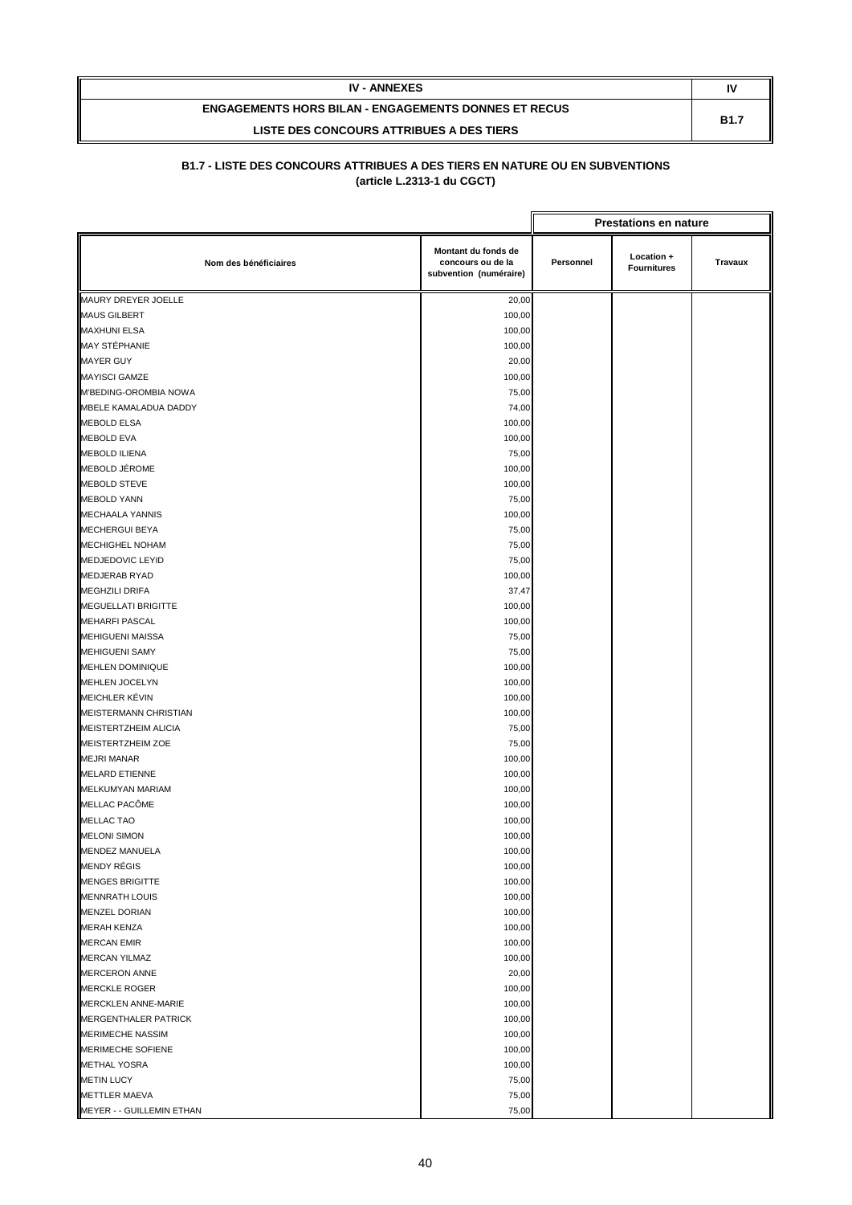| IV - ANNEXES | IV |
|---|---|
| ENGAGEMENTS HORS BILAN - ENGAGEMENTS DONNES ET RECUS<br>LISTE DES CONCOURS ATTRIBUES A DES TIERS | B1.7 |

### B1.7 - LISTE DES CONCOURS ATTRIBUES A DES TIERS EN NATURE OU EN SUBVENTIONS
### (article L.2313-1 du CGCT)

| | | Prestations en nature | | |
|---|---|---|---|---|
| Nom des bénéficiaires | Montant du fonds de concours ou de la subvention (numéraire) | Personnel | Location + Fournitures | Travaux |
| MAURY DREYER JOELLE | 20,00 | | | |
| MAUS GILBERT | 100,00 | | | |
| MAXHUNI ELSA | 100,00 | | | |
| MAY STÉPHANIE | 100,00 | | | |
| MAYER GUY | 20,00 | | | |
| MAYISCI GAMZE | 100,00 | | | |
| M'BEDING-OROMBIA NOWA | 75,00 | | | |
| MBELE KAMALADUA DADDY | 74,00 | | | |
| MEBOLD ELSA | 100,00 | | | |
| MEBOLD EVA | 100,00 | | | |
| MEBOLD ILIENA | 75,00 | | | |
| MEBOLD JÉROME | 100,00 | | | |
| MEBOLD STEVE | 100,00 | | | |
| MEBOLD YANN | 75,00 | | | |
| MECHAALA YANNIS | 100,00 | | | |
| MECHERGUI BEYA | 75,00 | | | |
| MECHIGHEL NOHAM | 75,00 | | | |
| MEDJEDOVIC LEYID | 75,00 | | | |
| MEDJERAB RYAD | 100,00 | | | |
| MEGHZILI DRIFA | 37,47 | | | |
| MEGUELLATI BRIGITTE | 100,00 | | | |
| MEHARFI PASCAL | 100,00 | | | |
| MEHIGUENI MAISSA | 75,00 | | | |
| MEHIGUENI SAMY | 75,00 | | | |
| MEHLEN DOMINIQUE | 100,00 | | | |
| MEHLEN JOCELYN | 100,00 | | | |
| MEICHLER KÉVIN | 100,00 | | | |
| MEISTERMANN CHRISTIAN | 100,00 | | | |
| MEISTERTZHEIM ALICIA | 75,00 | | | |
| MEISTERTZHEIM ZOE | 75,00 | | | |
| MEJRI MANAR | 100,00 | | | |
| MELARD ETIENNE | 100,00 | | | |
| MELKUMYAN MARIAM | 100,00 | | | |
| MELLAC PACÔME | 100,00 | | | |
| MELLAC TAO | 100,00 | | | |
| MELONI SIMON | 100,00 | | | |
| MENDEZ MANUELA | 100,00 | | | |
| MENDY RÉGIS | 100,00 | | | |
| MENGES BRIGITTE | 100,00 | | | |
| MENNRATH LOUIS | 100,00 | | | |
| MENZEL DORIAN | 100,00 | | | |
| MERAH KENZA | 100,00 | | | |
| MERCAN EMIR | 100,00 | | | |
| MERCAN YILMAZ | 100,00 | | | |
| MERCERON ANNE | 20,00 | | | |
| MERCKLE ROGER | 100,00 | | | |
| MERCKLEN ANNE-MARIE | 100,00 | | | |
| MERGENTHALER PATRICK | 100,00 | | | |
| MERIMECHE NASSIM | 100,00 | | | |
| MERIMECHE SOFIENE | 100,00 | | | |
| METHAL YOSRA | 100,00 | | | |
| METIN LUCY | 75,00 | | | |
| METTLER MAEVA | 75,00 | | | |
| MEYER - - GUILLEMIN ETHAN | 75,00 | | | |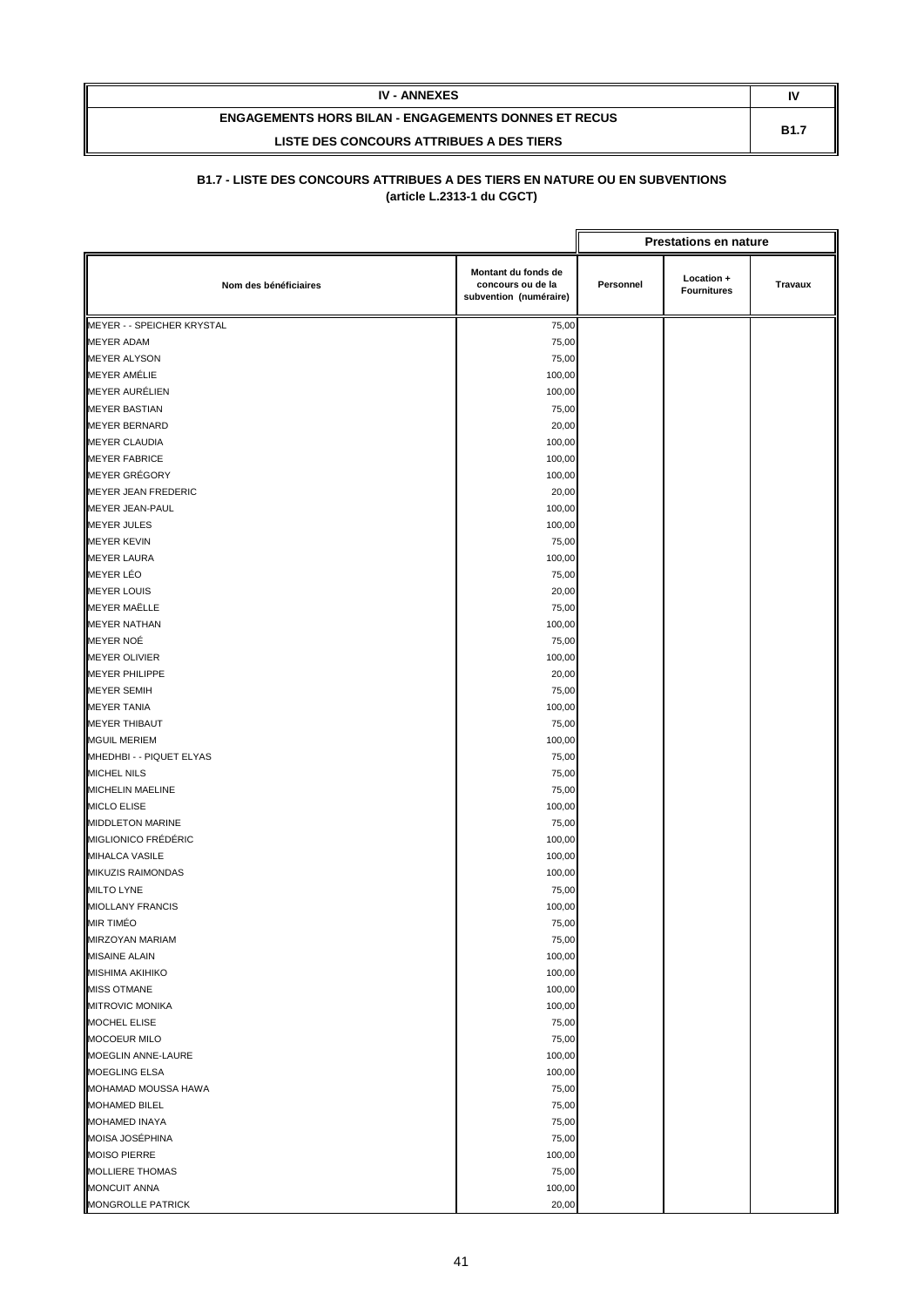| IV - ANNEXES | IV |
|---|---|
| ENGAGEMENTS HORS BILAN - ENGAGEMENTS DONNES ET RECUS<br>LISTE DES CONCOURS ATTRIBUES A DES TIERS | B1.7 |

**B1.7 - LISTE DES CONCOURS ATTRIBUES A DES TIERS EN NATURE OU EN SUBVENTIONS**
**(article L.2313-1 du CGCT)**

| | | Prestations en nature | | |
|---|---|---|---|---|
| **Nom des bénéficiaires** | **Montant du fonds de concours ou de la subvention (numéraire)** | **Personnel** | **Location + Fournitures** | **Travaux** |
| MEYER - - SPEICHER KRYSTAL | 75,00 | | | |
| MEYER ADAM | 75,00 | | | |
| MEYER ALYSON | 75,00 | | | |
| MEYER AMÉLIE | 100,00 | | | |
| MEYER AURÉLIEN | 100,00 | | | |
| MEYER BASTIAN | 75,00 | | | |
| MEYER BERNARD | 20,00 | | | |
| MEYER CLAUDIA | 100,00 | | | |
| MEYER FABRICE | 100,00 | | | |
| MEYER GRÉGORY | 100,00 | | | |
| MEYER JEAN FREDERIC | 20,00 | | | |
| MEYER JEAN-PAUL | 100,00 | | | |
| MEYER JULES | 100,00 | | | |
| MEYER KEVIN | 75,00 | | | |
| MEYER LAURA | 100,00 | | | |
| MEYER LÉO | 75,00 | | | |
| MEYER LOUIS | 20,00 | | | |
| MEYER MAËLLE | 75,00 | | | |
| MEYER NATHAN | 100,00 | | | |
| MEYER NOÉ | 75,00 | | | |
| MEYER OLIVIER | 100,00 | | | |
| MEYER PHILIPPE | 20,00 | | | |
| MEYER SEMIH | 75,00 | | | |
| MEYER TANIA | 100,00 | | | |
| MEYER THIBAUT | 75,00 | | | |
| MGUIL MERIEM | 100,00 | | | |
| MHEDHBI - - PIQUET ELYAS | 75,00 | | | |
| MICHEL NILS | 75,00 | | | |
| MICHELIN MAELINE | 75,00 | | | |
| MICLO ELISE | 100,00 | | | |
| MIDDLETON MARINE | 75,00 | | | |
| MIGLIONICO FRÉDÉRIC | 100,00 | | | |
| MIHALCA VASILE | 100,00 | | | |
| MIKUZIS RAIMONDAS | 100,00 | | | |
| MILTO LYNE | 75,00 | | | |
| MIOLLANY FRANCIS | 100,00 | | | |
| MIR TIMÉO | 75,00 | | | |
| MIRZOYAN MARIAM | 75,00 | | | |
| MISAINE ALAIN | 100,00 | | | |
| MISHIMA AKIHIKO | 100,00 | | | |
| MISS OTMANE | 100,00 | | | |
| MITROVIC MONIKA | 100,00 | | | |
| MOCHEL ELISE | 75,00 | | | |
| MOCOEUR MILO | 75,00 | | | |
| MOEGLIN ANNE-LAURE | 100,00 | | | |
| MOEGLING ELSA | 100,00 | | | |
| MOHAMAD MOUSSA HAWA | 75,00 | | | |
| MOHAMED BILEL | 75,00 | | | |
| MOHAMED INAYA | 75,00 | | | |
| MOISA JOSÉPHINA | 75,00 | | | |
| MOISO PIERRE | 100,00 | | | |
| MOLLIERE THOMAS | 75,00 | | | |
| MONCUIT ANNA | 100,00 | | | |
| MONGROLLE PATRICK | 20,00 | | | |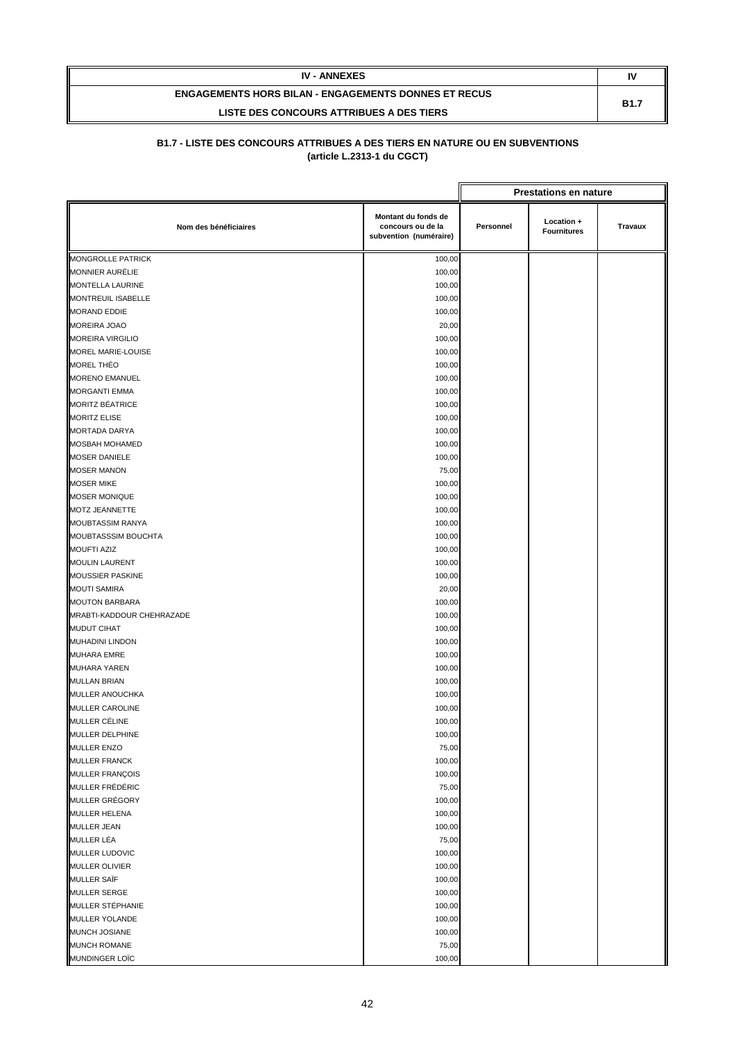| IV - ANNEXES | IV |
|---|---|
| ENGAGEMENTS HORS BILAN - ENGAGEMENTS DONNES ET RECUS<br>LISTE DES CONCOURS ATTRIBUES A DES TIERS | B1.7 |

### B1.7 - LISTE DES CONCOURS ATTRIBUES A DES TIERS EN NATURE OU EN SUBVENTIONS
### (article L.2313-1 du CGCT)

| | | Prestations en nature | | |
|---|---|---|---|---|
| **Nom des bénéficiaires** | **Montant du fonds de concours ou de la subvention (numéraire)** | **Personnel** | **Location + Fournitures** | **Travaux** |
| MONGROLLE PATRICK | 100,00 | | | |
| MONNIER AURÉLIE | 100,00 | | | |
| MONTELLA LAURINE | 100,00 | | | |
| MONTREUIL ISABELLE | 100,00 | | | |
| MORAND EDDIE | 100,00 | | | |
| MOREIRA JOAO | 20,00 | | | |
| MOREIRA VIRGILIO | 100,00 | | | |
| MOREL MARIE-LOUISE | 100,00 | | | |
| MOREL THÉO | 100,00 | | | |
| MORENO EMANUEL | 100,00 | | | |
| MORGANTI EMMA | 100,00 | | | |
| MORITZ BÉATRICE | 100,00 | | | |
| MORITZ ELISE | 100,00 | | | |
| MORTADA DARYA | 100,00 | | | |
| MOSBAH MOHAMED | 100,00 | | | |
| MOSER DANIELE | 100,00 | | | |
| MOSER MANON | 75,00 | | | |
| MOSER MIKE | 100,00 | | | |
| MOSER MONIQUE | 100,00 | | | |
| MOTZ JEANNETTE | 100,00 | | | |
| MOUBTASSIM RANYA | 100,00 | | | |
| MOUBTASSSIM BOUCHTA | 100,00 | | | |
| MOUFTI AZIZ | 100,00 | | | |
| MOULIN LAURENT | 100,00 | | | |
| MOUSSIER PASKINE | 100,00 | | | |
| MOUTI SAMIRA | 20,00 | | | |
| MOUTON BARBARA | 100,00 | | | |
| MRABTI-KADDOUR CHEHRAZADE | 100,00 | | | |
| MUDUT CIHAT | 100,00 | | | |
| MUHADINI LINDON | 100,00 | | | |
| MUHARA EMRE | 100,00 | | | |
| MUHARA YAREN | 100,00 | | | |
| MULLAN BRIAN | 100,00 | | | |
| MULLER ANOUCHKA | 100,00 | | | |
| MULLER CAROLINE | 100,00 | | | |
| MULLER CÉLINE | 100,00 | | | |
| MULLER DELPHINE | 100,00 | | | |
| MULLER ENZO | 75,00 | | | |
| MULLER FRANCK | 100,00 | | | |
| MULLER FRANÇOIS | 100,00 | | | |
| MULLER FRÉDÉRIC | 75,00 | | | |
| MULLER GRÉGORY | 100,00 | | | |
| MULLER HELENA | 100,00 | | | |
| MULLER JEAN | 100,00 | | | |
| MULLER LÉA | 75,00 | | | |
| MULLER LUDOVIC | 100,00 | | | |
| MULLER OLIVIER | 100,00 | | | |
| MULLER SAÏF | 100,00 | | | |
| MULLER SERGE | 100,00 | | | |
| MULLER STÉPHANIE | 100,00 | | | |
| MULLER YOLANDE | 100,00 | | | |
| MUNCH JOSIANE | 100,00 | | | |
| MUNCH ROMANE | 75,00 | | | |
| MUNDINGER LOÏC | 100,00 | | | |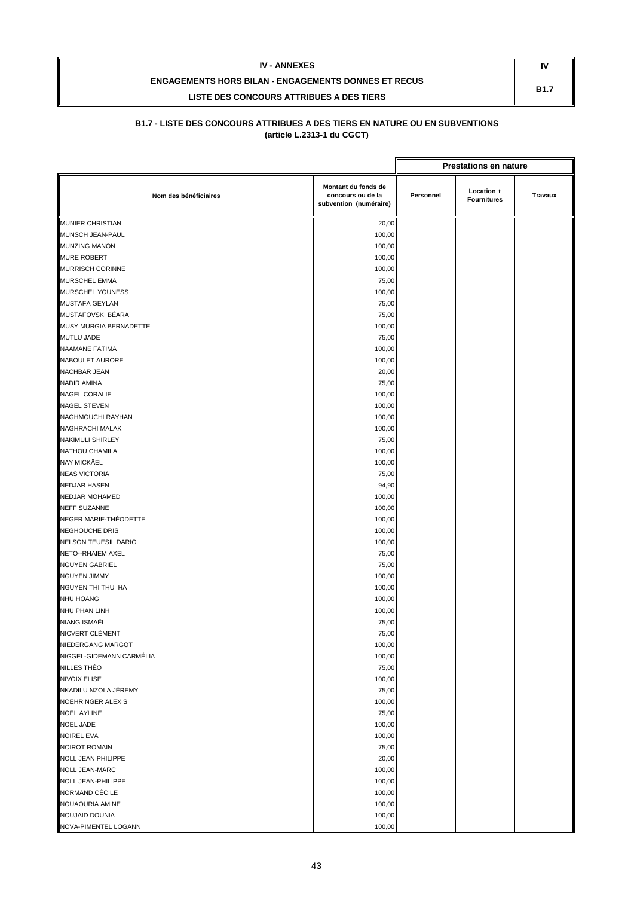| IV - ANNEXES | IV |
|---|---|
| ENGAGEMENTS HORS BILAN - ENGAGEMENTS DONNES ET RECUS<br>LISTE DES CONCOURS ATTRIBUES A DES TIERS | B1.7 |

**B1.7 - LISTE DES CONCOURS ATTRIBUES A DES TIERS EN NATURE OU EN SUBVENTIONS**
**(article L.2313-1 du CGCT)**

| | | Prestations en nature | | |
|---|---|---|---|---|
| Nom des bénéficiaires | Montant du fonds de concours ou de la subvention (numéraire) | Personnel | Location + Fournitures | Travaux |
| MUNIER CHRISTIAN | 20,00 | | | |
| MUNSCH JEAN-PAUL | 100,00 | | | |
| MUNZING MANON | 100,00 | | | |
| MURE ROBERT | 100,00 | | | |
| MURRISCH CORINNE | 100,00 | | | |
| MURSCHEL EMMA | 75,00 | | | |
| MURSCHEL YOUNESS | 100,00 | | | |
| MUSTAFA GEYLAN | 75,00 | | | |
| MUSTAFOVSKI BÉARA | 75,00 | | | |
| MUSY MURGIA BERNADETTE | 100,00 | | | |
| MUTLU JADE | 75,00 | | | |
| NAAMANE FATIMA | 100,00 | | | |
| NABOULET AURORE | 100,00 | | | |
| NACHBAR JEAN | 20,00 | | | |
| NADIR AMINA | 75,00 | | | |
| NAGEL CORALIE | 100,00 | | | |
| NAGEL STEVEN | 100,00 | | | |
| NAGHMOUCHI RAYHAN | 100,00 | | | |
| NAGHRACHI MALAK | 100,00 | | | |
| NAKIMULI SHIRLEY | 75,00 | | | |
| NATHOU CHAMILA | 100,00 | | | |
| NAY MICKÄEL | 100,00 | | | |
| NEAS VICTORIA | 75,00 | | | |
| NEDJAR HASEN | 94,90 | | | |
| NEDJAR MOHAMED | 100,00 | | | |
| NEFF SUZANNE | 100,00 | | | |
| NEGER MARIE-THÉODETTE | 100,00 | | | |
| NEGHOUCHE DRIS | 100,00 | | | |
| NELSON TEUESIL DARIO | 100,00 | | | |
| NETO--RHAIEM AXEL | 75,00 | | | |
| NGUYEN GABRIEL | 75,00 | | | |
| NGUYEN JIMMY | 100,00 | | | |
| NGUYEN THI THU HA | 100,00 | | | |
| NHU HOANG | 100,00 | | | |
| NHU PHAN LINH | 100,00 | | | |
| NIANG ISMAËL | 75,00 | | | |
| NICVERT CLÉMENT | 75,00 | | | |
| NIEDERGANG MARGOT | 100,00 | | | |
| NIGGEL-GIDEMANN CARMÉLIA | 100,00 | | | |
| NILLES THÉO | 75,00 | | | |
| NIVOIX ELISE | 100,00 | | | |
| NKADILU NZOLA JÉREMY | 75,00 | | | |
| NOEHRINGER ALEXIS | 100,00 | | | |
| NOEL AYLINE | 75,00 | | | |
| NOEL JADE | 100,00 | | | |
| NOIREL EVA | 100,00 | | | |
| NOIROT ROMAIN | 75,00 | | | |
| NOLL JEAN PHILIPPE | 20,00 | | | |
| NOLL JEAN-MARC | 100,00 | | | |
| NOLL JEAN-PHILIPPE | 100,00 | | | |
| NORMAND CÉCILE | 100,00 | | | |
| NOUAOURIA AMINE | 100,00 | | | |
| NOUJAID DOUNIA | 100,00 | | | |
| NOVA-PIMENTEL LOGANN | 100,00 | | | |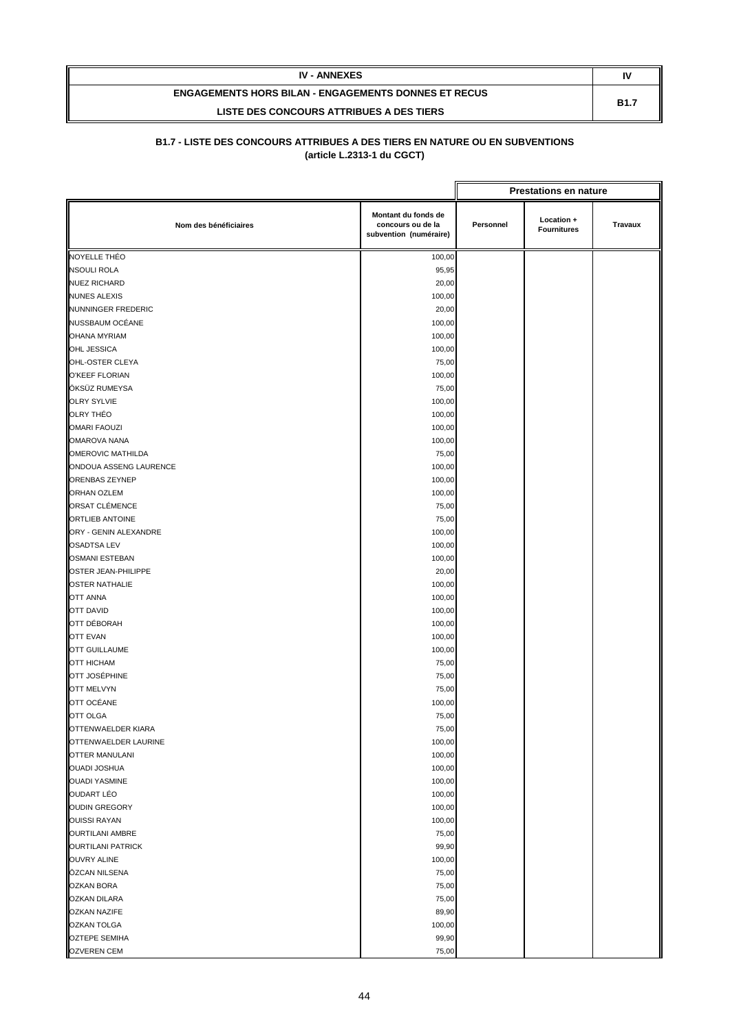| IV - ANNEXES | IV |
|---|---|
| ENGAGEMENTS HORS BILAN - ENGAGEMENTS DONNES ET RECUS<br>LISTE DES CONCOURS ATTRIBUES A DES TIERS | B1.7 |

**B1.7 - LISTE DES CONCOURS ATTRIBUES A DES TIERS EN NATURE OU EN SUBVENTIONS**
**(article L.2313-1 du CGCT)**

| | | Prestations en nature | | |
|---|---|---|---|---|
| **Nom des bénéficiaires** | **Montant du fonds de concours ou de la subvention (numéraire)** | **Personnel** | **Location + Fournitures** | **Travaux** |
| NOYELLE THÉO | 100,00 | | | |
| NSOULI ROLA | 95,95 | | | |
| NUEZ RICHARD | 20,00 | | | |
| NUNES ALEXIS | 100,00 | | | |
| NUNNINGER FREDERIC | 20,00 | | | |
| NUSSBAUM OCÉANE | 100,00 | | | |
| OHANA MYRIAM | 100,00 | | | |
| OHL JESSICA | 100,00 | | | |
| OHL-OSTER CLEYA | 75,00 | | | |
| O'KEEF FLORIAN | 100,00 | | | |
| ÖKSÜZ RUMEYSA | 75,00 | | | |
| OLRY SYLVIE | 100,00 | | | |
| OLRY THÉO | 100,00 | | | |
| OMARI FAOUZI | 100,00 | | | |
| OMAROVA NANA | 100,00 | | | |
| OMEROVIC MATHILDA | 75,00 | | | |
| ONDOUA ASSENG LAURENCE | 100,00 | | | |
| ORENBAS ZEYNEP | 100,00 | | | |
| ORHAN OZLEM | 100,00 | | | |
| ORSAT CLÉMENCE | 75,00 | | | |
| ORTLIEB ANTOINE | 75,00 | | | |
| ORY - GENIN ALEXANDRE | 100,00 | | | |
| OSADTSA LEV | 100,00 | | | |
| OSMANI ESTEBAN | 100,00 | | | |
| OSTER JEAN-PHILIPPE | 20,00 | | | |
| OSTER NATHALIE | 100,00 | | | |
| OTT ANNA | 100,00 | | | |
| OTT DAVID | 100,00 | | | |
| OTT DÉBORAH | 100,00 | | | |
| OTT EVAN | 100,00 | | | |
| OTT GUILLAUME | 100,00 | | | |
| OTT HICHAM | 75,00 | | | |
| OTT JOSÉPHINE | 75,00 | | | |
| OTT MELVYN | 75,00 | | | |
| OTT OCÉANE | 100,00 | | | |
| OTT OLGA | 75,00 | | | |
| OTTENWAELDER KIARA | 75,00 | | | |
| OTTENWAELDER LAURINE | 100,00 | | | |
| OTTER MANULANI | 100,00 | | | |
| OUADI JOSHUA | 100,00 | | | |
| OUADI YASMINE | 100,00 | | | |
| OUDART LÉO | 100,00 | | | |
| OUDIN GREGORY | 100,00 | | | |
| OUISSI RAYAN | 100,00 | | | |
| OURTILANI AMBRE | 75,00 | | | |
| OURTILANI PATRICK | 99,90 | | | |
| OUVRY ALINE | 100,00 | | | |
| ÖZCAN NILSENA | 75,00 | | | |
| OZKAN BORA | 75,00 | | | |
| OZKAN DILARA | 75,00 | | | |
| OZKAN NAZIFE | 89,90 | | | |
| OZKAN TOLGA | 100,00 | | | |
| OZTEPE SEMIHA | 99,90 | | | |
| OZVEREN CEM | 75,00 | | | |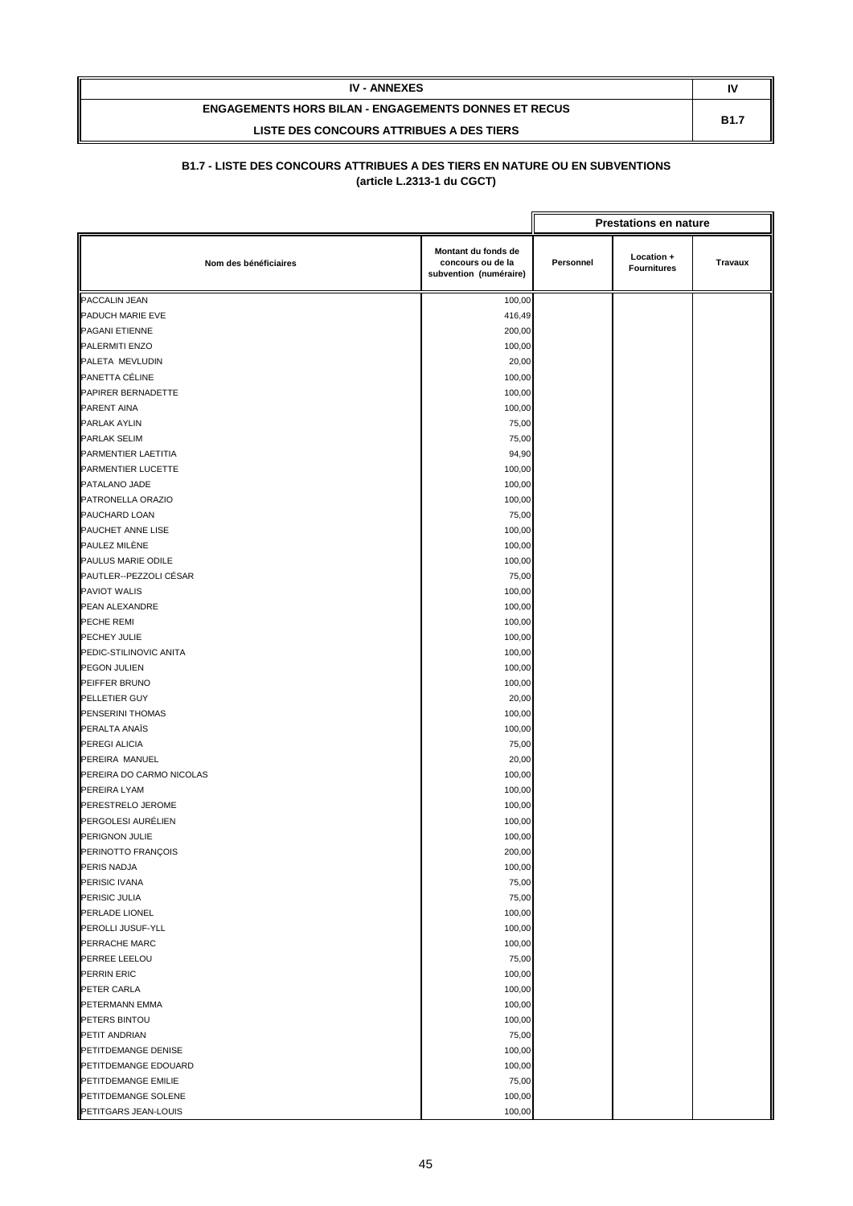| IV - ANNEXES | IV |
|---|---|
| ENGAGEMENTS HORS BILAN - ENGAGEMENTS DONNES ET RECUS<br>LISTE DES CONCOURS ATTRIBUES A DES TIERS | B1.7 |

**B1.7 - LISTE DES CONCOURS ATTRIBUES A DES TIERS EN NATURE OU EN SUBVENTIONS**
**(article L.2313-1 du CGCT)**

| | | Prestations en nature | | |
|---|---|---|---|---|
| Nom des bénéficiaires | Montant du fonds de concours ou de la subvention (numéraire) | Personnel | Location + Fournitures | Travaux |
| PACCALIN JEAN | 100,00 | | | |
| PADUCH MARIE EVE | 416,49 | | | |
| PAGANI ETIENNE | 200,00 | | | |
| PALERMITI ENZO | 100,00 | | | |
| PALETA MEVLUDIN | 20,00 | | | |
| PANETTA CÉLINE | 100,00 | | | |
| PAPIRER BERNADETTE | 100,00 | | | |
| PARENT AINA | 100,00 | | | |
| PARLAK AYLIN | 75,00 | | | |
| PARLAK SELIM | 75,00 | | | |
| PARMENTIER LAETITIA | 94,90 | | | |
| PARMENTIER LUCETTE | 100,00 | | | |
| PATALANO JADE | 100,00 | | | |
| PATRONELLA ORAZIO | 100,00 | | | |
| PAUCHARD LOAN | 75,00 | | | |
| PAUCHET ANNE LISE | 100,00 | | | |
| PAULEZ MILÈNE | 100,00 | | | |
| PAULUS MARIE ODILE | 100,00 | | | |
| PAUTLER--PEZZOLI CÉSAR | 75,00 | | | |
| PAVIOT WALIS | 100,00 | | | |
| PEAN ALEXANDRE | 100,00 | | | |
| PECHE REMI | 100,00 | | | |
| PECHEY JULIE | 100,00 | | | |
| PEDIC-STILINOVIC ANITA | 100,00 | | | |
| PEGON JULIEN | 100,00 | | | |
| PEIFFER BRUNO | 100,00 | | | |
| PELLETIER GUY | 20,00 | | | |
| PENSERINI THOMAS | 100,00 | | | |
| PERALTA ANAÏS | 100,00 | | | |
| PEREGI ALICIA | 75,00 | | | |
| PEREIRA MANUEL | 20,00 | | | |
| PEREIRA DO CARMO NICOLAS | 100,00 | | | |
| PEREIRA LYAM | 100,00 | | | |
| PERESTRELO JEROME | 100,00 | | | |
| PERGOLESI AURÉLIEN | 100,00 | | | |
| PERIGNON JULIE | 100,00 | | | |
| PERINOTTO FRANÇOIS | 200,00 | | | |
| PERIS NADJA | 100,00 | | | |
| PERISIC IVANA | 75,00 | | | |
| PERISIC JULIA | 75,00 | | | |
| PERLADE LIONEL | 100,00 | | | |
| PEROLLI JUSUF-YLL | 100,00 | | | |
| PERRACHE MARC | 100,00 | | | |
| PERREE LEELOU | 75,00 | | | |
| PERRIN ERIC | 100,00 | | | |
| PETER CARLA | 100,00 | | | |
| PETERMANN EMMA | 100,00 | | | |
| PETERS BINTOU | 100,00 | | | |
| PETIT ANDRIAN | 75,00 | | | |
| PETITDEMANGE DENISE | 100,00 | | | |
| PETITDEMANGE EDOUARD | 100,00 | | | |
| PETITDEMANGE EMILIE | 75,00 | | | |
| PETITDEMANGE SOLENE | 100,00 | | | |
| PETITGARS JEAN-LOUIS | 100,00 | | | |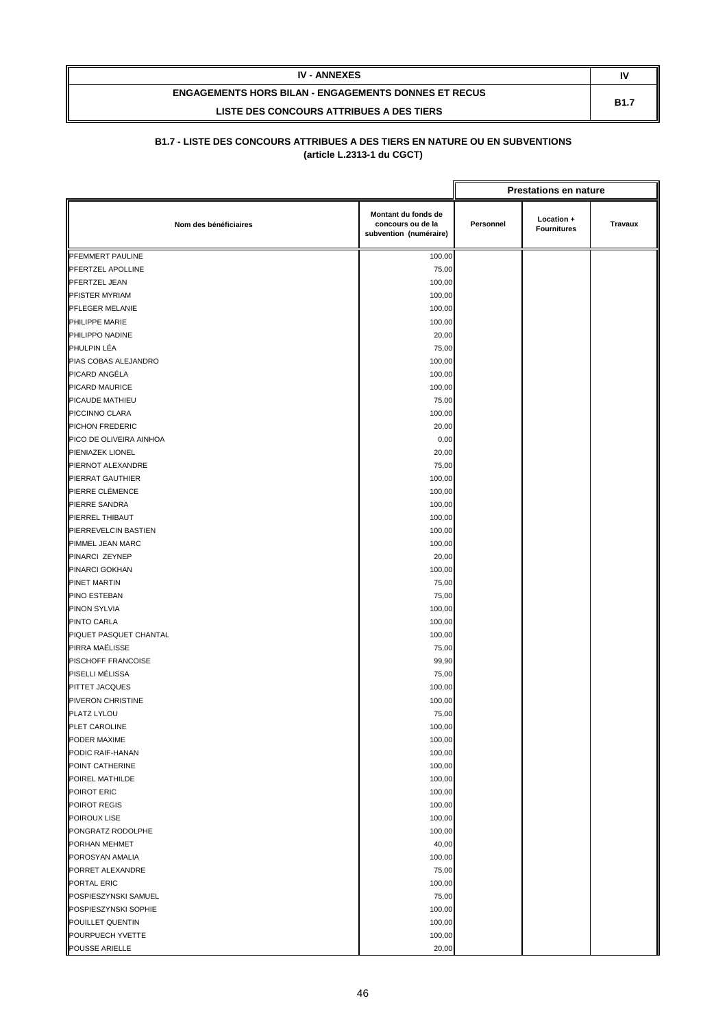| IV - ANNEXES | IV |
|---|---|
| ENGAGEMENTS HORS BILAN - ENGAGEMENTS DONNES ET RECUS<br>LISTE DES CONCOURS ATTRIBUES A DES TIERS | B1.7 |

**B1.7 - LISTE DES CONCOURS ATTRIBUES A DES TIERS EN NATURE OU EN SUBVENTIONS**
**(article L.2313-1 du CGCT)**

| Nom des bénéficiaires | Montant du fonds de concours ou de la subvention (numéraire) | Prestations en nature | | |
|---|---|---|---|---|
| | | Personnel | Location + Fournitures | Travaux |
| PFEMMERT PAULINE | 100,00 | | | |
| PFERTZEL APOLLINE | 75,00 | | | |
| PFERTZEL JEAN | 100,00 | | | |
| PFISTER MYRIAM | 100,00 | | | |
| PFLEGER MELANIE | 100,00 | | | |
| PHILIPPE MARIE | 100,00 | | | |
| PHILIPPO NADINE | 20,00 | | | |
| PHULPIN LÉA | 75,00 | | | |
| PIAS COBAS ALEJANDRO | 100,00 | | | |
| PICARD ANGÉLA | 100,00 | | | |
| PICARD MAURICE | 100,00 | | | |
| PICAUDE MATHIEU | 75,00 | | | |
| PICCINNO CLARA | 100,00 | | | |
| PICHON FREDERIC | 20,00 | | | |
| PICO DE OLIVEIRA AINHOA | 0,00 | | | |
| PIENIAZEK LIONEL | 20,00 | | | |
| PIERNOT ALEXANDRE | 75,00 | | | |
| PIERRAT GAUTHIER | 100,00 | | | |
| PIERRE CLÉMENCE | 100,00 | | | |
| PIERRE SANDRA | 100,00 | | | |
| PIERREL THIBAUT | 100,00 | | | |
| PIERREVELCIN BASTIEN | 100,00 | | | |
| PIMMEL JEAN MARC | 100,00 | | | |
| PINARCI ZEYNEP | 20,00 | | | |
| PINARCI GOKHAN | 100,00 | | | |
| PINET MARTIN | 75,00 | | | |
| PINO ESTEBAN | 75,00 | | | |
| PINON SYLVIA | 100,00 | | | |
| PINTO CARLA | 100,00 | | | |
| PIQUET PASQUET CHANTAL | 100,00 | | | |
| PIRRA MAËLISSE | 75,00 | | | |
| PISCHOFF FRANCOISE | 99,90 | | | |
| PISELLI MÉLISSA | 75,00 | | | |
| PITTET JACQUES | 100,00 | | | |
| PIVERON CHRISTINE | 100,00 | | | |
| PLATZ LYLOU | 75,00 | | | |
| PLET CAROLINE | 100,00 | | | |
| PODER MAXIME | 100,00 | | | |
| PODIC RAIF-HANAN | 100,00 | | | |
| POINT CATHERINE | 100,00 | | | |
| POIREL MATHILDE | 100,00 | | | |
| POIROT ERIC | 100,00 | | | |
| POIROT REGIS | 100,00 | | | |
| POIROUX LISE | 100,00 | | | |
| PONGRATZ RODOLPHE | 100,00 | | | |
| PORHAN MEHMET | 40,00 | | | |
| POROSYAN AMALIA | 100,00 | | | |
| PORRET ALEXANDRE | 75,00 | | | |
| PORTAL ERIC | 100,00 | | | |
| POSPIESZYNSKI SAMUEL | 75,00 | | | |
| POSPIESZYNSKI SOPHIE | 100,00 | | | |
| POUILLET QUENTIN | 100,00 | | | |
| POURPUECH YVETTE | 100,00 | | | |
| POUSSE ARIELLE | 20,00 | | | |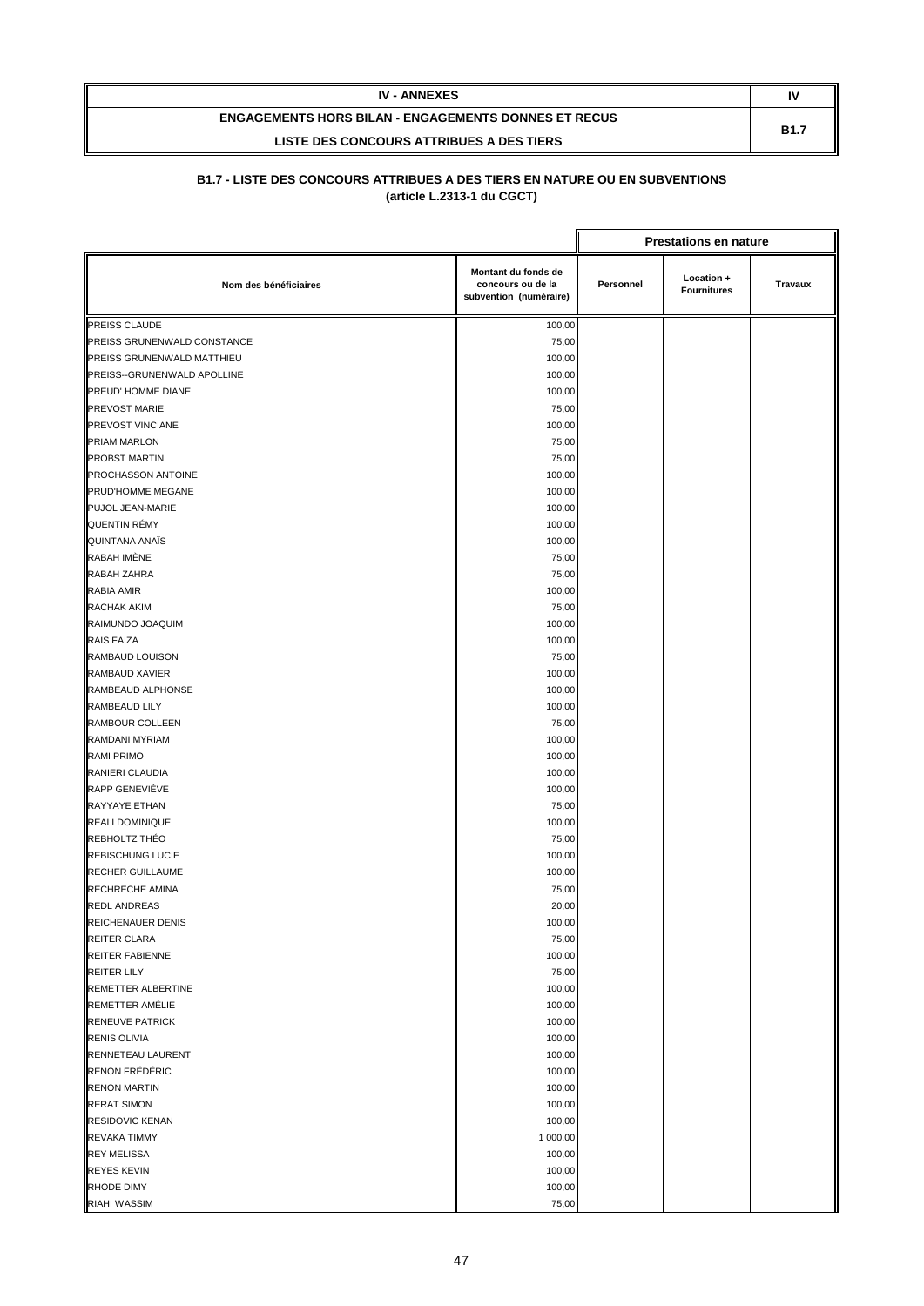| IV - ANNEXES | IV |
| --- | --- |
| ENGAGEMENTS HORS BILAN - ENGAGEMENTS DONNES ET RECUS<br>LISTE DES CONCOURS ATTRIBUES A DES TIERS | B1.7 |

## B1.7 - LISTE DES CONCOURS ATTRIBUES A DES TIERS EN NATURE OU EN SUBVENTIONS
## (article L.2313-1 du CGCT)

| | | Prestations en nature | | |
| --- | --- | --- | --- | --- |
| Nom des bénéficiaires | Montant du fonds de concours ou de la subvention (numéraire) | Personnel | Location + Fournitures | Travaux |
| PREISS CLAUDE | 100,00 | | | |
| PREISS GRUNENWALD CONSTANCE | 75,00 | | | |
| PREISS GRUNENWALD MATTHIEU | 100,00 | | | |
| PREISS--GRUNENWALD APOLLINE | 100,00 | | | |
| PREUD' HOMME DIANE | 100,00 | | | |
| PREVOST MARIE | 75,00 | | | |
| PREVOST VINCIANE | 100,00 | | | |
| PRIAM MARLON | 75,00 | | | |
| PROBST MARTIN | 75,00 | | | |
| PROCHASSON ANTOINE | 100,00 | | | |
| PRUD'HOMME MEGANE | 100,00 | | | |
| PUJOL JEAN-MARIE | 100,00 | | | |
| QUENTIN RÉMY | 100,00 | | | |
| QUINTANA ANAÏS | 100,00 | | | |
| RABAH IMÈNE | 75,00 | | | |
| RABAH ZAHRA | 75,00 | | | |
| RABIA AMIR | 100,00 | | | |
| RACHAK AKIM | 75,00 | | | |
| RAIMUNDO JOAQUIM | 100,00 | | | |
| RAÏS FAIZA | 100,00 | | | |
| RAMBAUD LOUISON | 75,00 | | | |
| RAMBAUD XAVIER | 100,00 | | | |
| RAMBEAUD ALPHONSE | 100,00 | | | |
| RAMBEAUD LILY | 100,00 | | | |
| RAMBOUR COLLEEN | 75,00 | | | |
| RAMDANI MYRIAM | 100,00 | | | |
| RAMI PRIMO | 100,00 | | | |
| RANIERI CLAUDIA | 100,00 | | | |
| RAPP GENEVIÉVE | 100,00 | | | |
| RAYYAYE ETHAN | 75,00 | | | |
| REALI DOMINIQUE | 100,00 | | | |
| REBHOLTZ THÉO | 75,00 | | | |
| REBISCHUNG LUCIE | 100,00 | | | |
| RECHER GUILLAUME | 100,00 | | | |
| RECHRECHE AMINA | 75,00 | | | |
| REDL ANDREAS | 20,00 | | | |
| REICHENAUER DENIS | 100,00 | | | |
| REITER CLARA | 75,00 | | | |
| REITER FABIENNE | 100,00 | | | |
| REITER LILY | 75,00 | | | |
| REMETTER ALBERTINE | 100,00 | | | |
| REMETTER AMÉLIE | 100,00 | | | |
| RENEUVE PATRICK | 100,00 | | | |
| RENIS OLIVIA | 100,00 | | | |
| RENNETEAU LAURENT | 100,00 | | | |
| RENON FRÉDÉRIC | 100,00 | | | |
| RENON MARTIN | 100,00 | | | |
| RERAT SIMON | 100,00 | | | |
| RESIDOVIC KENAN | 100,00 | | | |
| REVAKA TIMMY | 1 000,00 | | | |
| REY MELISSA | 100,00 | | | |
| REYES KEVIN | 100,00 | | | |
| RHODE DIMY | 100,00 | | | |
| RIAHI WASSIM | 75,00 | | | |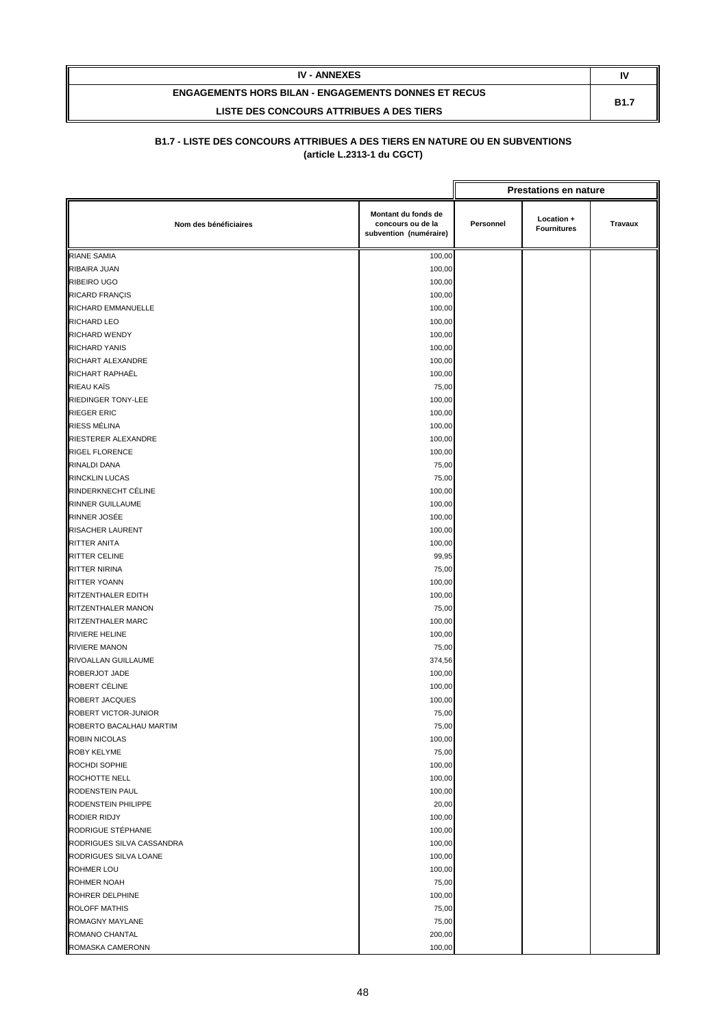| IV - ANNEXES | IV |
|---|---|
| ENGAGEMENTS HORS BILAN - ENGAGEMENTS DONNES ET RECUS<br>LISTE DES CONCOURS ATTRIBUES A DES TIERS | B1.7 |

**B1.7 - LISTE DES CONCOURS ATTRIBUES A DES TIERS EN NATURE OU EN SUBVENTIONS (article L.2313-1 du CGCT)**

| | | Prestations en nature | | |
|---|---|---|---|---|
| Nom des bénéficiaires | Montant du fonds de concours ou de la subvention (numéraire) | Personnel | Location + Fournitures | Travaux |
| RIANE SAMIA | 100,00 | | | |
| RIBAIRA JUAN | 100,00 | | | |
| RIBEIRO UGO | 100,00 | | | |
| RICARD FRANÇIS | 100,00 | | | |
| RICHARD EMMANUELLE | 100,00 | | | |
| RICHARD LEO | 100,00 | | | |
| RICHARD WENDY | 100,00 | | | |
| RICHARD YANIS | 100,00 | | | |
| RICHART ALEXANDRE | 100,00 | | | |
| RICHART RAPHAËL | 100,00 | | | |
| RIEAU KAÏS | 75,00 | | | |
| RIEDINGER TONY-LEE | 100,00 | | | |
| RIEGER ERIC | 100,00 | | | |
| RIESS MÉLINA | 100,00 | | | |
| RIESTERER ALEXANDRE | 100,00 | | | |
| RIGEL FLORENCE | 100,00 | | | |
| RINALDI DANA | 75,00 | | | |
| RINCKLIN LUCAS | 75,00 | | | |
| RINDERKNECHT CÉLINE | 100,00 | | | |
| RINNER GUILLAUME | 100,00 | | | |
| RINNER JOSÉE | 100,00 | | | |
| RISACHER LAURENT | 100,00 | | | |
| RITTER ANITA | 100,00 | | | |
| RITTER CELINE | 99,95 | | | |
| RITTER NIRINA | 75,00 | | | |
| RITTER YOANN | 100,00 | | | |
| RITZENTHALER EDITH | 100,00 | | | |
| RITZENTHALER MANON | 75,00 | | | |
| RITZENTHALER MARC | 100,00 | | | |
| RIVIERE HELINE | 100,00 | | | |
| RIVIERE MANON | 75,00 | | | |
| RIVOALLAN GUILLAUME | 374,56 | | | |
| ROBERJOT JADE | 100,00 | | | |
| ROBERT CÉLINE | 100,00 | | | |
| ROBERT JACQUES | 100,00 | | | |
| ROBERT VICTOR-JUNIOR | 75,00 | | | |
| ROBERTO BACALHAU MARTIM | 75,00 | | | |
| ROBIN NICOLAS | 100,00 | | | |
| ROBY KELYME | 75,00 | | | |
| ROCHDI SOPHIE | 100,00 | | | |
| ROCHOTTE NELL | 100,00 | | | |
| RODENSTEIN PAUL | 100,00 | | | |
| RODENSTEIN PHILIPPE | 20,00 | | | |
| RODIER RIDJY | 100,00 | | | |
| RODRIGUE STÉPHANIE | 100,00 | | | |
| RODRIGUES SILVA CASSANDRA | 100,00 | | | |
| RODRIGUES SILVA LOANE | 100,00 | | | |
| ROHMER LOU | 100,00 | | | |
| ROHMER NOAH | 75,00 | | | |
| ROHRER DELPHINE | 100,00 | | | |
| ROLOFF MATHIS | 75,00 | | | |
| ROMAGNY MAYLANE | 75,00 | | | |
| ROMANO CHANTAL | 200,00 | | | |
| ROMASKA CAMERONN | 100,00 | | | |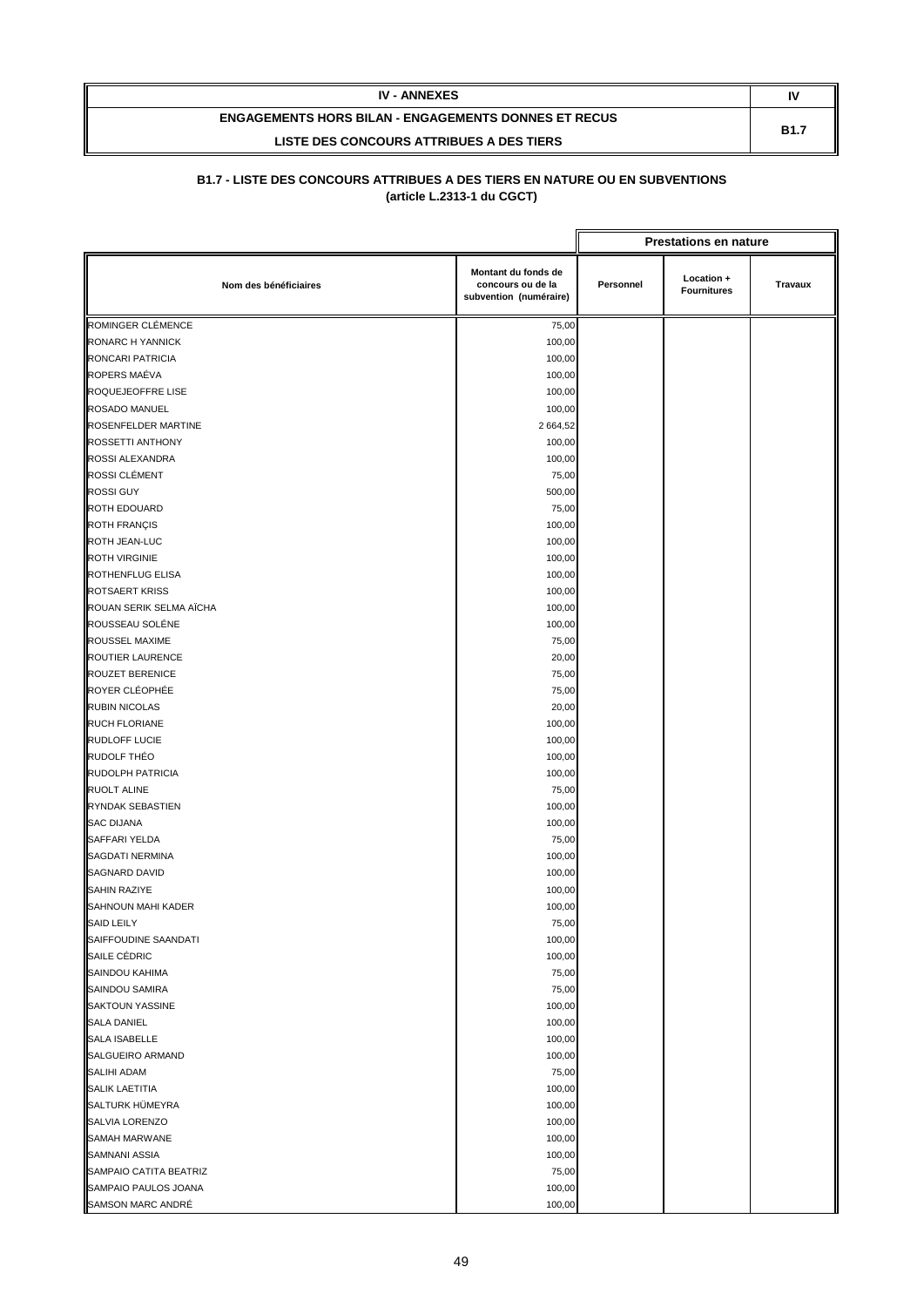| IV - ANNEXES | IV |
|---|---|
| ENGAGEMENTS HORS BILAN - ENGAGEMENTS DONNES ET RECUS<br>LISTE DES CONCOURS ATTRIBUES A DES TIERS | B1.7 |

**B1.7 - LISTE DES CONCOURS ATTRIBUES A DES TIERS EN NATURE OU EN SUBVENTIONS**
**(article L.2313-1 du CGCT)**

| | | Prestations en nature | | |
|---|---|---|---|---|
| **Nom des bénéficiaires** | **Montant du fonds de concours ou de la subvention (numéraire)** | **Personnel** | **Location + Fournitures** | **Travaux** |
| ROMINGER CLÉMENCE | 75,00 | | | |
| RONARC H YANNICK | 100,00 | | | |
| RONCARI PATRICIA | 100,00 | | | |
| ROPERS MAËVA | 100,00 | | | |
| ROQUEJEOFFRE LISE | 100,00 | | | |
| ROSADO MANUEL | 100,00 | | | |
| ROSENFELDER MARTINE | 2 664,52 | | | |
| ROSSETTI ANTHONY | 100,00 | | | |
| ROSSI ALEXANDRA | 100,00 | | | |
| ROSSI CLÉMENT | 75,00 | | | |
| ROSSI GUY | 500,00 | | | |
| ROTH EDOUARD | 75,00 | | | |
| ROTH FRANÇIS | 100,00 | | | |
| ROTH JEAN-LUC | 100,00 | | | |
| ROTH VIRGINIE | 100,00 | | | |
| ROTHENFLUG ELISA | 100,00 | | | |
| ROTSAERT KRISS | 100,00 | | | |
| ROUAN SERIK SELMA AÏCHA | 100,00 | | | |
| ROUSSEAU SOLÈNE | 100,00 | | | |
| ROUSSEL MAXIME | 75,00 | | | |
| ROUTIER LAURENCE | 20,00 | | | |
| ROUZET BERENICE | 75,00 | | | |
| ROYER CLÉOPHÉE | 75,00 | | | |
| RUBIN NICOLAS | 20,00 | | | |
| RUCH FLORIANE | 100,00 | | | |
| RUDLOFF LUCIE | 100,00 | | | |
| RUDOLF THÉO | 100,00 | | | |
| RUDOLPH PATRICIA | 100,00 | | | |
| RUOLT ALINE | 75,00 | | | |
| RYNDAK SEBASTIEN | 100,00 | | | |
| SAC DIJANA | 100,00 | | | |
| SAFFARI YELDA | 75,00 | | | |
| SAGDATI NERMINA | 100,00 | | | |
| SAGNARD DAVID | 100,00 | | | |
| SAHIN RAZIYE | 100,00 | | | |
| SAHNOUN MAHI KADER | 100,00 | | | |
| SAID LEILY | 75,00 | | | |
| SAIFFOUDINE SAANDATI | 100,00 | | | |
| SAILE CÉDRIC | 100,00 | | | |
| SAINDOU KAHIMA | 75,00 | | | |
| SAINDOU SAMIRA | 75,00 | | | |
| SAKTOUN YASSINE | 100,00 | | | |
| SALA DANIEL | 100,00 | | | |
| SALA ISABELLE | 100,00 | | | |
| SALGUEIRO ARMAND | 100,00 | | | |
| SALIHI ADAM | 75,00 | | | |
| SALIK LAETITIA | 100,00 | | | |
| SALTURK HÜMEYRA | 100,00 | | | |
| SALVIA LORENZO | 100,00 | | | |
| SAMAH MARWANE | 100,00 | | | |
| SAMNANI ASSIA | 100,00 | | | |
| SAMPAIO CATITA BEATRIZ | 75,00 | | | |
| SAMPAIO PAULOS JOANA | 100,00 | | | |
| SAMSON MARC ANDRÉ | 100,00 | | | |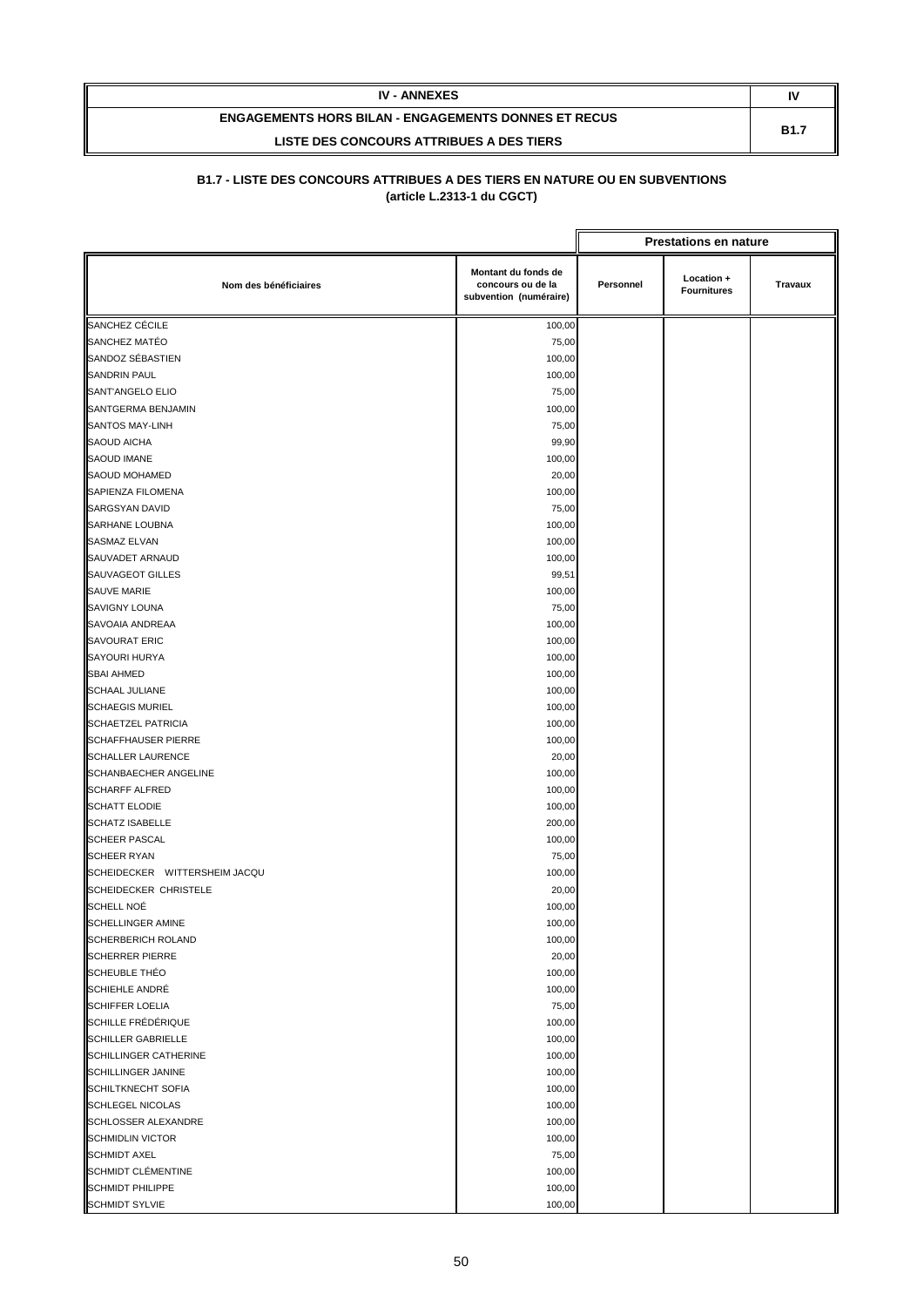| IV - ANNEXES | IV |
|---|---|
| ENGAGEMENTS HORS BILAN - ENGAGEMENTS DONNES ET RECUS<br>LISTE DES CONCOURS ATTRIBUES A DES TIERS | B1.7 |

### B1.7 - LISTE DES CONCOURS ATTRIBUES A DES TIERS EN NATURE OU EN SUBVENTIONS
### (article L.2313-1 du CGCT)

| | | Prestations en nature | | |
|---|---|---|---|---|
| Nom des bénéficiaires | Montant du fonds de concours ou de la subvention (numéraire) | Personnel | Location + Fournitures | Travaux |
| SANCHEZ CÉCILE | 100,00 | | | |
| SANCHEZ MATÉO | 75,00 | | | |
| SANDOZ SÉBASTIEN | 100,00 | | | |
| SANDRIN PAUL | 100,00 | | | |
| SANT'ANGELO ELIO | 75,00 | | | |
| SANTGERMA BENJAMIN | 100,00 | | | |
| SANTOS MAY-LINH | 75,00 | | | |
| SAOUD AICHA | 99,90 | | | |
| SAOUD IMANE | 100,00 | | | |
| SAOUD MOHAMED | 20,00 | | | |
| SAPIENZA FILOMENA | 100,00 | | | |
| SARGSYAN DAVID | 75,00 | | | |
| SARHANE LOUBNA | 100,00 | | | |
| SASMAZ ELVAN | 100,00 | | | |
| SAUVADET ARNAUD | 100,00 | | | |
| SAUVAGEOT GILLES | 99,51 | | | |
| SAUVE MARIE | 100,00 | | | |
| SAVIGNY LOUNA | 75,00 | | | |
| SAVOAIA ANDREAA | 100,00 | | | |
| SAVOURAT ERIC | 100,00 | | | |
| SAYOURI HURYA | 100,00 | | | |
| SBAI AHMED | 100,00 | | | |
| SCHAAL JULIANE | 100,00 | | | |
| SCHAEGIS MURIEL | 100,00 | | | |
| SCHAETZEL PATRICIA | 100,00 | | | |
| SCHAFFHAUSER PIERRE | 100,00 | | | |
| SCHALLER LAURENCE | 20,00 | | | |
| SCHANBAECHER ANGELINE | 100,00 | | | |
| SCHARFF ALFRED | 100,00 | | | |
| SCHATT ELODIE | 100,00 | | | |
| SCHATZ ISABELLE | 200,00 | | | |
| SCHEER PASCAL | 100,00 | | | |
| SCHEER RYAN | 75,00 | | | |
| SCHEIDECKER WITTERSHEIM JACQU | 100,00 | | | |
| SCHEIDECKER CHRISTELE | 20,00 | | | |
| SCHELL NOÉ | 100,00 | | | |
| SCHELLINGER AMINE | 100,00 | | | |
| SCHERBERICH ROLAND | 100,00 | | | |
| SCHERRER PIERRE | 20,00 | | | |
| SCHEUBLE THÉO | 100,00 | | | |
| SCHIEHLE ANDRÉ | 100,00 | | | |
| SCHIFFER LOELIA | 75,00 | | | |
| SCHILLE FRÉDÉRIQUE | 100,00 | | | |
| SCHILLER GABRIELLE | 100,00 | | | |
| SCHILLINGER CATHERINE | 100,00 | | | |
| SCHILLINGER JANINE | 100,00 | | | |
| SCHILTKNECHT SOFIA | 100,00 | | | |
| SCHLEGEL NICOLAS | 100,00 | | | |
| SCHLOSSER ALEXANDRE | 100,00 | | | |
| SCHMIDLIN VICTOR | 100,00 | | | |
| SCHMIDT AXEL | 75,00 | | | |
| SCHMIDT CLÉMENTINE | 100,00 | | | |
| SCHMIDT PHILIPPE | 100,00 | | | |
| SCHMIDT SYLVIE | 100,00 | | | |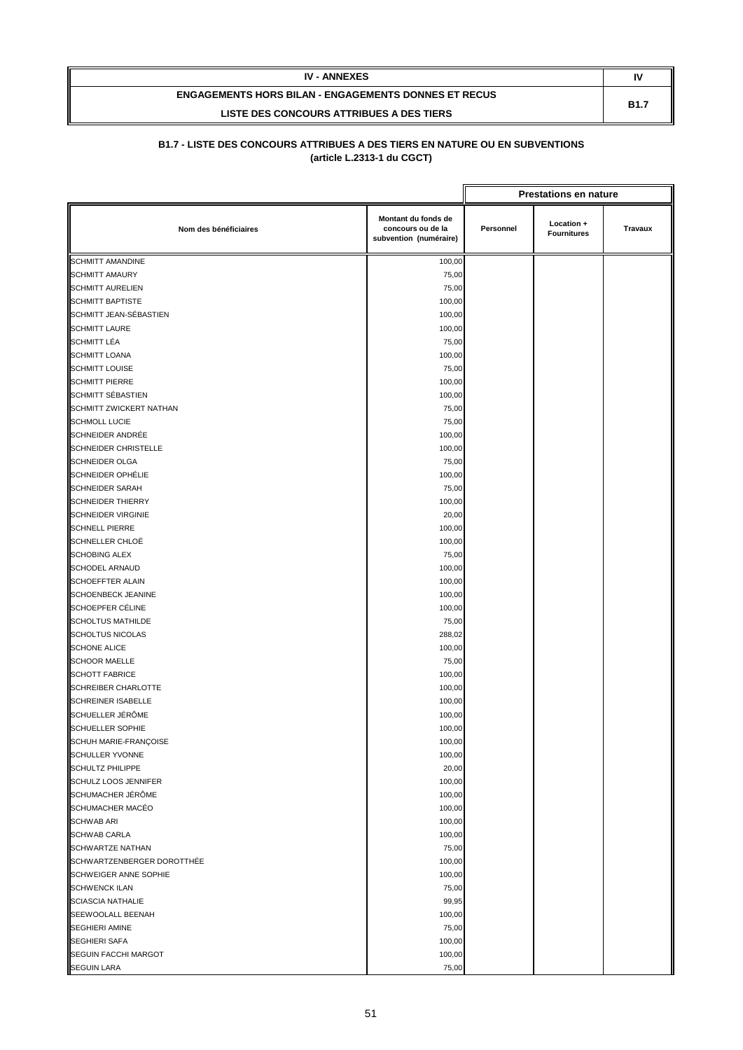| IV - ANNEXES | IV |
|---|---|
| ENGAGEMENTS HORS BILAN - ENGAGEMENTS DONNES ET RECUS<br>LISTE DES CONCOURS ATTRIBUES A DES TIERS | B1.7 |

**B1.7 - LISTE DES CONCOURS ATTRIBUES A DES TIERS EN NATURE OU EN SUBVENTIONS (article L.2313-1 du CGCT)**

| | | Prestations en nature | | |
|---|---|---|---|---|
| Nom des bénéficiaires | Montant du fonds de concours ou de la subvention (numéraire) | Personnel | Location + Fournitures | Travaux |
| SCHMITT AMANDINE | 100,00 | | | |
| SCHMITT AMAURY | 75,00 | | | |
| SCHMITT AURELIEN | 75,00 | | | |
| SCHMITT BAPTISTE | 100,00 | | | |
| SCHMITT JEAN-SÉBASTIEN | 100,00 | | | |
| SCHMITT LAURE | 100,00 | | | |
| SCHMITT LÉA | 75,00 | | | |
| SCHMITT LOANA | 100,00 | | | |
| SCHMITT LOUISE | 75,00 | | | |
| SCHMITT PIERRE | 100,00 | | | |
| SCHMITT SÉBASTIEN | 100,00 | | | |
| SCHMITT ZWICKERT NATHAN | 75,00 | | | |
| SCHMOLL LUCIE | 75,00 | | | |
| SCHNEIDER ANDRÉE | 100,00 | | | |
| SCHNEIDER CHRISTELLE | 100,00 | | | |
| SCHNEIDER OLGA | 75,00 | | | |
| SCHNEIDER OPHÉLIE | 100,00 | | | |
| SCHNEIDER SARAH | 75,00 | | | |
| SCHNEIDER THIERRY | 100,00 | | | |
| SCHNEIDER VIRGINIE | 20,00 | | | |
| SCHNELL PIERRE | 100,00 | | | |
| SCHNELLER CHLOË | 100,00 | | | |
| SCHOBING ALEX | 75,00 | | | |
| SCHODEL ARNAUD | 100,00 | | | |
| SCHOEFFTER ALAIN | 100,00 | | | |
| SCHOENBECK JEANINE | 100,00 | | | |
| SCHOEPFER CÉLINE | 100,00 | | | |
| SCHOLTUS MATHILDE | 75,00 | | | |
| SCHOLTUS NICOLAS | 288,02 | | | |
| SCHONE ALICE | 100,00 | | | |
| SCHOOR MAELLE | 75,00 | | | |
| SCHOTT FABRICE | 100,00 | | | |
| SCHREIBER CHARLOTTE | 100,00 | | | |
| SCHREINER ISABELLE | 100,00 | | | |
| SCHUELLER JÉRÔME | 100,00 | | | |
| SCHUELLER SOPHIE | 100,00 | | | |
| SCHUH MARIE-FRANÇOISE | 100,00 | | | |
| SCHULLER YVONNE | 100,00 | | | |
| SCHULTZ PHILIPPE | 20,00 | | | |
| SCHULZ LOOS JENNIFER | 100,00 | | | |
| SCHUMACHER JÉRÔME | 100,00 | | | |
| SCHUMACHER MACÉO | 100,00 | | | |
| SCHWAB ARI | 100,00 | | | |
| SCHWAB CARLA | 100,00 | | | |
| SCHWARTZE NATHAN | 75,00 | | | |
| SCHWARTZENBERGER DOROTTHÉE | 100,00 | | | |
| SCHWEIGER ANNE SOPHIE | 100,00 | | | |
| SCHWENCK ILAN | 75,00 | | | |
| SCIASCIA NATHALIE | 99,95 | | | |
| SEEWOOLALL BEENAH | 100,00 | | | |
| SEGHIERI AMINE | 75,00 | | | |
| SEGHIERI SAFA | 100,00 | | | |
| SEGUIN FACCHI MARGOT | 100,00 | | | |
| SEGUIN LARA | 75,00 | | | |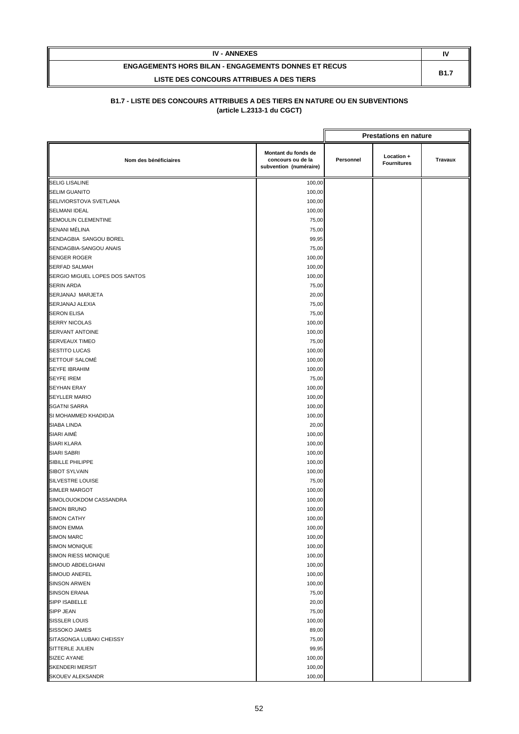| IV - ANNEXES | IV |
|---|---|
| ENGAGEMENTS HORS BILAN - ENGAGEMENTS DONNES ET RECUS<br>LISTE DES CONCOURS ATTRIBUES A DES TIERS | B1.7 |

## B1.7 - LISTE DES CONCOURS ATTRIBUES A DES TIERS EN NATURE OU EN SUBVENTIONS (article L.2313-1 du CGCT)

| | | Prestations en nature | | |
|---|---|---|---|---|
| **Nom des bénéficiaires** | **Montant du fonds de concours ou de la subvention (numéraire)** | **Personnel** | **Location + Fournitures** | **Travaux** |
| SELIG LISALINE | 100,00 | | | |
| SELIM GUANITO | 100,00 | | | |
| SELIVIORSTOVA SVETLANA | 100,00 | | | |
| SELMANI IDEAL | 100,00 | | | |
| SEMOULIN CLEMENTINE | 75,00 | | | |
| SENANI MÉLINA | 75,00 | | | |
| SENDAGBIA SANGOU BOREL | 99,95 | | | |
| SENDAGBIA-SANGOU ANAIS | 75,00 | | | |
| SENGER ROGER | 100,00 | | | |
| SERFAD SALMAH | 100,00 | | | |
| SERGIO MIGUEL LOPES DOS SANTOS | 100,00 | | | |
| SERIN ARDA | 75,00 | | | |
| SERJANAJ MARJETA | 20,00 | | | |
| SERJANAJ ALEXIA | 75,00 | | | |
| SERON ELISA | 75,00 | | | |
| SERRY NICOLAS | 100,00 | | | |
| SERVANT ANTOINE | 100,00 | | | |
| SERVEAUX TIMEO | 75,00 | | | |
| SESTITO LUCAS | 100,00 | | | |
| SETTOUF SALOMÉ | 100,00 | | | |
| SEYFE IBRAHIM | 100,00 | | | |
| SEYFE IREM | 75,00 | | | |
| SEYHAN ERAY | 100,00 | | | |
| SEYLLER MARIO | 100,00 | | | |
| SGATNI SARRA | 100,00 | | | |
| SI MOHAMMED KHADIDJA | 100,00 | | | |
| SIABA LINDA | 20,00 | | | |
| SIARI AIMÉ | 100,00 | | | |
| SIARI KLARA | 100,00 | | | |
| SIARI SABRI | 100,00 | | | |
| SIBILLE PHILIPPE | 100,00 | | | |
| SIBOT SYLVAIN | 100,00 | | | |
| SILVESTRE LOUISE | 75,00 | | | |
| SIMLER MARGOT | 100,00 | | | |
| SIMOLOUOKDOM CASSANDRA | 100,00 | | | |
| SIMON BRUNO | 100,00 | | | |
| SIMON CATHY | 100,00 | | | |
| SIMON EMMA | 100,00 | | | |
| SIMON MARC | 100,00 | | | |
| SIMON MONIQUE | 100,00 | | | |
| SIMON RIESS MONIQUE | 100,00 | | | |
| SIMOUD ABDELGHANI | 100,00 | | | |
| SIMOUD ANEFEL | 100,00 | | | |
| SINSON ARWEN | 100,00 | | | |
| SINSON ERANA | 75,00 | | | |
| SIPP ISABELLE | 20,00 | | | |
| SIPP JEAN | 75,00 | | | |
| SISSLER LOUIS | 100,00 | | | |
| SISSOKO JAMES | 89,00 | | | |
| SITASONGA LUBAKI CHEISSY | 75,00 | | | |
| SITTERLE JULIEN | 99,95 | | | |
| SIZEC AYANE | 100,00 | | | |
| SKENDERI MERSIT | 100,00 | | | |
| SKOUEV ALEKSANDR | 100,00 | | | |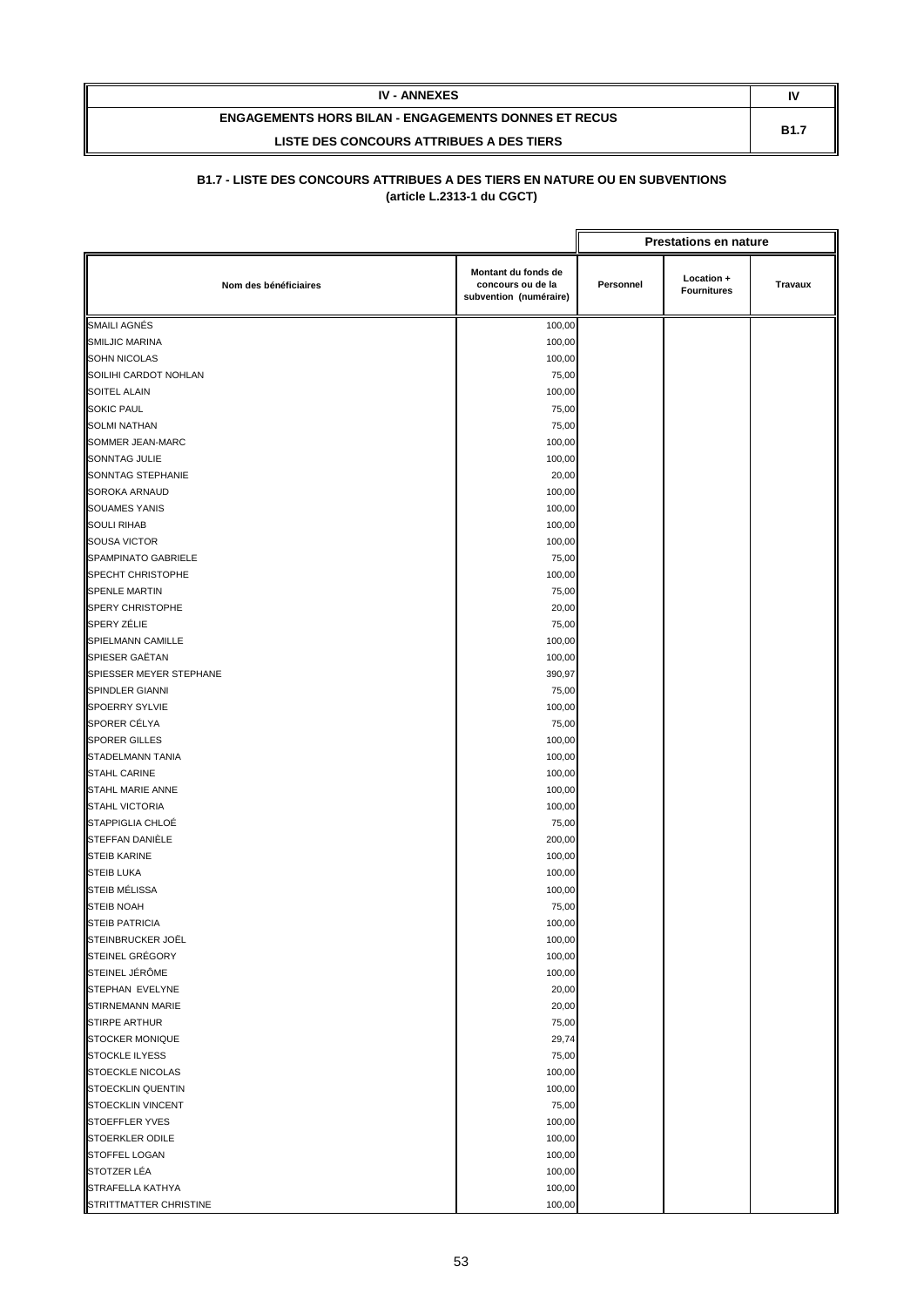| IV - ANNEXES | IV |
|---|---|
| ENGAGEMENTS HORS BILAN - ENGAGEMENTS DONNES ET RECUS<br>LISTE DES CONCOURS ATTRIBUES A DES TIERS | B1.7 |

**B1.7 - LISTE DES CONCOURS ATTRIBUES A DES TIERS EN NATURE OU EN SUBVENTIONS**
**(article L.2313-1 du CGCT)**

| | | Prestations en nature | | |
|---|---|---|---|---|
| Nom des bénéficiaires | Montant du fonds de concours ou de la subvention (numéraire) | Personnel | Location + Fournitures | Travaux |
| SMAILI AGNÈS | 100,00 | | | |
| SMILJIC MARINA | 100,00 | | | |
| SOHN NICOLAS | 100,00 | | | |
| SOILIHI CARDOT NOHLAN | 75,00 | | | |
| SOITEL ALAIN | 100,00 | | | |
| SOKIC PAUL | 75,00 | | | |
| SOLMI NATHAN | 75,00 | | | |
| SOMMER JEAN-MARC | 100,00 | | | |
| SONNTAG JULIE | 100,00 | | | |
| SONNTAG STEPHANIE | 20,00 | | | |
| SOROKA ARNAUD | 100,00 | | | |
| SOUAMES YANIS | 100,00 | | | |
| SOULI RIHAB | 100,00 | | | |
| SOUSA VICTOR | 100,00 | | | |
| SPAMPINATO GABRIELE | 75,00 | | | |
| SPECHT CHRISTOPHE | 100,00 | | | |
| SPENLE MARTIN | 75,00 | | | |
| SPERY CHRISTOPHE | 20,00 | | | |
| SPERY ZÉLIE | 75,00 | | | |
| SPIELMANN CAMILLE | 100,00 | | | |
| SPIESER GAËTAN | 100,00 | | | |
| SPIESSER MEYER STEPHANE | 390,97 | | | |
| SPINDLER GIANNI | 75,00 | | | |
| SPOERRY SYLVIE | 100,00 | | | |
| SPORER CÉLYA | 75,00 | | | |
| SPORER GILLES | 100,00 | | | |
| STADELMANN TANIA | 100,00 | | | |
| STAHL CARINE | 100,00 | | | |
| STAHL MARIE ANNE | 100,00 | | | |
| STAHL VICTORIA | 100,00 | | | |
| STAPPIGLIA CHLOÉ | 75,00 | | | |
| STEFFAN DANIÈLE | 200,00 | | | |
| STEIB KARINE | 100,00 | | | |
| STEIB LUKA | 100,00 | | | |
| STEIB MÉLISSA | 100,00 | | | |
| STEIB NOAH | 75,00 | | | |
| STEIB PATRICIA | 100,00 | | | |
| STEINBRUCKER JOËL | 100,00 | | | |
| STEINEL GRÉGORY | 100,00 | | | |
| STEINEL JÉRÔME | 100,00 | | | |
| STEPHAN EVELYNE | 20,00 | | | |
| STIRNEMANN MARIE | 20,00 | | | |
| STIRPE ARTHUR | 75,00 | | | |
| STOCKER MONIQUE | 29,74 | | | |
| STOCKLE ILYESS | 75,00 | | | |
| STOECKLE NICOLAS | 100,00 | | | |
| STOECKLIN QUENTIN | 100,00 | | | |
| STOECKLIN VINCENT | 75,00 | | | |
| STOEFFLER YVES | 100,00 | | | |
| STOERKLER ODILE | 100,00 | | | |
| STOFFEL LOGAN | 100,00 | | | |
| STOTZER LÉA | 100,00 | | | |
| STRAFELLA KATHYA | 100,00 | | | |
| STRITTMATTER CHRISTINE | 100,00 | | | |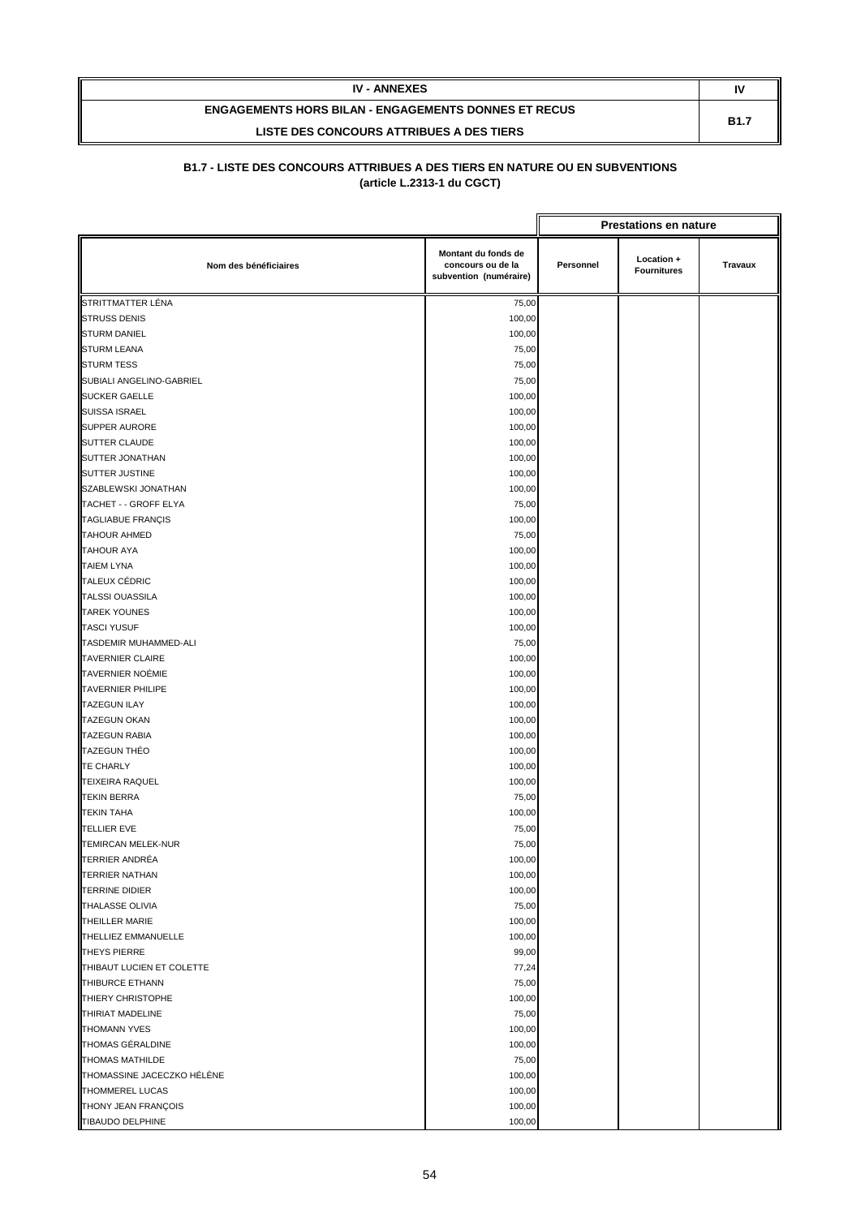| IV - ANNEXES | IV |
|---|---|
| ENGAGEMENTS HORS BILAN - ENGAGEMENTS DONNES ET RECUS<br>LISTE DES CONCOURS ATTRIBUES A DES TIERS | B1.7 |

**B1.7 - LISTE DES CONCOURS ATTRIBUES A DES TIERS EN NATURE OU EN SUBVENTIONS**
**(article L.2313-1 du CGCT)**

| | | Prestations en nature | | |
|---|---|---|---|---|
| Nom des bénéficiaires | Montant du fonds de concours ou de la subvention (numéraire) | Personnel | Location + Fournitures | Travaux |
| STRITTMATTER LÉNA | 75,00 | | | |
| STRUSS DENIS | 100,00 | | | |
| STURM DANIEL | 100,00 | | | |
| STURM LEANA | 75,00 | | | |
| STURM TESS | 75,00 | | | |
| SUBIALI ANGELINO-GABRIEL | 75,00 | | | |
| SUCKER GAELLE | 100,00 | | | |
| SUISSA ISRAEL | 100,00 | | | |
| SUPPER AURORE | 100,00 | | | |
| SUTTER CLAUDE | 100,00 | | | |
| SUTTER JONATHAN | 100,00 | | | |
| SUTTER JUSTINE | 100,00 | | | |
| SZABLEWSKI JONATHAN | 100,00 | | | |
| TACHET - - GROFF ELYA | 75,00 | | | |
| TAGLIABUE FRANÇIS | 100,00 | | | |
| TAHOUR AHMED | 75,00 | | | |
| TAHOUR AYA | 100,00 | | | |
| TAIEM LYNA | 100,00 | | | |
| TALEUX CÉDRIC | 100,00 | | | |
| TALSSI OUASSILA | 100,00 | | | |
| TAREK YOUNES | 100,00 | | | |
| TASCI YUSUF | 100,00 | | | |
| TASDEMIR MUHAMMED-ALI | 75,00 | | | |
| TAVERNIER CLAIRE | 100,00 | | | |
| TAVERNIER NOÉMIE | 100,00 | | | |
| TAVERNIER PHILIPE | 100,00 | | | |
| TAZEGUN ILAY | 100,00 | | | |
| TAZEGUN OKAN | 100,00 | | | |
| TAZEGUN RABIA | 100,00 | | | |
| TAZEGUN THÉO | 100,00 | | | |
| TE CHARLY | 100,00 | | | |
| TEIXEIRA RAQUEL | 100,00 | | | |
| TEKIN BERRA | 75,00 | | | |
| TEKIN TAHA | 100,00 | | | |
| TELLIER EVE | 75,00 | | | |
| TEMIRCAN MELEK-NUR | 75,00 | | | |
| TERRIER ANDRÉA | 100,00 | | | |
| TERRIER NATHAN | 100,00 | | | |
| TERRINE DIDIER | 100,00 | | | |
| THALASSE OLIVIA | 75,00 | | | |
| THEILLER MARIE | 100,00 | | | |
| THELLIEZ EMMANUELLE | 100,00 | | | |
| THEYS PIERRE | 99,00 | | | |
| THIBAUT LUCIEN ET COLETTE | 77,24 | | | |
| THIBURCE ETHANN | 75,00 | | | |
| THIERY CHRISTOPHE | 100,00 | | | |
| THIRIAT MADELINE | 75,00 | | | |
| THOMANN YVES | 100,00 | | | |
| THOMAS GÉRALDINE | 100,00 | | | |
| THOMAS MATHILDE | 75,00 | | | |
| THOMASSINE JACECZKO HÉLÈNE | 100,00 | | | |
| THOMMEREL LUCAS | 100,00 | | | |
| THONY JEAN FRANÇOIS | 100,00 | | | |
| TIBAUDO DELPHINE | 100,00 | | | |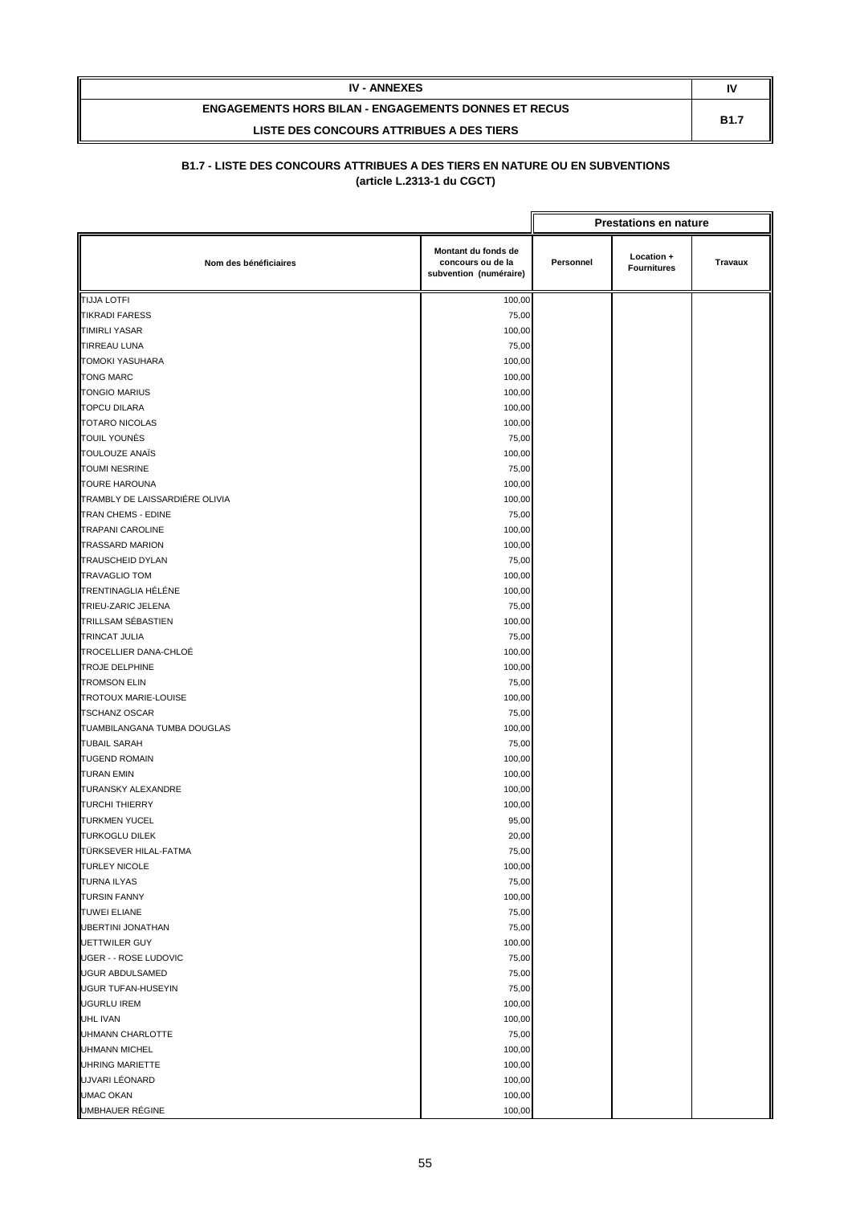| IV - ANNEXES | IV |
|---|---|
| ENGAGEMENTS HORS BILAN - ENGAGEMENTS DONNES ET RECUS<br>LISTE DES CONCOURS ATTRIBUES A DES TIERS | B1.7 |

**B1.7 - LISTE DES CONCOURS ATTRIBUES A DES TIERS EN NATURE OU EN SUBVENTIONS**
**(article L.2313-1 du CGCT)**

| | | Prestations en nature | | |
|---|---|---|---|---|
| Nom des bénéficiaires | Montant du fonds de concours ou de la subvention (numéraire) | Personnel | Location + Fournitures | Travaux |
| TIJJA LOTFI | 100,00 | | | |
| TIKRADI FARESS | 75,00 | | | |
| TIMIRLI YASAR | 100,00 | | | |
| TIRREAU LUNA | 75,00 | | | |
| TOMOKI YASUHARA | 100,00 | | | |
| TONG MARC | 100,00 | | | |
| TONGIO MARIUS | 100,00 | | | |
| TOPCU DILARA | 100,00 | | | |
| TOTARO NICOLAS | 100,00 | | | |
| TOUIL YOUNÈS | 75,00 | | | |
| TOULOUZE ANAÏS | 100,00 | | | |
| TOUMI NESRINE | 75,00 | | | |
| TOURE HAROUNA | 100,00 | | | |
| TRAMBLY DE LAISSARDIÉRE OLIVIA | 100,00 | | | |
| TRAN CHEMS - EDINE | 75,00 | | | |
| TRAPANI CAROLINE | 100,00 | | | |
| TRASSARD MARION | 100,00 | | | |
| TRAUSCHEID DYLAN | 75,00 | | | |
| TRAVAGLIO TOM | 100,00 | | | |
| TRENTINAGLIA HÉLÉNE | 100,00 | | | |
| TRIEU-ZARIC JELENA | 75,00 | | | |
| TRILLSAM SÉBASTIEN | 100,00 | | | |
| TRINCAT JULIA | 75,00 | | | |
| TROCELLIER DANA-CHLOÉ | 100,00 | | | |
| TROJE DELPHINE | 100,00 | | | |
| TROMSON ELIN | 75,00 | | | |
| TROTOUX MARIE-LOUISE | 100,00 | | | |
| TSCHANZ OSCAR | 75,00 | | | |
| TUAMBILANGANA TUMBA DOUGLAS | 100,00 | | | |
| TUBAIL SARAH | 75,00 | | | |
| TUGEND ROMAIN | 100,00 | | | |
| TURAN EMIN | 100,00 | | | |
| TURANSKY ALEXANDRE | 100,00 | | | |
| TURCHI THIERRY | 100,00 | | | |
| TURKMEN YUCEL | 95,00 | | | |
| TURKOGLU DILEK | 20,00 | | | |
| TÜRKSEVER HILAL-FATMA | 75,00 | | | |
| TURLEY NICOLE | 100,00 | | | |
| TURNA ILYAS | 75,00 | | | |
| TURSIN FANNY | 100,00 | | | |
| TUWEI ELIANE | 75,00 | | | |
| UBERTINI JONATHAN | 75,00 | | | |
| UETTWILER GUY | 100,00 | | | |
| UGER - - ROSE LUDOVIC | 75,00 | | | |
| UGUR ABDULSAMED | 75,00 | | | |
| UGUR TUFAN-HUSEYIN | 75,00 | | | |
| UGURLU IREM | 100,00 | | | |
| UHL IVAN | 100,00 | | | |
| UHMANN CHARLOTTE | 75,00 | | | |
| UHMANN MICHEL | 100,00 | | | |
| UHRING MARIETTE | 100,00 | | | |
| UJVARI LÉONARD | 100,00 | | | |
| UMAC OKAN | 100,00 | | | |
| UMBHAUER RÉGINE | 100,00 | | | |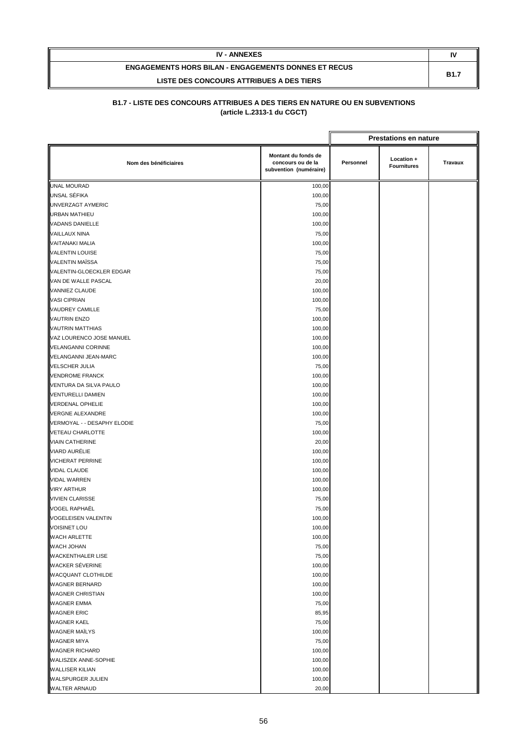| IV - ANNEXES | IV |
| --- | --- |
| ENGAGEMENTS HORS BILAN - ENGAGEMENTS DONNES ET RECUS<br>LISTE DES CONCOURS ATTRIBUES A DES TIERS | B1.7 |

## B1.7 - LISTE DES CONCOURS ATTRIBUES A DES TIERS EN NATURE OU EN SUBVENTIONS (article L.2313-1 du CGCT)

| | | Prestations en nature | | |
| --- | --- | --- | --- | --- |
| Nom des bénéficiaires | Montant du fonds de concours ou de la subvention (numéraire) | Personnel | Location + Fournitures | Travaux |
| UNAL MOURAD | 100,00 | | | |
| UNSAL SÉFIKA | 100,00 | | | |
| UNVERZAGT AYMERIC | 75,00 | | | |
| URBAN MATHIEU | 100,00 | | | |
| VADANS DANIELLE | 100,00 | | | |
| VAILLAUX NINA | 75,00 | | | |
| VAITANAKI MALIA | 100,00 | | | |
| VALENTIN LOUISE | 75,00 | | | |
| VALENTIN MAÏSSA | 75,00 | | | |
| VALENTIN-GLOECKLER EDGAR | 75,00 | | | |
| VAN DE WALLE PASCAL | 20,00 | | | |
| VANNIEZ CLAUDE | 100,00 | | | |
| VASI CIPRIAN | 100,00 | | | |
| VAUDREY CAMILLE | 75,00 | | | |
| VAUTRIN ENZO | 100,00 | | | |
| VAUTRIN MATTHIAS | 100,00 | | | |
| VAZ LOURENCO JOSE MANUEL | 100,00 | | | |
| VELANGANNI CORINNE | 100,00 | | | |
| VELANGANNI JEAN-MARC | 100,00 | | | |
| VELSCHER JULIA | 75,00 | | | |
| VENDROME FRANCK | 100,00 | | | |
| VENTURA DA SILVA PAULO | 100,00 | | | |
| VENTURELLI DAMIEN | 100,00 | | | |
| VERDENAL OPHELIE | 100,00 | | | |
| VERGNE ALEXANDRE | 100,00 | | | |
| VERMOYAL - - DESAPHY ELODIE | 75,00 | | | |
| VETEAU CHARLOTTE | 100,00 | | | |
| VIAIN CATHERINE | 20,00 | | | |
| VIARD AURÉLIE | 100,00 | | | |
| VICHERAT PERRINE | 100,00 | | | |
| VIDAL CLAUDE | 100,00 | | | |
| VIDAL WARREN | 100,00 | | | |
| VIRY ARTHUR | 100,00 | | | |
| VIVIEN CLARISSE | 75,00 | | | |
| VOGEL RAPHAËL | 75,00 | | | |
| VOGELEISEN VALENTIN | 100,00 | | | |
| VOISINET LOU | 100,00 | | | |
| WACH ARLETTE | 100,00 | | | |
| WACH JOHAN | 75,00 | | | |
| WACKENTHALER LISE | 75,00 | | | |
| WACKER SÉVERINE | 100,00 | | | |
| WACQUANT CLOTHILDE | 100,00 | | | |
| WAGNER BERNARD | 100,00 | | | |
| WAGNER CHRISTIAN | 100,00 | | | |
| WAGNER EMMA | 75,00 | | | |
| WAGNER ERIC | 85,95 | | | |
| WAGNER KAEL | 75,00 | | | |
| WAGNER MAÏLYS | 100,00 | | | |
| WAGNER MIYA | 75,00 | | | |
| WAGNER RICHARD | 100,00 | | | |
| WALISZEK ANNE-SOPHIE | 100,00 | | | |
| WALLISER KILIAN | 100,00 | | | |
| WALSPURGER JULIEN | 100,00 | | | |
| WALTER ARNAUD | 20,00 | | | |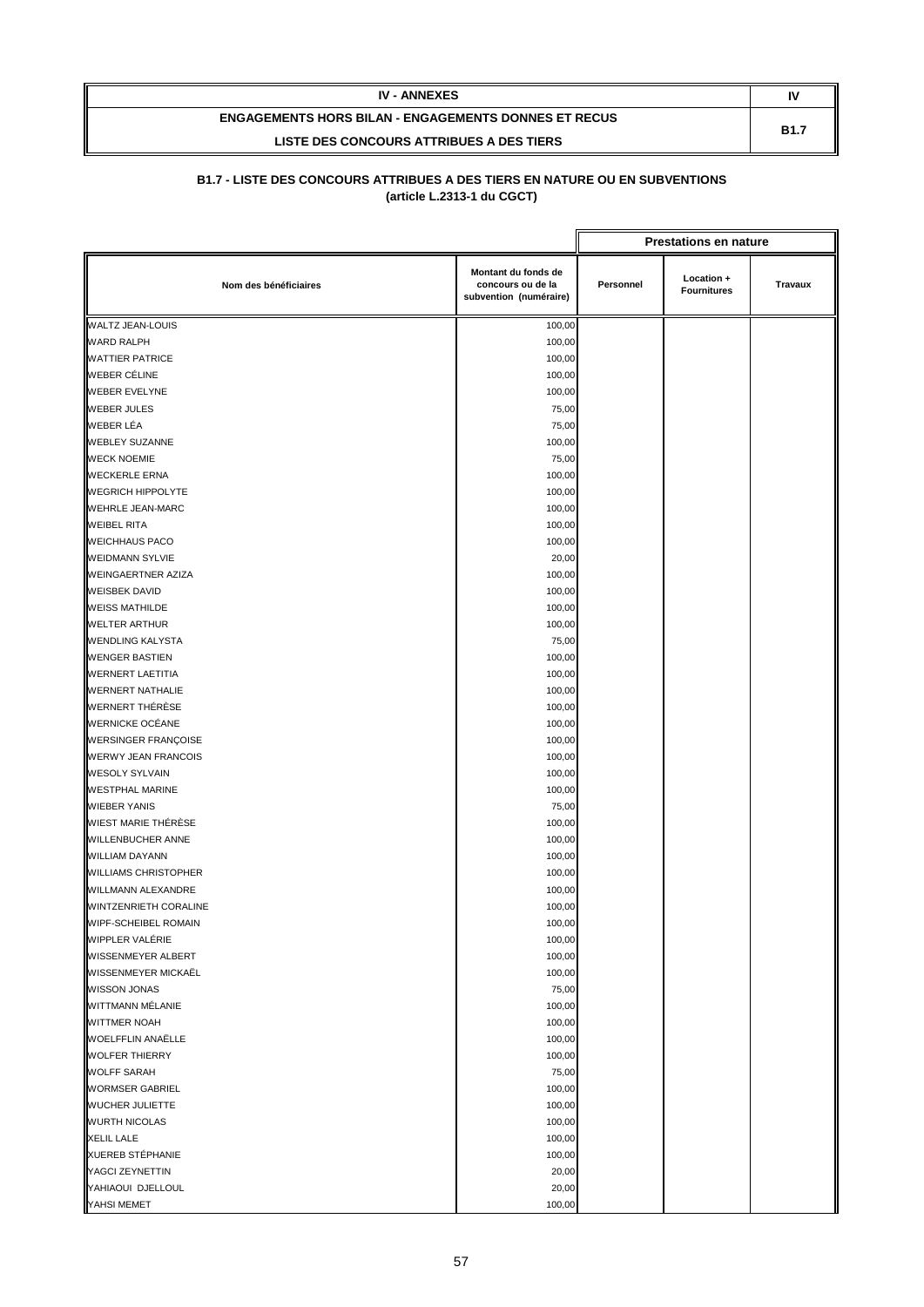| IV - ANNEXES | IV |
|---|---|
| ENGAGEMENTS HORS BILAN - ENGAGEMENTS DONNES ET RECUS<br>LISTE DES CONCOURS ATTRIBUES A DES TIERS | B1.7 |

### B1.7 - LISTE DES CONCOURS ATTRIBUES A DES TIERS EN NATURE OU EN SUBVENTIONS
### (article L.2313-1 du CGCT)

| | | Prestations en nature | | |
|---|---|---|---|---|
| **Nom des bénéficiaires** | **Montant du fonds de concours ou de la subvention (numéraire)** | **Personnel** | **Location + Fournitures** | **Travaux** |
| WALTZ JEAN-LOUIS | 100,00 | | | |
| WARD RALPH | 100,00 | | | |
| WATTIER PATRICE | 100,00 | | | |
| WEBER CÉLINE | 100,00 | | | |
| WEBER EVELYNE | 100,00 | | | |
| WEBER JULES | 75,00 | | | |
| WEBER LÉA | 75,00 | | | |
| WEBLEY SUZANNE | 100,00 | | | |
| WECK NOEMIE | 75,00 | | | |
| WECKERLE ERNA | 100,00 | | | |
| WEGRICH HIPPOLYTE | 100,00 | | | |
| WEHRLE JEAN-MARC | 100,00 | | | |
| WEIBEL RITA | 100,00 | | | |
| WEICHHAUS PACO | 100,00 | | | |
| WEIDMANN SYLVIE | 20,00 | | | |
| WEINGAERTNER AZIZA | 100,00 | | | |
| WEISBEK DAVID | 100,00 | | | |
| WEISS MATHILDE | 100,00 | | | |
| WELTER ARTHUR | 100,00 | | | |
| WENDLING KALYSTA | 75,00 | | | |
| WENGER BASTIEN | 100,00 | | | |
| WERNERT LAETITIA | 100,00 | | | |
| WERNERT NATHALIE | 100,00 | | | |
| WERNERT THÉRÈSE | 100,00 | | | |
| WERNICKE OCÉANE | 100,00 | | | |
| WERSINGER FRANÇOISE | 100,00 | | | |
| WERWY JEAN FRANCOIS | 100,00 | | | |
| WESOLY SYLVAIN | 100,00 | | | |
| WESTPHAL MARINE | 100,00 | | | |
| WIEBER YANIS | 75,00 | | | |
| WIEST MARIE THÉRÈSE | 100,00 | | | |
| WILLENBUCHER ANNE | 100,00 | | | |
| WILLIAM DAYANN | 100,00 | | | |
| WILLIAMS CHRISTOPHER | 100,00 | | | |
| WILLMANN ALEXANDRE | 100,00 | | | |
| WINTZENRIETH CORALINE | 100,00 | | | |
| WIPF-SCHEIBEL ROMAIN | 100,00 | | | |
| WIPPLER VALÉRIE | 100,00 | | | |
| WISSENMEYER ALBERT | 100,00 | | | |
| WISSENMEYER MICKAËL | 100,00 | | | |
| WISSON JONAS | 75,00 | | | |
| WITTMANN MÉLANIE | 100,00 | | | |
| WITTMER NOAH | 100,00 | | | |
| WOELFFLIN ANAËLLE | 100,00 | | | |
| WOLFER THIERRY | 100,00 | | | |
| WOLFF SARAH | 75,00 | | | |
| WORMSER GABRIEL | 100,00 | | | |
| WUCHER JULIETTE | 100,00 | | | |
| WURTH NICOLAS | 100,00 | | | |
| XELIL LALE | 100,00 | | | |
| XUEREB STÉPHANIE | 100,00 | | | |
| YAGCI ZEYNETTIN | 20,00 | | | |
| YAHIAOUI DJELLOUL | 20,00 | | | |
| YAHSI MEMET | 100,00 | | | |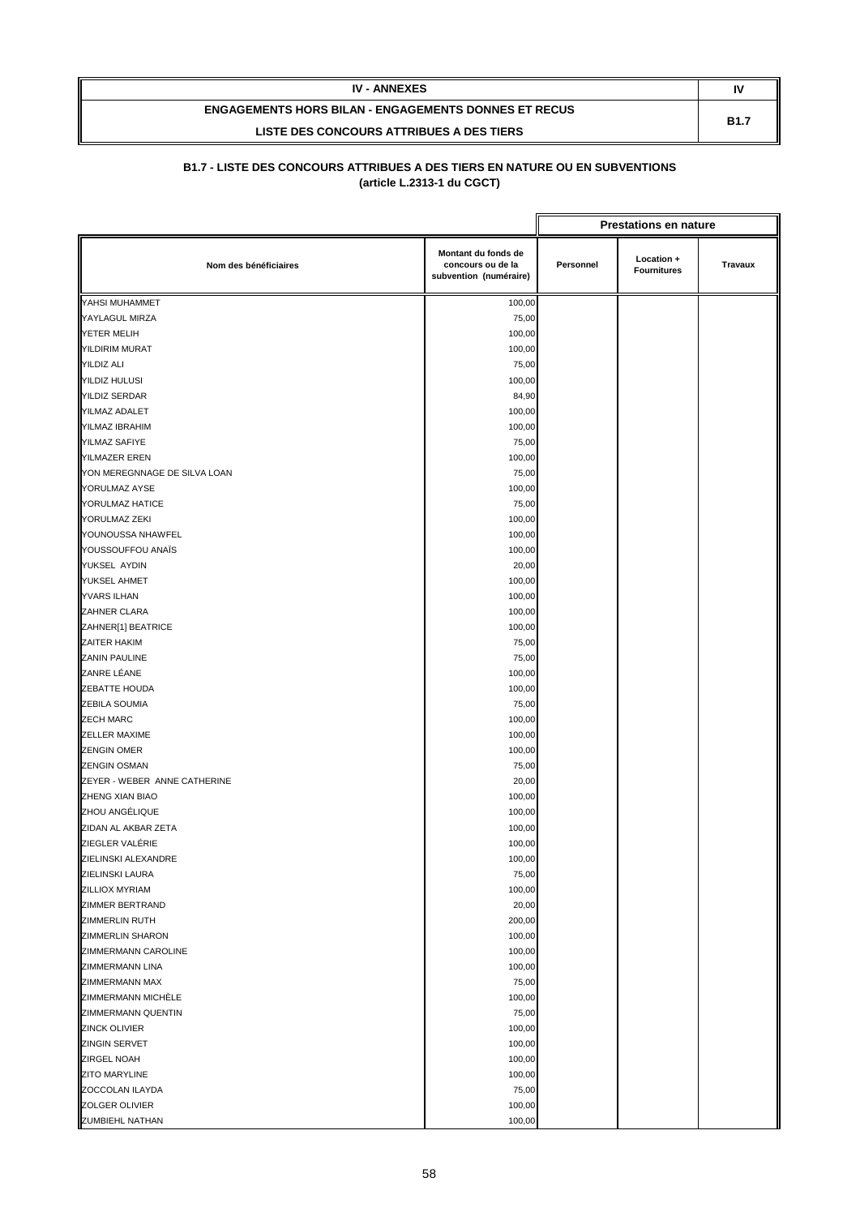| IV - ANNEXES | IV |
|---|---|
| ENGAGEMENTS HORS BILAN - ENGAGEMENTS DONNES ET RECUS<br>LISTE DES CONCOURS ATTRIBUES A DES TIERS | B1.7 |

**B1.7 - LISTE DES CONCOURS ATTRIBUES A DES TIERS EN NATURE OU EN SUBVENTIONS**
**(article L.2313-1 du CGCT)**

| | | Prestations en nature | | |
|---|---|---|---|---|
| Nom des bénéficiaires | Montant du fonds de concours ou de la subvention (numéraire) | Personnel | Location + Fournitures | Travaux |
| YAHSI MUHAMMET | 100,00 | | | |
| YAYLAGUL MIRZA | 75,00 | | | |
| YETER MELIH | 100,00 | | | |
| YILDIRIM MURAT | 100,00 | | | |
| YILDIZ ALI | 75,00 | | | |
| YILDIZ HULUSI | 100,00 | | | |
| YILDIZ SERDAR | 84,90 | | | |
| YILMAZ ADALET | 100,00 | | | |
| YILMAZ IBRAHIM | 100,00 | | | |
| YILMAZ SAFIYE | 75,00 | | | |
| YILMAZER EREN | 100,00 | | | |
| YON MEREGNNAGE DE SILVA LOAN | 75,00 | | | |
| YORULMAZ AYSE | 100,00 | | | |
| YORULMAZ HATICE | 75,00 | | | |
| YORULMAZ ZEKI | 100,00 | | | |
| YOUNOUSSA NHAWFEL | 100,00 | | | |
| YOUSSOUFFOU ANAÏS | 100,00 | | | |
| YUKSEL AYDIN | 20,00 | | | |
| YUKSEL AHMET | 100,00 | | | |
| YVARS ILHAN | 100,00 | | | |
| ZAHNER CLARA | 100,00 | | | |
| ZAHNER[1] BEATRICE | 100,00 | | | |
| ZAITER HAKIM | 75,00 | | | |
| ZANIN PAULINE | 75,00 | | | |
| ZANRE LÉANE | 100,00 | | | |
| ZEBATTE HOUDA | 100,00 | | | |
| ZEBILA SOUMIA | 75,00 | | | |
| ZECH MARC | 100,00 | | | |
| ZELLER MAXIME | 100,00 | | | |
| ZENGIN OMER | 100,00 | | | |
| ZENGIN OSMAN | 75,00 | | | |
| ZEYER - WEBER ANNE CATHERINE | 20,00 | | | |
| ZHENG XIAN BIAO | 100,00 | | | |
| ZHOU ANGÉLIQUE | 100,00 | | | |
| ZIDAN AL AKBAR ZETA | 100,00 | | | |
| ZIEGLER VALÉRIE | 100,00 | | | |
| ZIELINSKI ALEXANDRE | 100,00 | | | |
| ZIELINSKI LAURA | 75,00 | | | |
| ZILLIOX MYRIAM | 100,00 | | | |
| ZIMMER BERTRAND | 20,00 | | | |
| ZIMMERLIN RUTH | 200,00 | | | |
| ZIMMERLIN SHARON | 100,00 | | | |
| ZIMMERMANN CAROLINE | 100,00 | | | |
| ZIMMERMANN LINA | 100,00 | | | |
| ZIMMERMANN MAX | 75,00 | | | |
| ZIMMERMANN MICHÈLE | 100,00 | | | |
| ZIMMERMANN QUENTIN | 75,00 | | | |
| ZINCK OLIVIER | 100,00 | | | |
| ZINGIN SERVET | 100,00 | | | |
| ZIRGEL NOAH | 100,00 | | | |
| ZITO MARYLINE | 100,00 | | | |
| ZOCCOLAN ILAYDA | 75,00 | | | |
| ZOLGER OLIVIER | 100,00 | | | |
| ZUMBIEHL NATHAN | 100,00 | | | |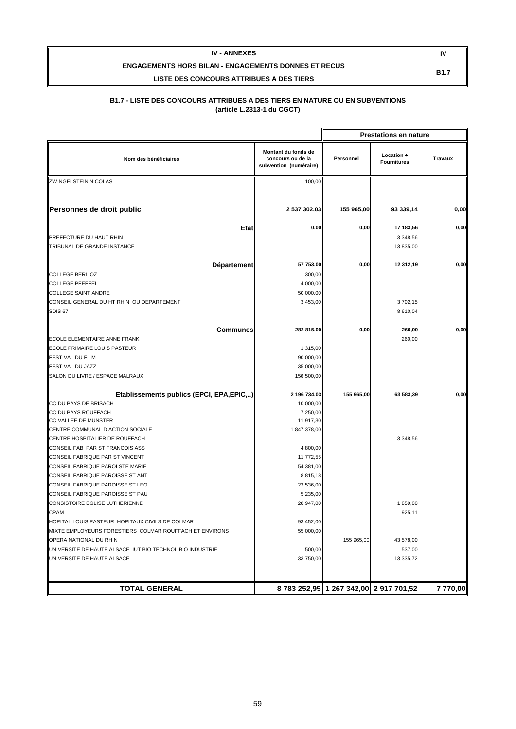| IV - ANNEXES | IV |
|---|---|
| ENGAGEMENTS HORS BILAN - ENGAGEMENTS DONNES ET RECUS<br>LISTE DES CONCOURS ATTRIBUES A DES TIERS | B1.7 |

**B1.7 - LISTE DES CONCOURS ATTRIBUES A DES TIERS EN NATURE OU EN SUBVENTIONS**
**(article L.2313-1 du CGCT)**

| | | Prestations en nature | | |
|---|---|---|---|---|
| **Nom des bénéficiaires** | **Montant du fonds de concours ou de la subvention (numéraire)** | **Personnel** | **Location + Fournitures** | **Travaux** |
| ZWINGELSTEIN NICOLAS | 100,00 | | | |
| **Personnes de droit public** | **2 537 302,03** | **155 965,00** | **93 339,14** | **0,00** |
| **Etat** | **0,00** | **0,00** | **17 183,56** | **0,00** |
| PREFECTURE DU HAUT RHIN | | | 3 348,56 | |
| TRIBUNAL DE GRANDE INSTANCE | | | 13 835,00 | |
| **Département** | **57 753,00** | **0,00** | **12 312,19** | **0,00** |
| COLLEGE BERLIOZ | 300,00 | | | |
| COLLEGE PFEFFEL | 4 000,00 | | | |
| COLLEGE SAINT ANDRE | 50 000,00 | | | |
| CONSEIL GENERAL DU HT RHIN OU DEPARTEMENT | 3 453,00 | | 3 702,15 | |
| SDIS 67 | | | 8 610,04 | |
| **Communes** | **282 815,00** | **0,00** | **260,00** | **0,00** |
| ECOLE ELEMENTAIRE ANNE FRANK | | | 260,00 | |
| ECOLE PRIMAIRE LOUIS PASTEUR | 1 315,00 | | | |
| FESTIVAL DU FILM | 90 000,00 | | | |
| FESTIVAL DU JAZZ | 35 000,00 | | | |
| SALON DU LIVRE / ESPACE MALRAUX | 156 500,00 | | | |
| **Etablissements publics (EPCI, EPA,EPIC,..)** | **2 196 734,03** | **155 965,00** | **63 583,39** | **0,00** |
| CC DU PAYS DE BRISACH | 10 000,00 | | | |
| CC DU PAYS ROUFFACH | 7 250,00 | | | |
| CC VALLEE DE MUNSTER | 11 917,30 | | | |
| CENTRE COMMUNAL D ACTION SOCIALE | 1 847 378,00 | | | |
| CENTRE HOSPITALIER DE ROUFFACH | | | 3 348,56 | |
| CONSEIL FAB PAR ST FRANCOIS ASS | 4 800,00 | | | |
| CONSEIL FABRIQUE PAR ST VINCENT | 11 772,55 | | | |
| CONSEIL FABRIQUE PAROI STE MARIE | 54 381,00 | | | |
| CONSEIL FABRIQUE PAROISSE ST ANT | 8 815,18 | | | |
| CONSEIL FABRIQUE PAROISSE ST LEO | 23 536,00 | | | |
| CONSEIL FABRIQUE PAROISSE ST PAU | 5 235,00 | | | |
| CONSISTOIRE EGLISE LUTHERIENNE | 28 947,00 | | 1 859,00 | |
| CPAM | | | 925,11 | |
| HOPITAL LOUIS PASTEUR HOPITAUX CIVILS DE COLMAR | 93 452,00 | | | |
| MIXTE EMPLOYEURS FORESTIERS COLMAR ROUFFACH ET ENVIRONS | 55 000,00 | | | |
| OPERA NATIONAL DU RHIN | | 155 965,00 | 43 578,00 | |
| UNIVERSITE DE HAUTE ALSACE IUT BIO TECHNOL BIO INDUSTRIE | 500,00 | | 537,00 | |
| UNIVERSITE DE HAUTE ALSACE | 33 750,00 | | 13 335,72 | |
| **TOTAL GENERAL** | **8 783 252,95** | **1 267 342,00** | **2 917 701,52** | **7 770,00** |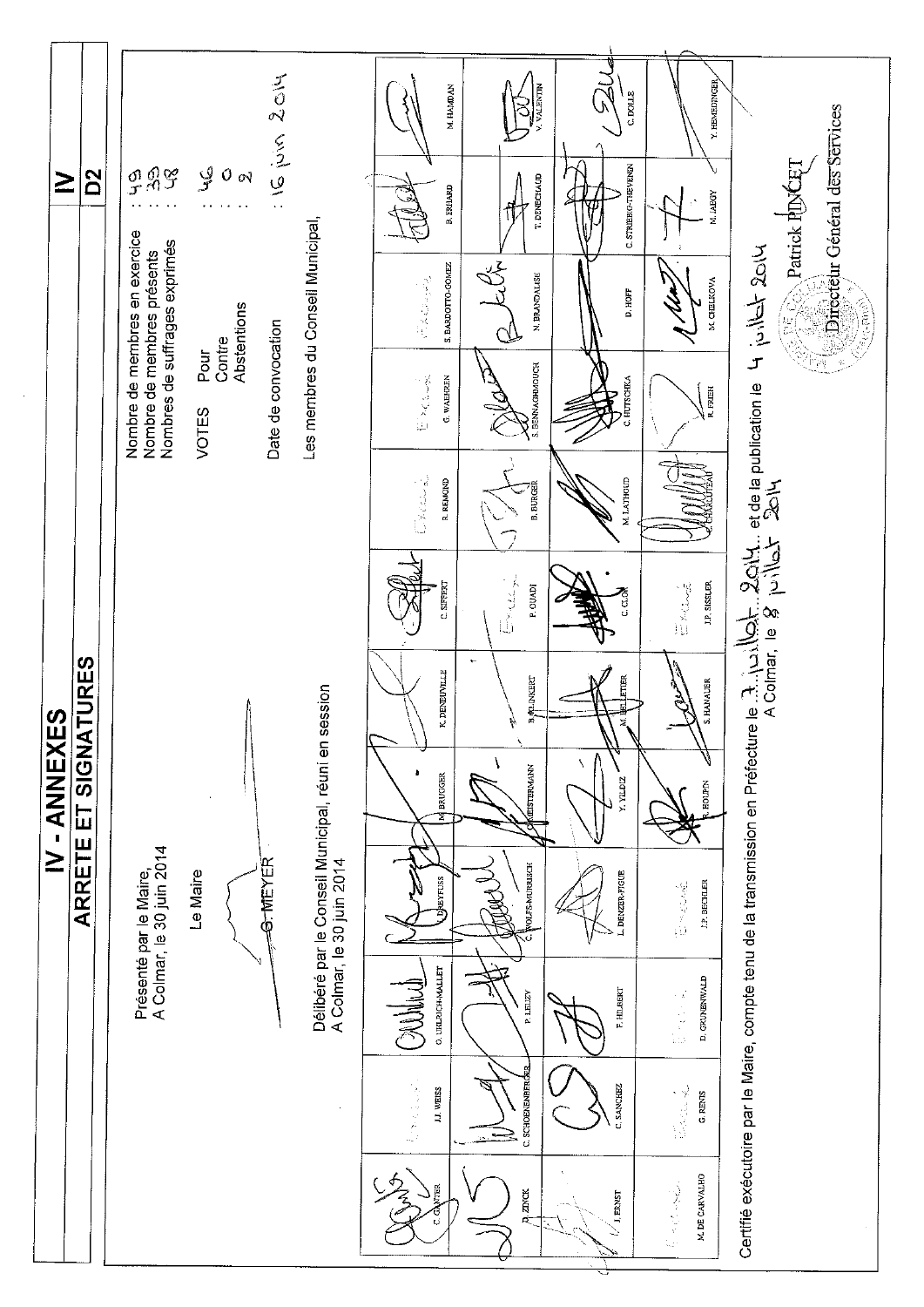# IV - ANNEXES

## ARRETE ET SIGNATURES

IV

D2

Présenté par le Maire,
A Colmar, le 30 juin 2014

Le Maire

G. MEYER

Délibéré par le Conseil Municipal, réuni en session
A Colmar, le 30 juin 2014

Nombre de membres en exercice : 49
Nombre de membres présents : 33
Nombres de suffrages exprimés : 48

VOTES Pour : 46
Contre : 0
Abstentions : 2

Date de convocation : 16 juin 2014

Les membres du Conseil Municipal,

| | | | | | | | | | | |
|---|---|---|---|---|---|---|---|---|---|---|
| C. GANTER | J.J. WEISS | O. UHLRICH-MALLET | DREYFUSS | M. BRUGGER | K. DENEUVILLE | C. SIFFERT | R. REMOND | G. WAEHREN | S. BARDOTTO-GOMEZ | B. ERHARD | M. HAMDAN |
| J. ZINCK | C. SCHOENENBERGER | P. LEUZY | C. WOLFS-MURRISCH | MEISTERMANN | B. KLINKERT | P. OUADI | B. BURGER | S. BENNAGHMOUCH | N. BRANDALISE | T. DENECHAUD | V. VALENTIN |
| J. ERNST | C. SANCHEZ | F. HILBERT | L. DENZER-FIGUE | Y. YILDIZ | M. PELLETIER | C. CLOR | M. LATHOUD | C. HUTSCHKA | D. HOFF | C. STRIEBIG-THEVENIN | C. DOLLE |
| M. DE CARVALHO | G. RENIS | D. GRUNENWALD | J.P. BECHLER | R. HOLPEN | S. HANAUER | J.P. SISSLER | C. CHARLUTEAU | R. FRIEH | M. CHELKOVA | M. JAEGY | Y. HEMEDINGER |

Certifié exécutoire par le Maire, compte tenu de la transmission en Préfecture le 7 juillet 2014 et de la publication le 4 juillet 2014
A Colmar, le 8 juillet 2014

Patrick PINCET
Directeur Général des Services